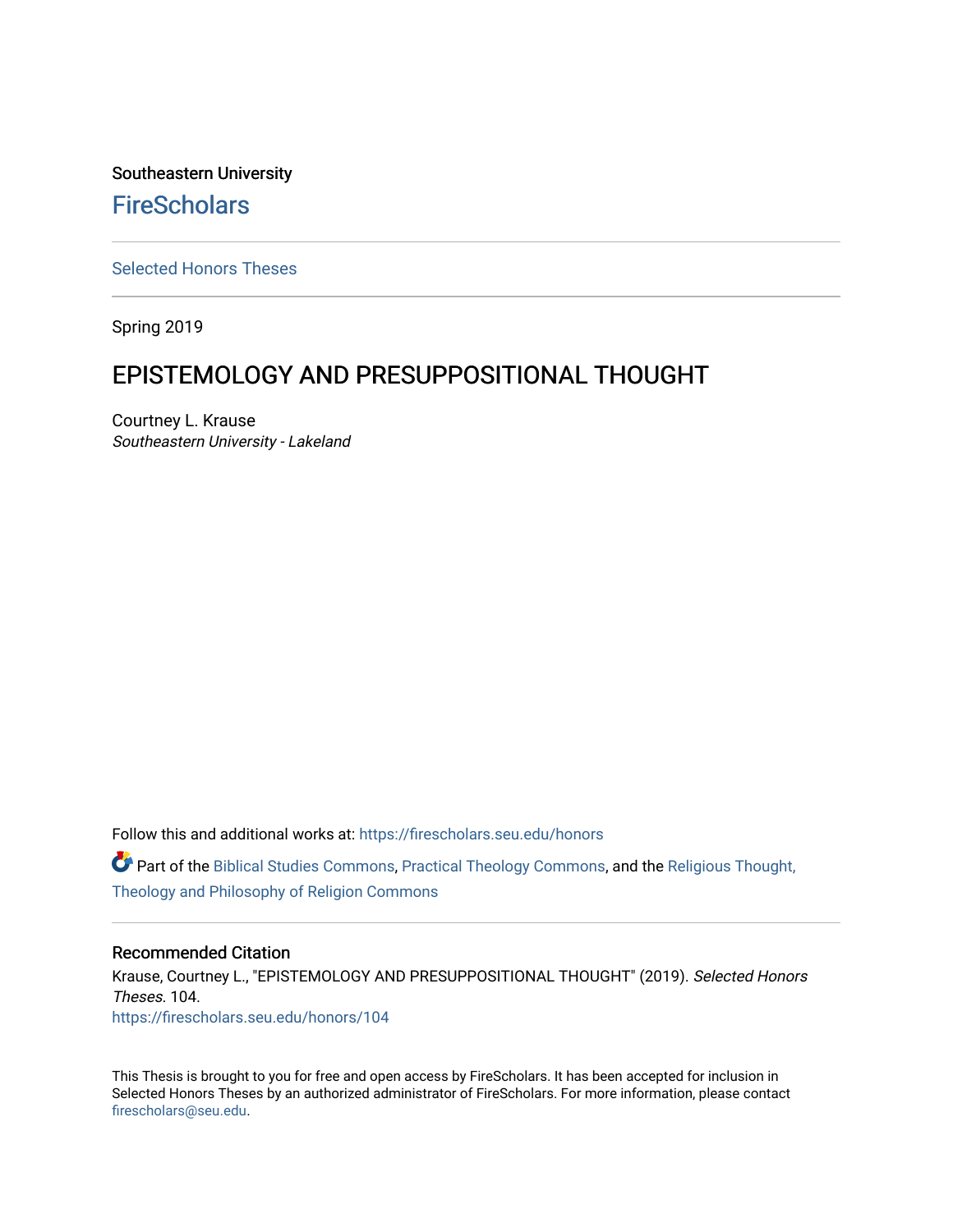Southeastern University

# FireScholars

Selected Honors Theses

Spring 2019

## EPISTEMOLOGY AND PRESUPPOSITIONAL THOUGHT

Courtney L. Krause
*Southeastern University - Lakeland*

Follow this and additional works at: https://firescholars.seu.edu/honors

Part of the Biblical Studies Commons, Practical Theology Commons, and the Religious Thought, Theology and Philosophy of Religion Commons

### Recommended Citation

Krause, Courtney L., "EPISTEMOLOGY AND PRESUPPOSITIONAL THOUGHT" (2019). *Selected Honors Theses*. 104.
https://firescholars.seu.edu/honors/104

This Thesis is brought to you for free and open access by FireScholars. It has been accepted for inclusion in Selected Honors Theses by an authorized administrator of FireScholars. For more information, please contact firescholars@seu.edu.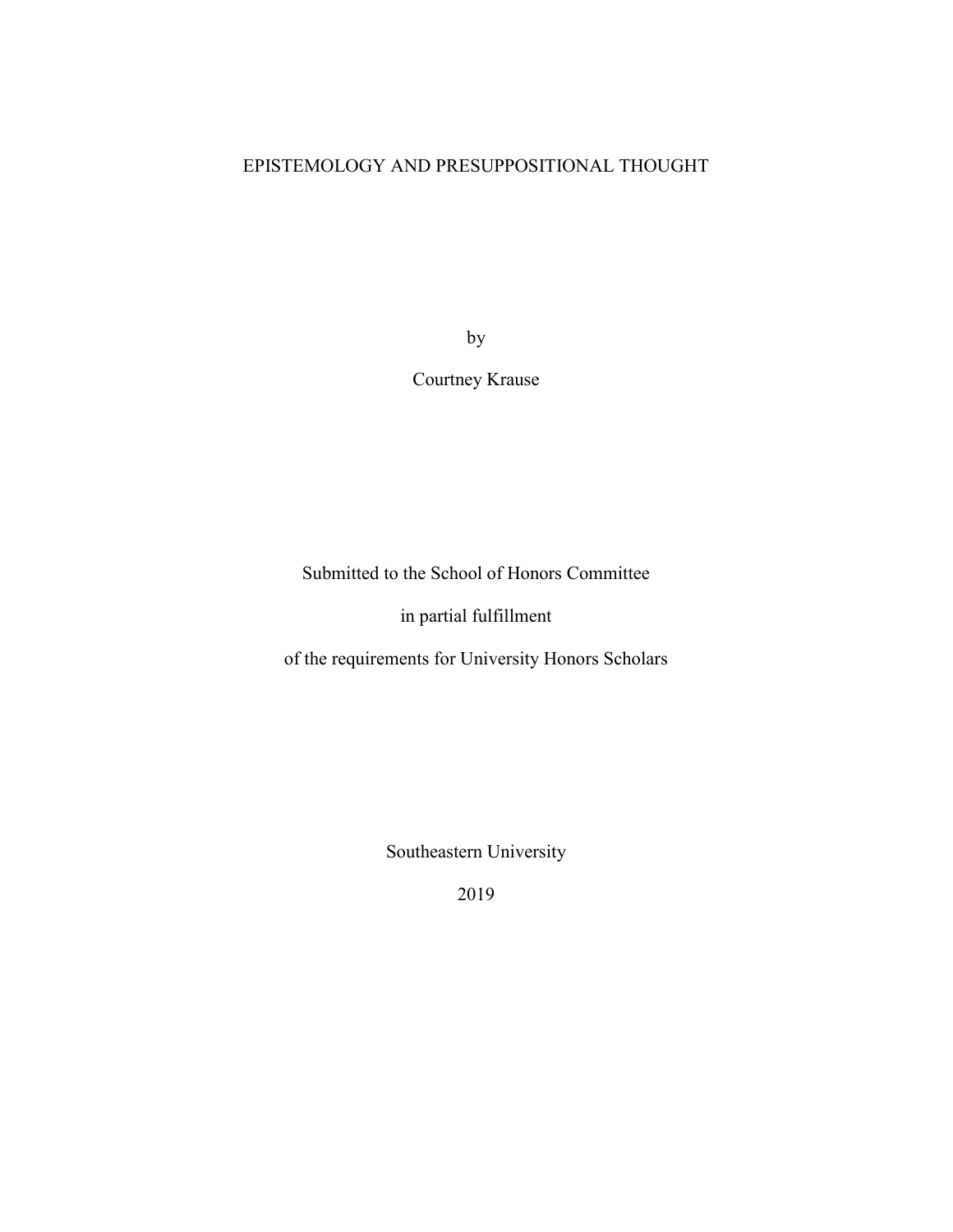# EPISTEMOLOGY AND PRESUPPOSITIONAL THOUGHT

by

Courtney Krause

Submitted to the School of Honors Committee

in partial fulfillment

of the requirements for University Honors Scholars

Southeastern University

2019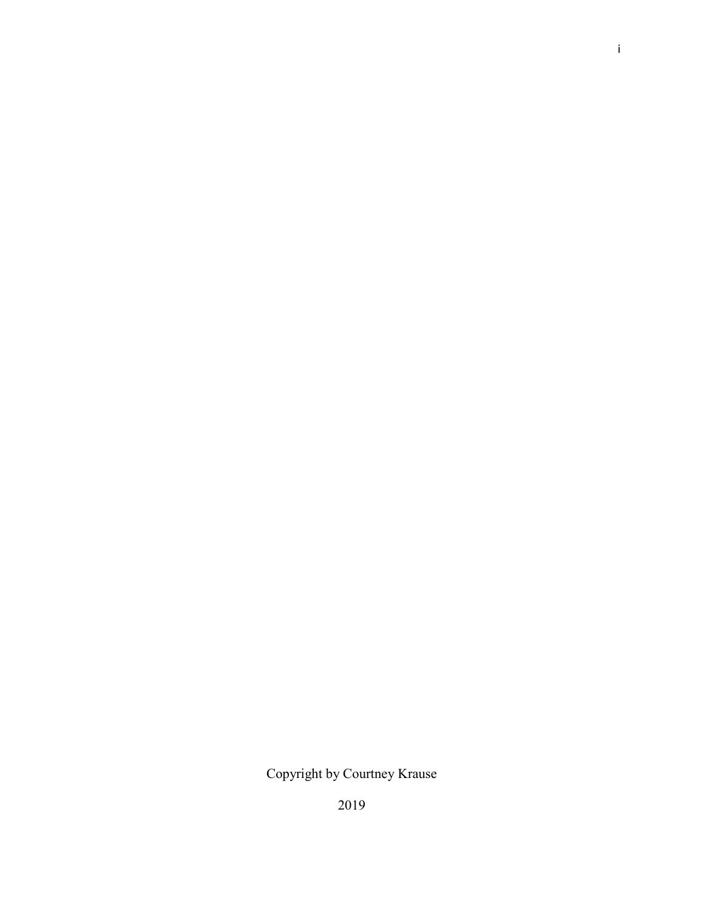Copyright by Courtney Krause

2019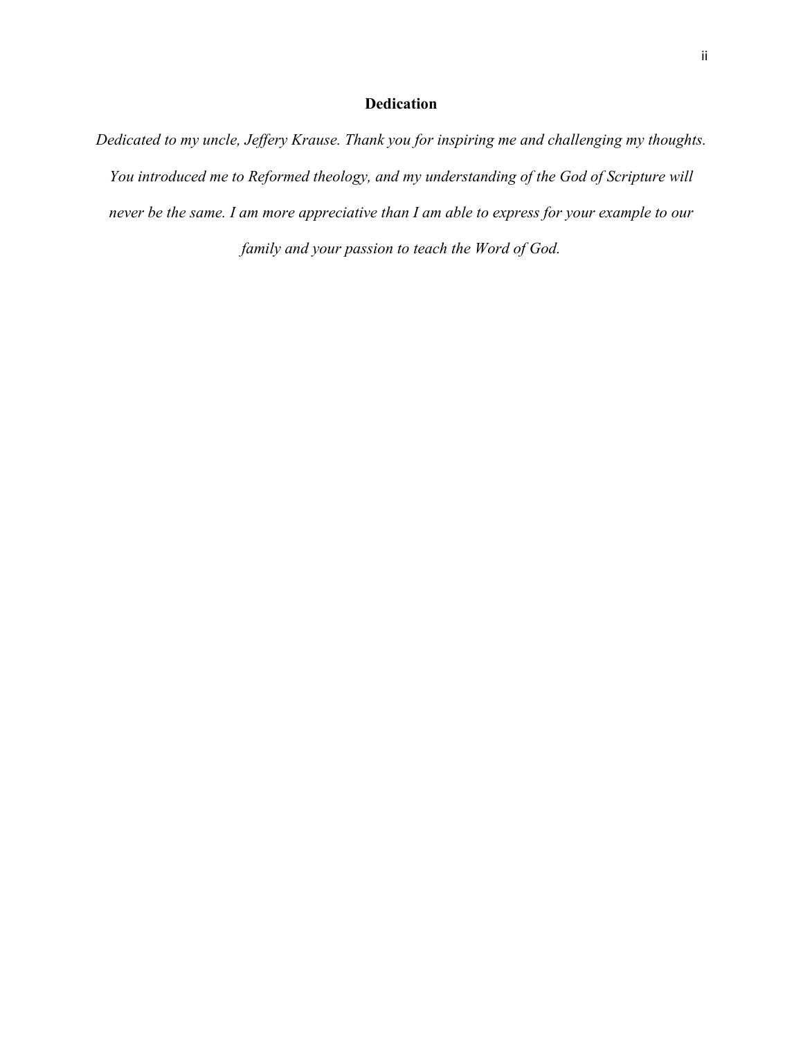## Dedication

*Dedicated to my uncle, Jeffery Krause. Thank you for inspiring me and challenging my thoughts. You introduced me to Reformed theology, and my understanding of the God of Scripture will never be the same. I am more appreciative than I am able to express for your example to our family and your passion to teach the Word of God.*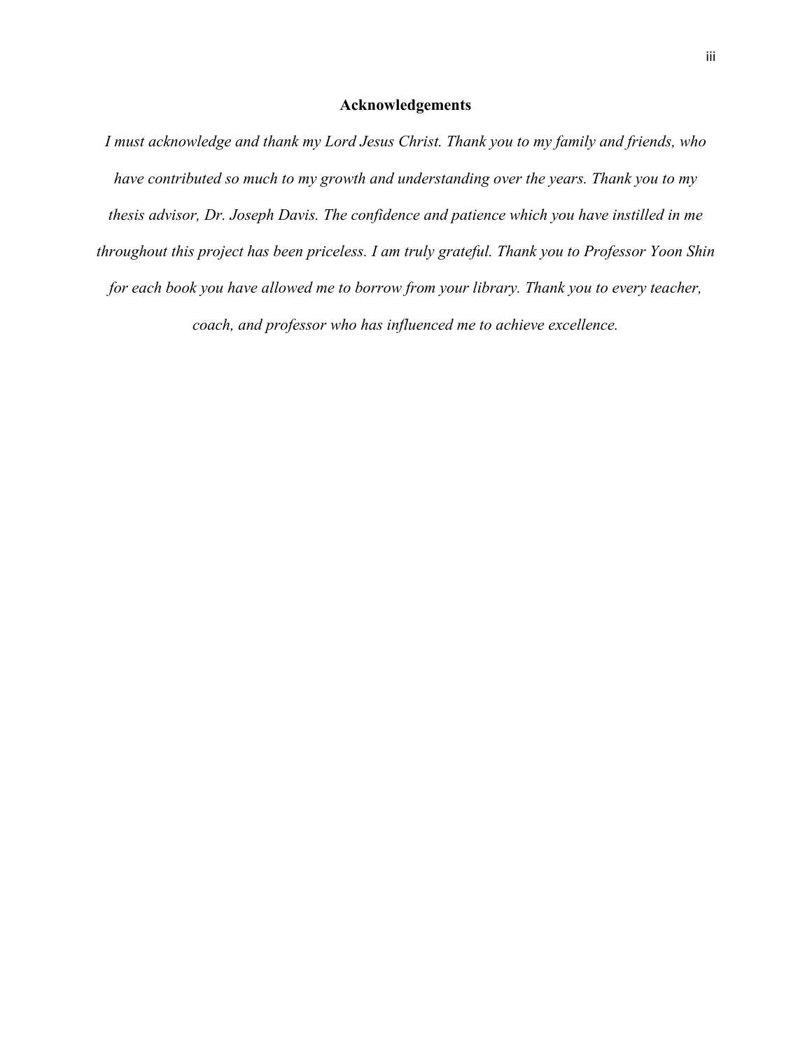## Acknowledgements

*I must acknowledge and thank my Lord Jesus Christ. Thank you to my family and friends, who have contributed so much to my growth and understanding over the years. Thank you to my thesis advisor, Dr. Joseph Davis. The confidence and patience which you have instilled in me throughout this project has been priceless. I am truly grateful. Thank you to Professor Yoon Shin for each book you have allowed me to borrow from your library. Thank you to every teacher, coach, and professor who has influenced me to achieve excellence.*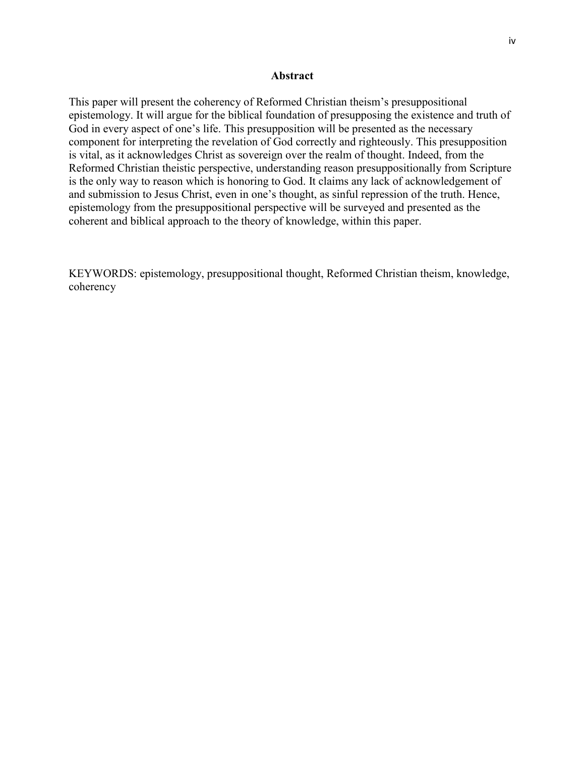## Abstract

This paper will present the coherency of Reformed Christian theism's presuppositional epistemology. It will argue for the biblical foundation of presupposing the existence and truth of God in every aspect of one's life. This presupposition will be presented as the necessary component for interpreting the revelation of God correctly and righteously. This presupposition is vital, as it acknowledges Christ as sovereign over the realm of thought. Indeed, from the Reformed Christian theistic perspective, understanding reason presuppositionally from Scripture is the only way to reason which is honoring to God. It claims any lack of acknowledgement of and submission to Jesus Christ, even in one's thought, as sinful repression of the truth. Hence, epistemology from the presuppositional perspective will be surveyed and presented as the coherent and biblical approach to the theory of knowledge, within this paper.

KEYWORDS: epistemology, presuppositional thought, Reformed Christian theism, knowledge, coherency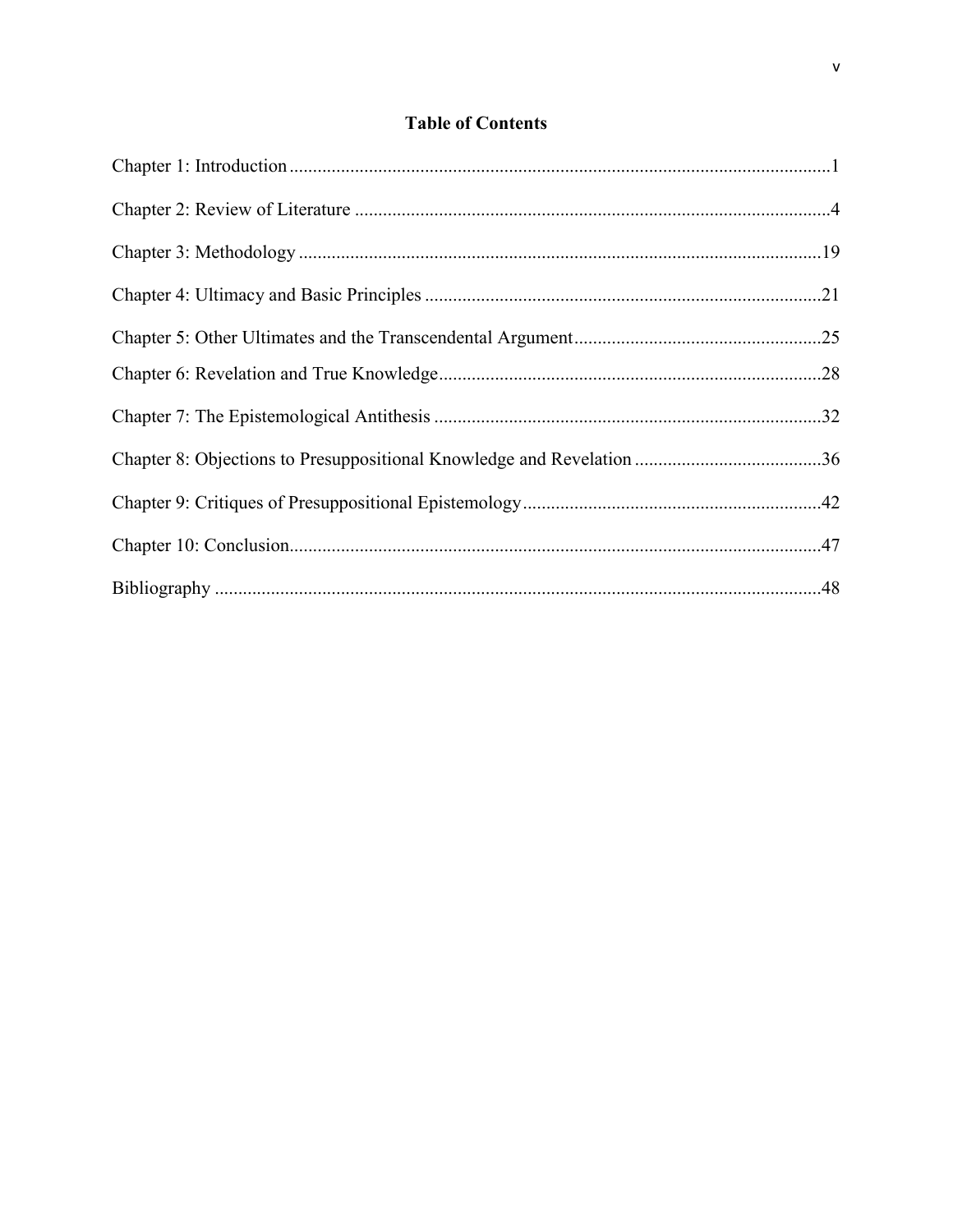## Table of Contents

Chapter 1: Introduction ....................................................................................................................1

Chapter 2: Review of Literature .......................................................................................................4

Chapter 3: Methodology ................................................................................................................19

Chapter 4: Ultimacy and Basic Principles .....................................................................................21

Chapter 5: Other Ultimates and the Transcendental Argument.....................................................25

Chapter 6: Revelation and True Knowledge..................................................................................28

Chapter 7: The Epistemological Antithesis ...................................................................................32

Chapter 8: Objections to Presuppositional Knowledge and Revelation ........................................36

Chapter 9: Critiques of Presuppositional Epistemology................................................................42

Chapter 10: Conclusion..................................................................................................................47

Bibliography ..................................................................................................................................48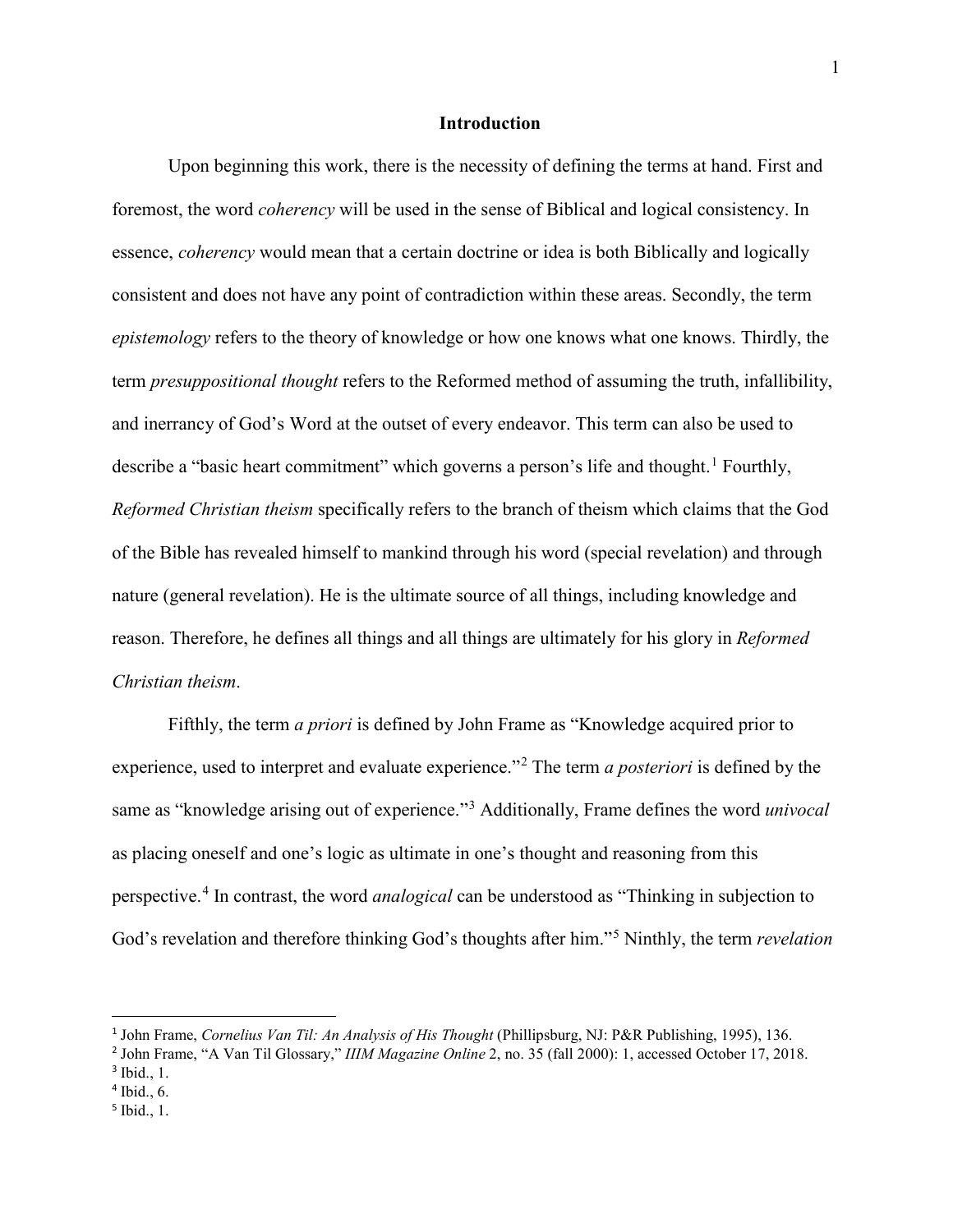## Introduction

Upon beginning this work, there is the necessity of defining the terms at hand. First and foremost, the word *coherency* will be used in the sense of Biblical and logical consistency. In essence, *coherency* would mean that a certain doctrine or idea is both Biblically and logically consistent and does not have any point of contradiction within these areas. Secondly, the term *epistemology* refers to the theory of knowledge or how one knows what one knows. Thirdly, the term *presuppositional thought* refers to the Reformed method of assuming the truth, infallibility, and inerrancy of God's Word at the outset of every endeavor. This term can also be used to describe a "basic heart commitment" which governs a person's life and thought.[1] Fourthly, *Reformed Christian theism* specifically refers to the branch of theism which claims that the God of the Bible has revealed himself to mankind through his word (special revelation) and through nature (general revelation). He is the ultimate source of all things, including knowledge and reason. Therefore, he defines all things and all things are ultimately for his glory in *Reformed Christian theism*.

Fifthly, the term *a priori* is defined by John Frame as "Knowledge acquired prior to experience, used to interpret and evaluate experience."[2] The term *a posteriori* is defined by the same as "knowledge arising out of experience."[3] Additionally, Frame defines the word *univocal* as placing oneself and one's logic as ultimate in one's thought and reasoning from this perspective.[4] In contrast, the word *analogical* can be understood as "Thinking in subjection to God's revelation and therefore thinking God's thoughts after him."[5] Ninthly, the term *revelation*

---

[1] John Frame, *Cornelius Van Til: An Analysis of His Thought* (Phillipsburg, NJ: P&R Publishing, 1995), 136.

[2] John Frame, "A Van Til Glossary," *IIIM Magazine Online* 2, no. 35 (fall 2000): 1, accessed October 17, 2018.

[3] Ibid., 1.

[4] Ibid., 6.

[5] Ibid., 1.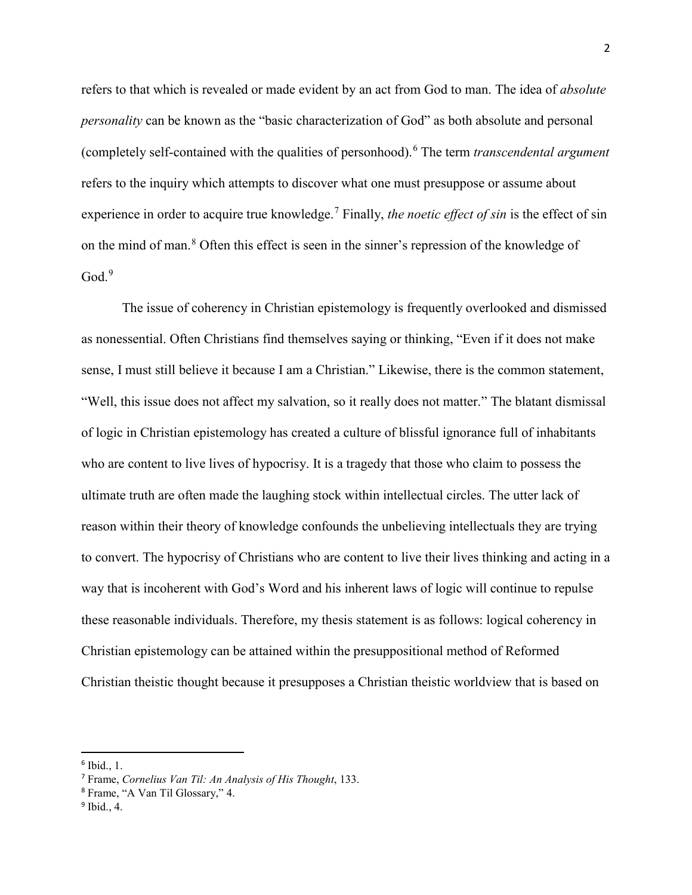refers to that which is revealed or made evident by an act from God to man. The idea of *absolute personality* can be known as the "basic characterization of God" as both absolute and personal (completely self-contained with the qualities of personhood).[6] The term *transcendental argument* refers to the inquiry which attempts to discover what one must presuppose or assume about experience in order to acquire true knowledge.[7] Finally, *the noetic effect of sin* is the effect of sin on the mind of man.[8] Often this effect is seen in the sinner's repression of the knowledge of God.[9]

The issue of coherency in Christian epistemology is frequently overlooked and dismissed as nonessential. Often Christians find themselves saying or thinking, "Even if it does not make sense, I must still believe it because I am a Christian." Likewise, there is the common statement, "Well, this issue does not affect my salvation, so it really does not matter." The blatant dismissal of logic in Christian epistemology has created a culture of blissful ignorance full of inhabitants who are content to live lives of hypocrisy. It is a tragedy that those who claim to possess the ultimate truth are often made the laughing stock within intellectual circles. The utter lack of reason within their theory of knowledge confounds the unbelieving intellectuals they are trying to convert. The hypocrisy of Christians who are content to live their lives thinking and acting in a way that is incoherent with God's Word and his inherent laws of logic will continue to repulse these reasonable individuals. Therefore, my thesis statement is as follows: logical coherency in Christian epistemology can be attained within the presuppositional method of Reformed Christian theistic thought because it presupposes a Christian theistic worldview that is based on

---

[6] Ibid., 1.

[7] Frame, *Cornelius Van Til: An Analysis of His Thought*, 133.

[8] Frame, "A Van Til Glossary," 4.

[9] Ibid., 4.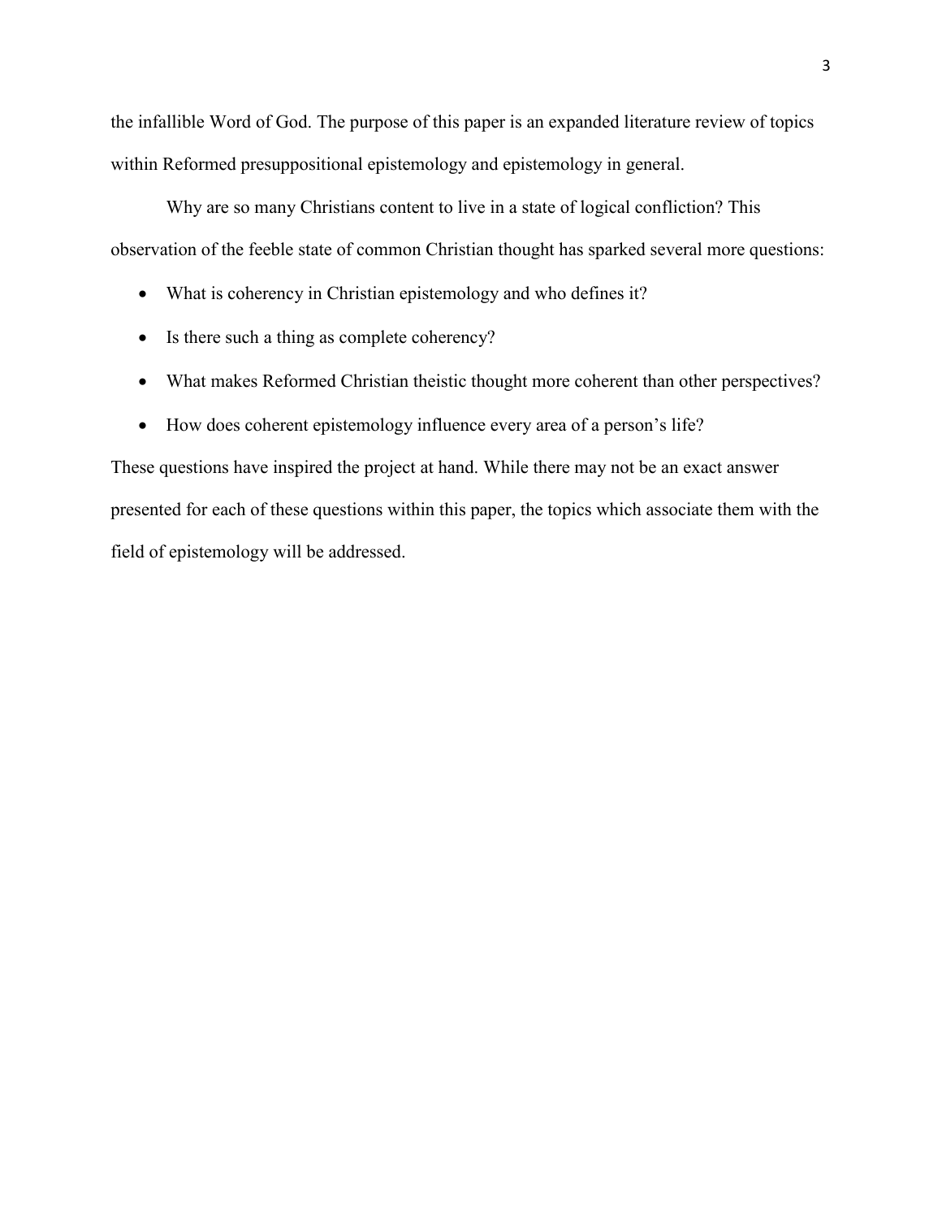the infallible Word of God. The purpose of this paper is an expanded literature review of topics within Reformed presuppositional epistemology and epistemology in general.

Why are so many Christians content to live in a state of logical confliction? This observation of the feeble state of common Christian thought has sparked several more questions:

- What is coherency in Christian epistemology and who defines it?
- Is there such a thing as complete coherency?
- What makes Reformed Christian theistic thought more coherent than other perspectives?
- How does coherent epistemology influence every area of a person's life?

These questions have inspired the project at hand. While there may not be an exact answer presented for each of these questions within this paper, the topics which associate them with the field of epistemology will be addressed.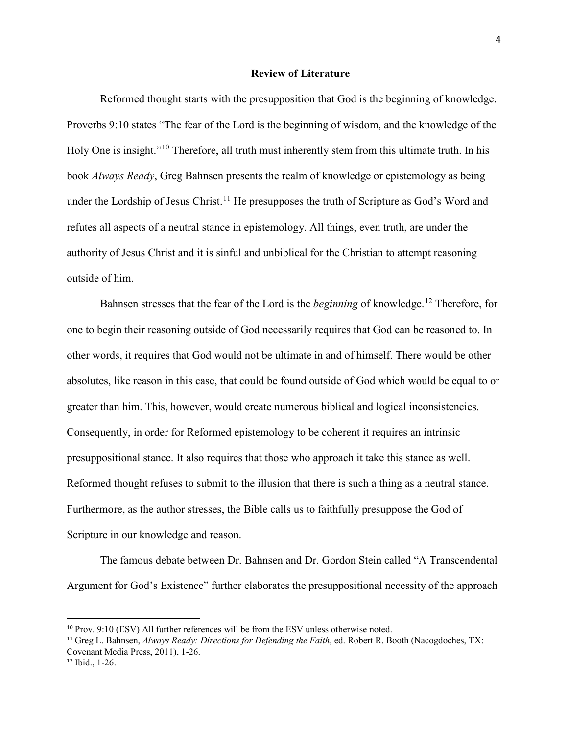## Review of Literature

Reformed thought starts with the presupposition that God is the beginning of knowledge. Proverbs 9:10 states "The fear of the Lord is the beginning of wisdom, and the knowledge of the Holy One is insight."[10] Therefore, all truth must inherently stem from this ultimate truth. In his book *Always Ready*, Greg Bahnsen presents the realm of knowledge or epistemology as being under the Lordship of Jesus Christ.[11] He presupposes the truth of Scripture as God's Word and refutes all aspects of a neutral stance in epistemology. All things, even truth, are under the authority of Jesus Christ and it is sinful and unbiblical for the Christian to attempt reasoning outside of him.

Bahnsen stresses that the fear of the Lord is the *beginning* of knowledge.[12] Therefore, for one to begin their reasoning outside of God necessarily requires that God can be reasoned to. In other words, it requires that God would not be ultimate in and of himself. There would be other absolutes, like reason in this case, that could be found outside of God which would be equal to or greater than him. This, however, would create numerous biblical and logical inconsistencies. Consequently, in order for Reformed epistemology to be coherent it requires an intrinsic presuppositional stance. It also requires that those who approach it take this stance as well. Reformed thought refuses to submit to the illusion that there is such a thing as a neutral stance. Furthermore, as the author stresses, the Bible calls us to faithfully presuppose the God of Scripture in our knowledge and reason.

The famous debate between Dr. Bahnsen and Dr. Gordon Stein called "A Transcendental Argument for God's Existence" further elaborates the presuppositional necessity of the approach

---

[10] Prov. 9:10 (ESV) All further references will be from the ESV unless otherwise noted.

[11] Greg L. Bahnsen, *Always Ready: Directions for Defending the Faith*, ed. Robert R. Booth (Nacogdoches, TX: Covenant Media Press, 2011), 1-26.

[12] Ibid., 1-26.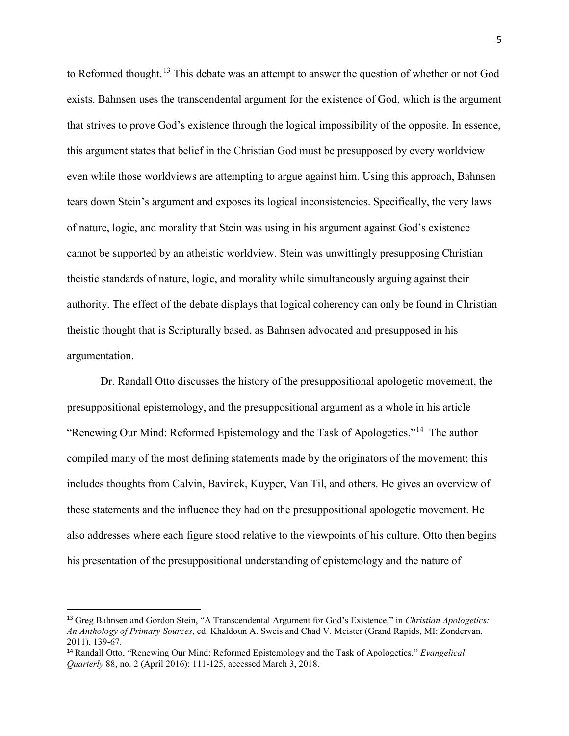to Reformed thought.[13] This debate was an attempt to answer the question of whether or not God exists. Bahnsen uses the transcendental argument for the existence of God, which is the argument that strives to prove God's existence through the logical impossibility of the opposite. In essence, this argument states that belief in the Christian God must be presupposed by every worldview even while those worldviews are attempting to argue against him. Using this approach, Bahnsen tears down Stein's argument and exposes its logical inconsistencies. Specifically, the very laws of nature, logic, and morality that Stein was using in his argument against God's existence cannot be supported by an atheistic worldview. Stein was unwittingly presupposing Christian theistic standards of nature, logic, and morality while simultaneously arguing against their authority. The effect of the debate displays that logical coherency can only be found in Christian theistic thought that is Scripturally based, as Bahnsen advocated and presupposed in his argumentation.

Dr. Randall Otto discusses the history of the presuppositional apologetic movement, the presuppositional epistemology, and the presuppositional argument as a whole in his article "Renewing Our Mind: Reformed Epistemology and the Task of Apologetics."[14] The author compiled many of the most defining statements made by the originators of the movement; this includes thoughts from Calvin, Bavinck, Kuyper, Van Til, and others. He gives an overview of these statements and the influence they had on the presuppositional apologetic movement. He also addresses where each figure stood relative to the viewpoints of his culture. Otto then begins his presentation of the presuppositional understanding of epistemology and the nature of

---

[13] Greg Bahnsen and Gordon Stein, "A Transcendental Argument for God's Existence," in *Christian Apologetics: An Anthology of Primary Sources*, ed. Khaldoun A. Sweis and Chad V. Meister (Grand Rapids, MI: Zondervan, 2011), 139-67.

[14] Randall Otto, "Renewing Our Mind: Reformed Epistemology and the Task of Apologetics," *Evangelical Quarterly* 88, no. 2 (April 2016): 111-125, accessed March 3, 2018.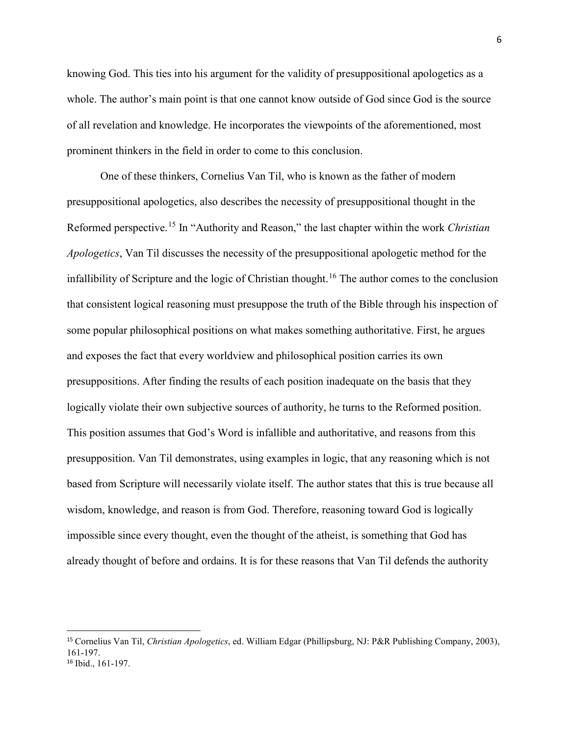knowing God. This ties into his argument for the validity of presuppositional apologetics as a whole. The author's main point is that one cannot know outside of God since God is the source of all revelation and knowledge. He incorporates the viewpoints of the aforementioned, most prominent thinkers in the field in order to come to this conclusion.

One of these thinkers, Cornelius Van Til, who is known as the father of modern presuppositional apologetics, also describes the necessity of presuppositional thought in the Reformed perspective.[15] In "Authority and Reason," the last chapter within the work *Christian Apologetics*, Van Til discusses the necessity of the presuppositional apologetic method for the infallibility of Scripture and the logic of Christian thought.[16] The author comes to the conclusion that consistent logical reasoning must presuppose the truth of the Bible through his inspection of some popular philosophical positions on what makes something authoritative. First, he argues and exposes the fact that every worldview and philosophical position carries its own presuppositions. After finding the results of each position inadequate on the basis that they logically violate their own subjective sources of authority, he turns to the Reformed position. This position assumes that God's Word is infallible and authoritative, and reasons from this presupposition. Van Til demonstrates, using examples in logic, that any reasoning which is not based from Scripture will necessarily violate itself. The author states that this is true because all wisdom, knowledge, and reason is from God. Therefore, reasoning toward God is logically impossible since every thought, even the thought of the atheist, is something that God has already thought of before and ordains. It is for these reasons that Van Til defends the authority

---

[15] Cornelius Van Til, *Christian Apologetics*, ed. William Edgar (Phillipsburg, NJ: P&R Publishing Company, 2003), 161-197.

[16] Ibid., 161-197.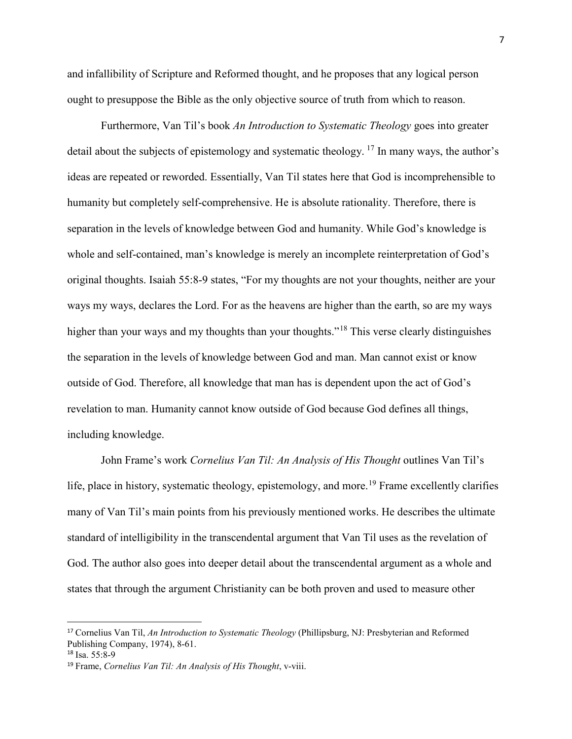and infallibility of Scripture and Reformed thought, and he proposes that any logical person ought to presuppose the Bible as the only objective source of truth from which to reason.

Furthermore, Van Til's book *An Introduction to Systematic Theology* goes into greater detail about the subjects of epistemology and systematic theology.[17] In many ways, the author's ideas are repeated or reworded. Essentially, Van Til states here that God is incomprehensible to humanity but completely self-comprehensive. He is absolute rationality. Therefore, there is separation in the levels of knowledge between God and humanity. While God's knowledge is whole and self-contained, man's knowledge is merely an incomplete reinterpretation of God's original thoughts. Isaiah 55:8-9 states, "For my thoughts are not your thoughts, neither are your ways my ways, declares the Lord. For as the heavens are higher than the earth, so are my ways higher than your ways and my thoughts than your thoughts."[18] This verse clearly distinguishes the separation in the levels of knowledge between God and man. Man cannot exist or know outside of God. Therefore, all knowledge that man has is dependent upon the act of God's revelation to man. Humanity cannot know outside of God because God defines all things, including knowledge.

John Frame's work *Cornelius Van Til: An Analysis of His Thought* outlines Van Til's life, place in history, systematic theology, epistemology, and more.[19] Frame excellently clarifies many of Van Til's main points from his previously mentioned works. He describes the ultimate standard of intelligibility in the transcendental argument that Van Til uses as the revelation of God. The author also goes into deeper detail about the transcendental argument as a whole and states that through the argument Christianity can be both proven and used to measure other

---

[17] Cornelius Van Til, *An Introduction to Systematic Theology* (Phillipsburg, NJ: Presbyterian and Reformed Publishing Company, 1974), 8-61.

[18] Isa. 55:8-9

[19] Frame, *Cornelius Van Til: An Analysis of His Thought*, v-viii.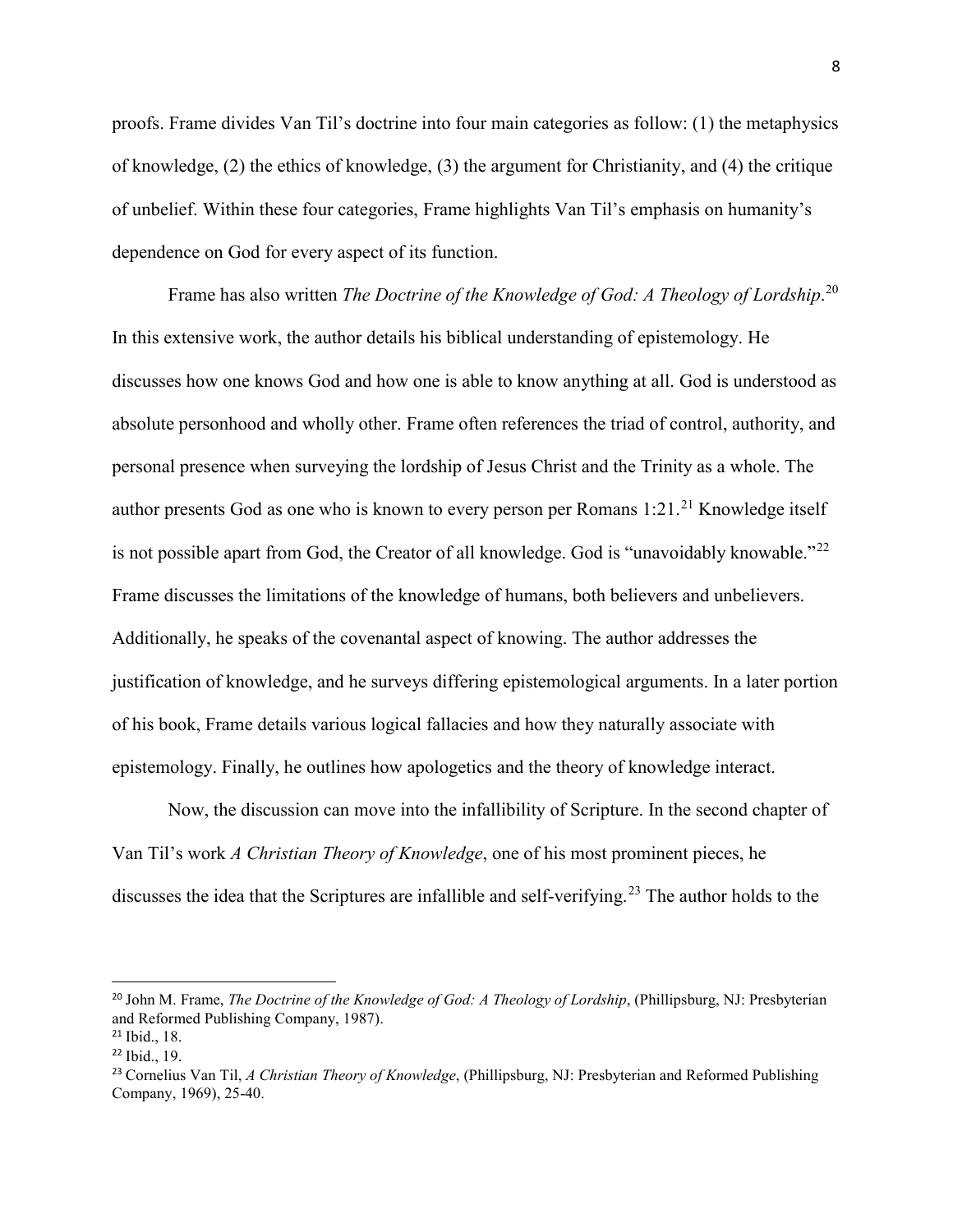proofs. Frame divides Van Til's doctrine into four main categories as follow: (1) the metaphysics of knowledge, (2) the ethics of knowledge, (3) the argument for Christianity, and (4) the critique of unbelief. Within these four categories, Frame highlights Van Til's emphasis on humanity's dependence on God for every aspect of its function.

Frame has also written *The Doctrine of the Knowledge of God: A Theology of Lordship*.[20] In this extensive work, the author details his biblical understanding of epistemology. He discusses how one knows God and how one is able to know anything at all. God is understood as absolute personhood and wholly other. Frame often references the triad of control, authority, and personal presence when surveying the lordship of Jesus Christ and the Trinity as a whole. The author presents God as one who is known to every person per Romans 1:21.[21] Knowledge itself is not possible apart from God, the Creator of all knowledge. God is "unavoidably knowable."[22] Frame discusses the limitations of the knowledge of humans, both believers and unbelievers. Additionally, he speaks of the covenantal aspect of knowing. The author addresses the justification of knowledge, and he surveys differing epistemological arguments. In a later portion of his book, Frame details various logical fallacies and how they naturally associate with epistemology. Finally, he outlines how apologetics and the theory of knowledge interact.

Now, the discussion can move into the infallibility of Scripture. In the second chapter of Van Til's work *A Christian Theory of Knowledge*, one of his most prominent pieces, he discusses the idea that the Scriptures are infallible and self-verifying.[23] The author holds to the

---

[20] John M. Frame, *The Doctrine of the Knowledge of God: A Theology of Lordship*, (Phillipsburg, NJ: Presbyterian and Reformed Publishing Company, 1987).

[21] Ibid., 18.

[22] Ibid., 19.

[23] Cornelius Van Til, *A Christian Theory of Knowledge*, (Phillipsburg, NJ: Presbyterian and Reformed Publishing Company, 1969), 25-40.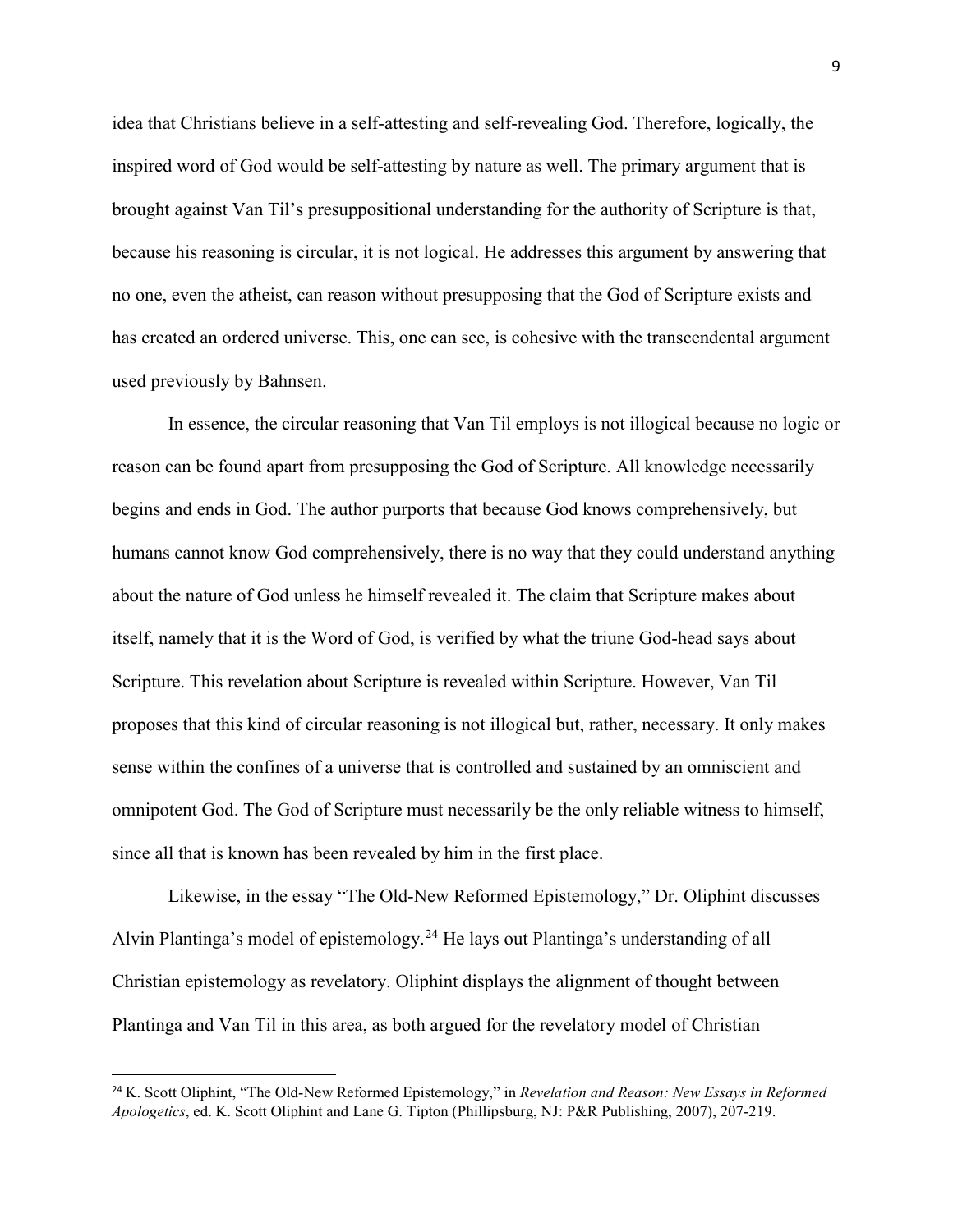idea that Christians believe in a self-attesting and self-revealing God. Therefore, logically, the inspired word of God would be self-attesting by nature as well. The primary argument that is brought against Van Til's presuppositional understanding for the authority of Scripture is that, because his reasoning is circular, it is not logical. He addresses this argument by answering that no one, even the atheist, can reason without presupposing that the God of Scripture exists and has created an ordered universe. This, one can see, is cohesive with the transcendental argument used previously by Bahnsen.

In essence, the circular reasoning that Van Til employs is not illogical because no logic or reason can be found apart from presupposing the God of Scripture. All knowledge necessarily begins and ends in God. The author purports that because God knows comprehensively, but humans cannot know God comprehensively, there is no way that they could understand anything about the nature of God unless he himself revealed it. The claim that Scripture makes about itself, namely that it is the Word of God, is verified by what the triune God-head says about Scripture. This revelation about Scripture is revealed within Scripture. However, Van Til proposes that this kind of circular reasoning is not illogical but, rather, necessary. It only makes sense within the confines of a universe that is controlled and sustained by an omniscient and omnipotent God. The God of Scripture must necessarily be the only reliable witness to himself, since all that is known has been revealed by him in the first place.

Likewise, in the essay "The Old-New Reformed Epistemology," Dr. Oliphint discusses Alvin Plantinga's model of epistemology.[24] He lays out Plantinga's understanding of all Christian epistemology as revelatory. Oliphint displays the alignment of thought between Plantinga and Van Til in this area, as both argued for the revelatory model of Christian

---

[24] K. Scott Oliphint, "The Old-New Reformed Epistemology," in *Revelation and Reason: New Essays in Reformed Apologetics*, ed. K. Scott Oliphint and Lane G. Tipton (Phillipsburg, NJ: P&R Publishing, 2007), 207-219.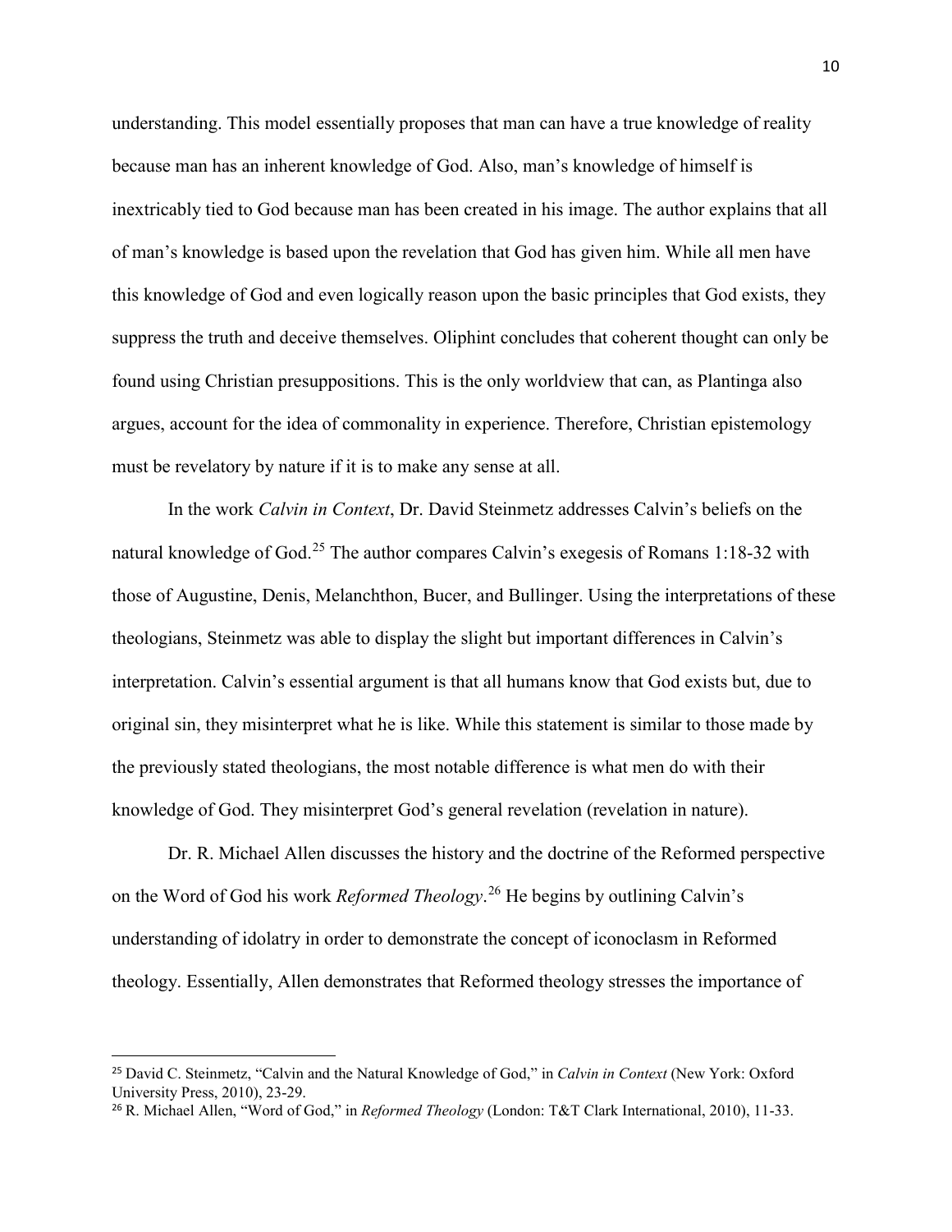understanding. This model essentially proposes that man can have a true knowledge of reality because man has an inherent knowledge of God. Also, man's knowledge of himself is inextricably tied to God because man has been created in his image. The author explains that all of man's knowledge is based upon the revelation that God has given him. While all men have this knowledge of God and even logically reason upon the basic principles that God exists, they suppress the truth and deceive themselves. Oliphint concludes that coherent thought can only be found using Christian presuppositions. This is the only worldview that can, as Plantinga also argues, account for the idea of commonality in experience. Therefore, Christian epistemology must be revelatory by nature if it is to make any sense at all.

In the work *Calvin in Context*, Dr. David Steinmetz addresses Calvin's beliefs on the natural knowledge of God.[25] The author compares Calvin's exegesis of Romans 1:18-32 with those of Augustine, Denis, Melanchthon, Bucer, and Bullinger. Using the interpretations of these theologians, Steinmetz was able to display the slight but important differences in Calvin's interpretation. Calvin's essential argument is that all humans know that God exists but, due to original sin, they misinterpret what he is like. While this statement is similar to those made by the previously stated theologians, the most notable difference is what men do with their knowledge of God. They misinterpret God's general revelation (revelation in nature).

Dr. R. Michael Allen discusses the history and the doctrine of the Reformed perspective on the Word of God his work *Reformed Theology*.[26] He begins by outlining Calvin's understanding of idolatry in order to demonstrate the concept of iconoclasm in Reformed theology. Essentially, Allen demonstrates that Reformed theology stresses the importance of

[25] David C. Steinmetz, "Calvin and the Natural Knowledge of God," in *Calvin in Context* (New York: Oxford University Press, 2010), 23-29.

[26] R. Michael Allen, "Word of God," in *Reformed Theology* (London: T&T Clark International, 2010), 11-33.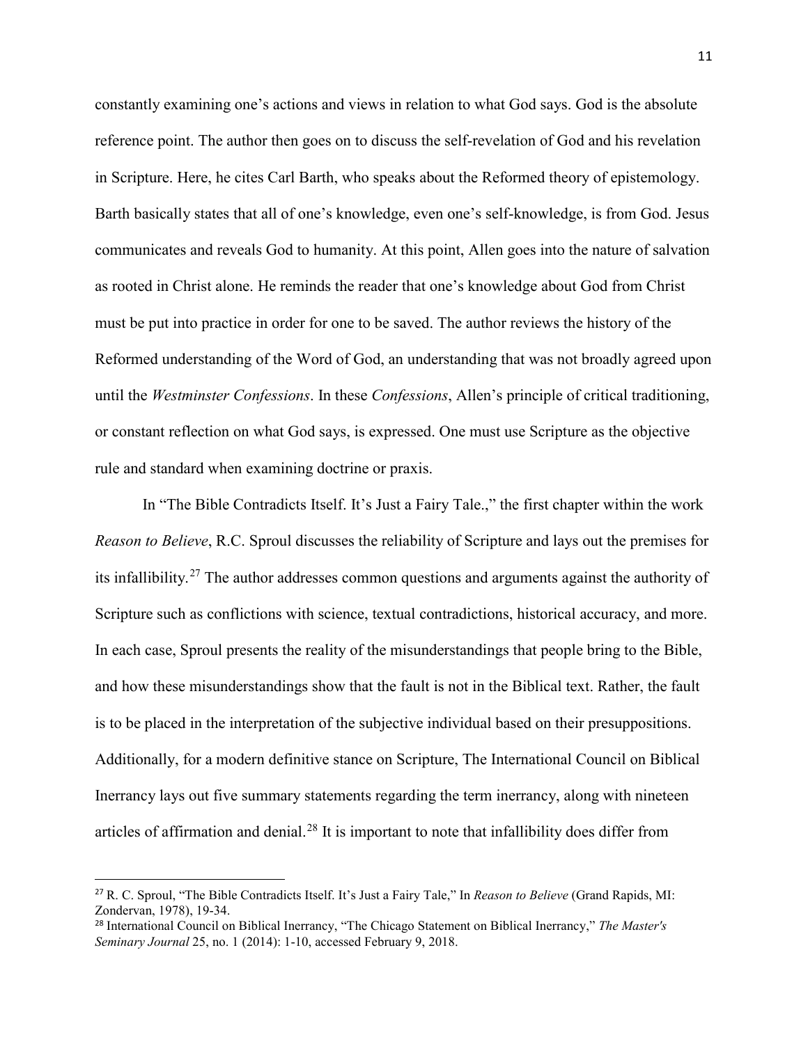constantly examining one's actions and views in relation to what God says. God is the absolute reference point. The author then goes on to discuss the self-revelation of God and his revelation in Scripture. Here, he cites Carl Barth, who speaks about the Reformed theory of epistemology. Barth basically states that all of one's knowledge, even one's self-knowledge, is from God. Jesus communicates and reveals God to humanity. At this point, Allen goes into the nature of salvation as rooted in Christ alone. He reminds the reader that one's knowledge about God from Christ must be put into practice in order for one to be saved. The author reviews the history of the Reformed understanding of the Word of God, an understanding that was not broadly agreed upon until the *Westminster Confessions*. In these *Confessions*, Allen's principle of critical traditioning, or constant reflection on what God says, is expressed. One must use Scripture as the objective rule and standard when examining doctrine or praxis.

In "The Bible Contradicts Itself. It's Just a Fairy Tale.," the first chapter within the work *Reason to Believe*, R.C. Sproul discusses the reliability of Scripture and lays out the premises for its infallibility.[27] The author addresses common questions and arguments against the authority of Scripture such as conflictions with science, textual contradictions, historical accuracy, and more. In each case, Sproul presents the reality of the misunderstandings that people bring to the Bible, and how these misunderstandings show that the fault is not in the Biblical text. Rather, the fault is to be placed in the interpretation of the subjective individual based on their presuppositions. Additionally, for a modern definitive stance on Scripture, The International Council on Biblical Inerrancy lays out five summary statements regarding the term inerrancy, along with nineteen articles of affirmation and denial.[28] It is important to note that infallibility does differ from

---

[27] R. C. Sproul, "The Bible Contradicts Itself. It's Just a Fairy Tale," In *Reason to Believe* (Grand Rapids, MI: Zondervan, 1978), 19-34.

[28] International Council on Biblical Inerrancy, "The Chicago Statement on Biblical Inerrancy," *The Master's Seminary Journal* 25, no. 1 (2014): 1-10, accessed February 9, 2018.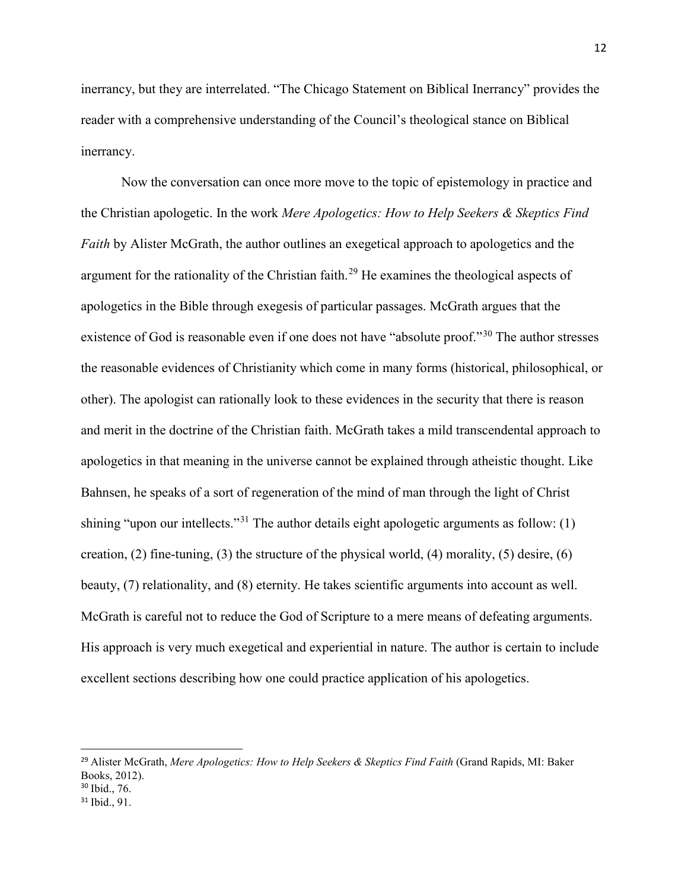inerrancy, but they are interrelated. "The Chicago Statement on Biblical Inerrancy" provides the reader with a comprehensive understanding of the Council's theological stance on Biblical inerrancy.

Now the conversation can once more move to the topic of epistemology in practice and the Christian apologetic. In the work *Mere Apologetics: How to Help Seekers & Skeptics Find Faith* by Alister McGrath, the author outlines an exegetical approach to apologetics and the argument for the rationality of the Christian faith.[29] He examines the theological aspects of apologetics in the Bible through exegesis of particular passages. McGrath argues that the existence of God is reasonable even if one does not have "absolute proof."[30] The author stresses the reasonable evidences of Christianity which come in many forms (historical, philosophical, or other). The apologist can rationally look to these evidences in the security that there is reason and merit in the doctrine of the Christian faith. McGrath takes a mild transcendental approach to apologetics in that meaning in the universe cannot be explained through atheistic thought. Like Bahnsen, he speaks of a sort of regeneration of the mind of man through the light of Christ shining "upon our intellects."[31] The author details eight apologetic arguments as follow: (1) creation, (2) fine-tuning, (3) the structure of the physical world, (4) morality, (5) desire, (6) beauty, (7) relationality, and (8) eternity. He takes scientific arguments into account as well. McGrath is careful not to reduce the God of Scripture to a mere means of defeating arguments. His approach is very much exegetical and experiential in nature. The author is certain to include excellent sections describing how one could practice application of his apologetics.

---

[29] Alister McGrath, *Mere Apologetics: How to Help Seekers & Skeptics Find Faith* (Grand Rapids, MI: Baker Books, 2012).

[30] Ibid., 76.

[31] Ibid., 91.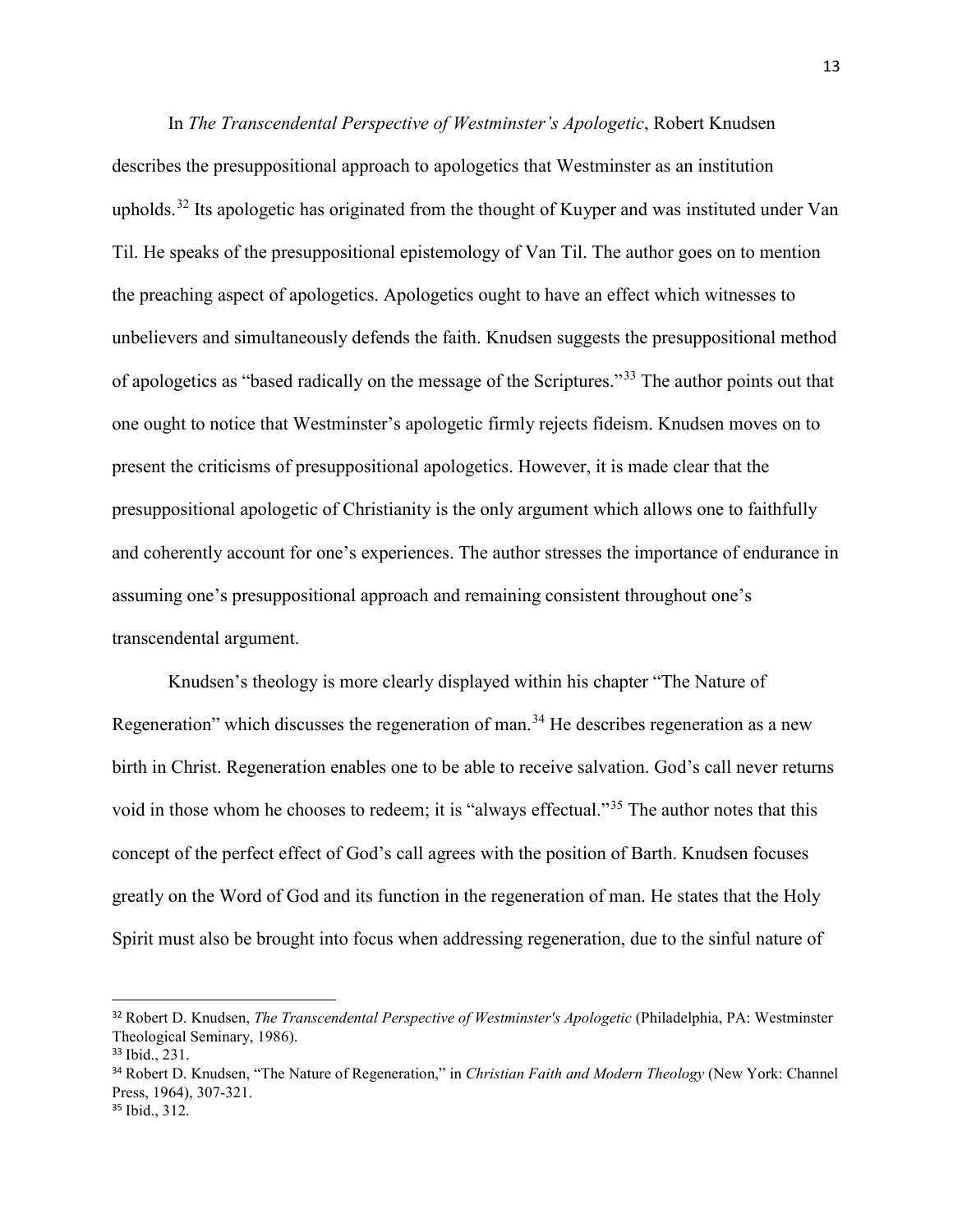In *The Transcendental Perspective of Westminster's Apologetic*, Robert Knudsen describes the presuppositional approach to apologetics that Westminster as an institution upholds.[32] Its apologetic has originated from the thought of Kuyper and was instituted under Van Til. He speaks of the presuppositional epistemology of Van Til. The author goes on to mention the preaching aspect of apologetics. Apologetics ought to have an effect which witnesses to unbelievers and simultaneously defends the faith. Knudsen suggests the presuppositional method of apologetics as "based radically on the message of the Scriptures."[33] The author points out that one ought to notice that Westminster's apologetic firmly rejects fideism. Knudsen moves on to present the criticisms of presuppositional apologetics. However, it is made clear that the presuppositional apologetic of Christianity is the only argument which allows one to faithfully and coherently account for one's experiences. The author stresses the importance of endurance in assuming one's presuppositional approach and remaining consistent throughout one's transcendental argument.

Knudsen's theology is more clearly displayed within his chapter "The Nature of Regeneration" which discusses the regeneration of man.[34] He describes regeneration as a new birth in Christ. Regeneration enables one to be able to receive salvation. God's call never returns void in those whom he chooses to redeem; it is "always effectual."[35] The author notes that this concept of the perfect effect of God's call agrees with the position of Barth. Knudsen focuses greatly on the Word of God and its function in the regeneration of man. He states that the Holy Spirit must also be brought into focus when addressing regeneration, due to the sinful nature of

---

[32] Robert D. Knudsen, *The Transcendental Perspective of Westminster's Apologetic* (Philadelphia, PA: Westminster Theological Seminary, 1986).

[33] Ibid., 231.

[34] Robert D. Knudsen, "The Nature of Regeneration," in *Christian Faith and Modern Theology* (New York: Channel Press, 1964), 307-321.

[35] Ibid., 312.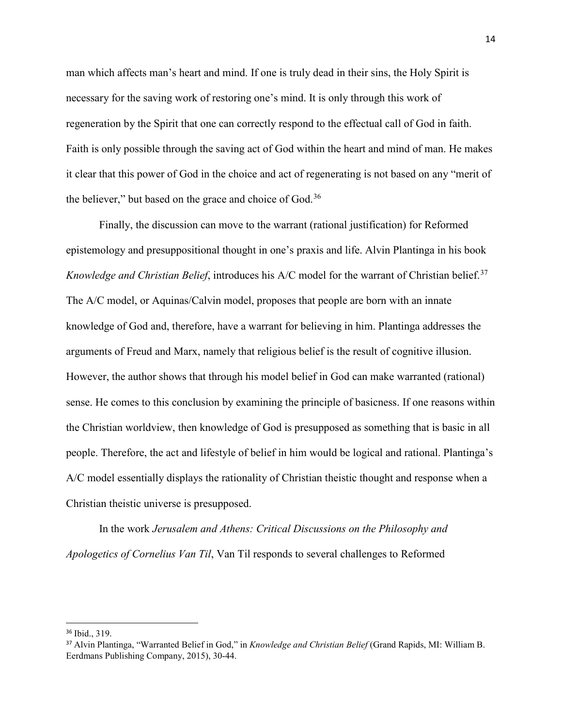man which affects man's heart and mind. If one is truly dead in their sins, the Holy Spirit is necessary for the saving work of restoring one's mind. It is only through this work of regeneration by the Spirit that one can correctly respond to the effectual call of God in faith. Faith is only possible through the saving act of God within the heart and mind of man. He makes it clear that this power of God in the choice and act of regenerating is not based on any "merit of the believer," but based on the grace and choice of God.[36]

Finally, the discussion can move to the warrant (rational justification) for Reformed epistemology and presuppositional thought in one's praxis and life. Alvin Plantinga in his book *Knowledge and Christian Belief*, introduces his A/C model for the warrant of Christian belief.[37] The A/C model, or Aquinas/Calvin model, proposes that people are born with an innate knowledge of God and, therefore, have a warrant for believing in him. Plantinga addresses the arguments of Freud and Marx, namely that religious belief is the result of cognitive illusion. However, the author shows that through his model belief in God can make warranted (rational) sense. He comes to this conclusion by examining the principle of basicness. If one reasons within the Christian worldview, then knowledge of God is presupposed as something that is basic in all people. Therefore, the act and lifestyle of belief in him would be logical and rational. Plantinga's A/C model essentially displays the rationality of Christian theistic thought and response when a Christian theistic universe is presupposed.

In the work *Jerusalem and Athens: Critical Discussions on the Philosophy and Apologetics of Cornelius Van Til*, Van Til responds to several challenges to Reformed

---

[36] Ibid., 319.

[37] Alvin Plantinga, "Warranted Belief in God," in *Knowledge and Christian Belief* (Grand Rapids, MI: William B. Eerdmans Publishing Company, 2015), 30-44.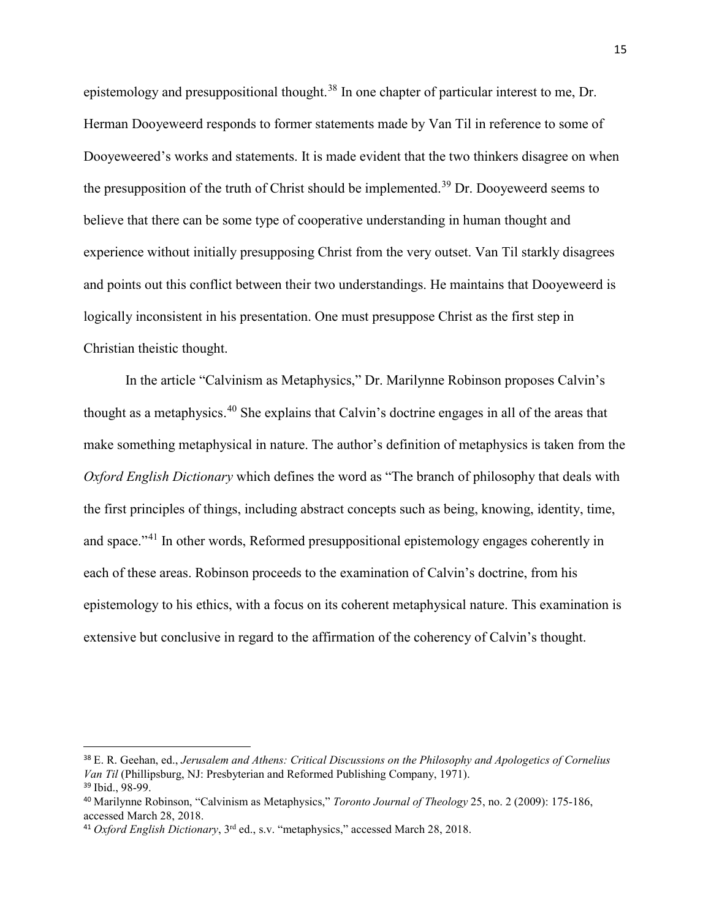epistemology and presuppositional thought.[38] In one chapter of particular interest to me, Dr. Herman Dooyeweerd responds to former statements made by Van Til in reference to some of Dooyeweered's works and statements. It is made evident that the two thinkers disagree on when the presupposition of the truth of Christ should be implemented.[39] Dr. Dooyeweerd seems to believe that there can be some type of cooperative understanding in human thought and experience without initially presupposing Christ from the very outset. Van Til starkly disagrees and points out this conflict between their two understandings. He maintains that Dooyeweerd is logically inconsistent in his presentation. One must presuppose Christ as the first step in Christian theistic thought.

In the article "Calvinism as Metaphysics," Dr. Marilynne Robinson proposes Calvin's thought as a metaphysics.[40] She explains that Calvin's doctrine engages in all of the areas that make something metaphysical in nature. The author's definition of metaphysics is taken from the *Oxford English Dictionary* which defines the word as "The branch of philosophy that deals with the first principles of things, including abstract concepts such as being, knowing, identity, time, and space."[41] In other words, Reformed presuppositional epistemology engages coherently in each of these areas. Robinson proceeds to the examination of Calvin's doctrine, from his epistemology to his ethics, with a focus on its coherent metaphysical nature. This examination is extensive but conclusive in regard to the affirmation of the coherency of Calvin's thought.

---

[38] E. R. Geehan, ed., *Jerusalem and Athens: Critical Discussions on the Philosophy and Apologetics of Cornelius Van Til* (Phillipsburg, NJ: Presbyterian and Reformed Publishing Company, 1971).

[39] Ibid., 98-99.

[40] Marilynne Robinson, "Calvinism as Metaphysics," *Toronto Journal of Theology* 25, no. 2 (2009): 175-186, accessed March 28, 2018.

[41] *Oxford English Dictionary*, 3rd ed., s.v. "metaphysics," accessed March 28, 2018.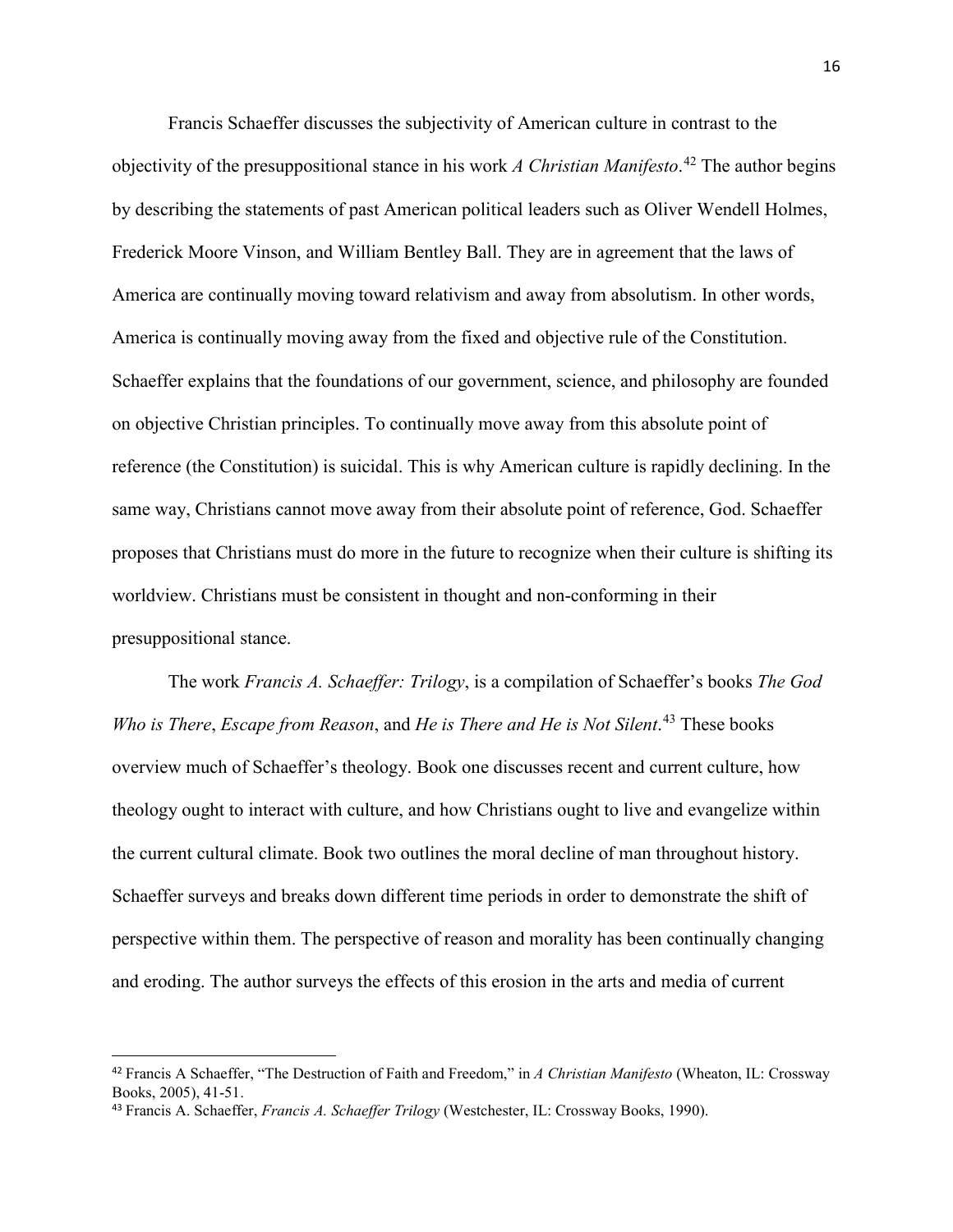Francis Schaeffer discusses the subjectivity of American culture in contrast to the objectivity of the presuppositional stance in his work *A Christian Manifesto*.[42] The author begins by describing the statements of past American political leaders such as Oliver Wendell Holmes, Frederick Moore Vinson, and William Bentley Ball. They are in agreement that the laws of America are continually moving toward relativism and away from absolutism. In other words, America is continually moving away from the fixed and objective rule of the Constitution. Schaeffer explains that the foundations of our government, science, and philosophy are founded on objective Christian principles. To continually move away from this absolute point of reference (the Constitution) is suicidal. This is why American culture is rapidly declining. In the same way, Christians cannot move away from their absolute point of reference, God. Schaeffer proposes that Christians must do more in the future to recognize when their culture is shifting its worldview. Christians must be consistent in thought and non-conforming in their presuppositional stance.

The work *Francis A. Schaeffer: Trilogy*, is a compilation of Schaeffer's books *The God Who is There*, *Escape from Reason*, and *He is There and He is Not Silent*.[43] These books overview much of Schaeffer's theology. Book one discusses recent and current culture, how theology ought to interact with culture, and how Christians ought to live and evangelize within the current cultural climate. Book two outlines the moral decline of man throughout history. Schaeffer surveys and breaks down different time periods in order to demonstrate the shift of perspective within them. The perspective of reason and morality has been continually changing and eroding. The author surveys the effects of this erosion in the arts and media of current

---

[42] Francis A Schaeffer, "The Destruction of Faith and Freedom," in *A Christian Manifesto* (Wheaton, IL: Crossway Books, 2005), 41-51.

[43] Francis A. Schaeffer, *Francis A. Schaeffer Trilogy* (Westchester, IL: Crossway Books, 1990).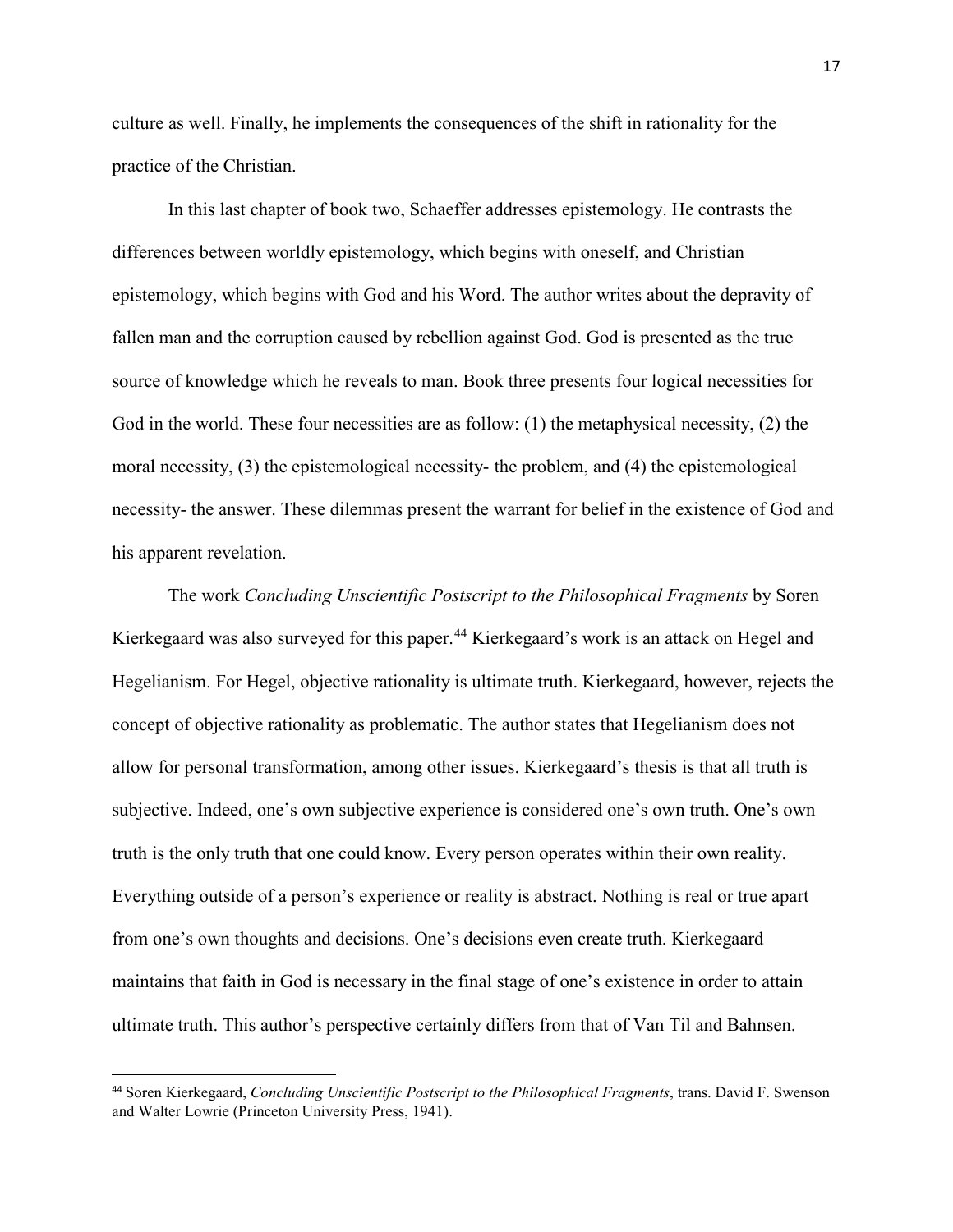culture as well. Finally, he implements the consequences of the shift in rationality for the practice of the Christian.

In this last chapter of book two, Schaeffer addresses epistemology. He contrasts the differences between worldly epistemology, which begins with oneself, and Christian epistemology, which begins with God and his Word. The author writes about the depravity of fallen man and the corruption caused by rebellion against God. God is presented as the true source of knowledge which he reveals to man. Book three presents four logical necessities for God in the world. These four necessities are as follow: (1) the metaphysical necessity, (2) the moral necessity, (3) the epistemological necessity- the problem, and (4) the epistemological necessity- the answer. These dilemmas present the warrant for belief in the existence of God and his apparent revelation.

The work *Concluding Unscientific Postscript to the Philosophical Fragments* by Soren Kierkegaard was also surveyed for this paper.[44] Kierkegaard's work is an attack on Hegel and Hegelianism. For Hegel, objective rationality is ultimate truth. Kierkegaard, however, rejects the concept of objective rationality as problematic. The author states that Hegelianism does not allow for personal transformation, among other issues. Kierkegaard's thesis is that all truth is subjective. Indeed, one's own subjective experience is considered one's own truth. One's own truth is the only truth that one could know. Every person operates within their own reality. Everything outside of a person's experience or reality is abstract. Nothing is real or true apart from one's own thoughts and decisions. One's decisions even create truth. Kierkegaard maintains that faith in God is necessary in the final stage of one's existence in order to attain ultimate truth. This author's perspective certainly differs from that of Van Til and Bahnsen.

[44] Soren Kierkegaard, *Concluding Unscientific Postscript to the Philosophical Fragments*, trans. David F. Swenson and Walter Lowrie (Princeton University Press, 1941).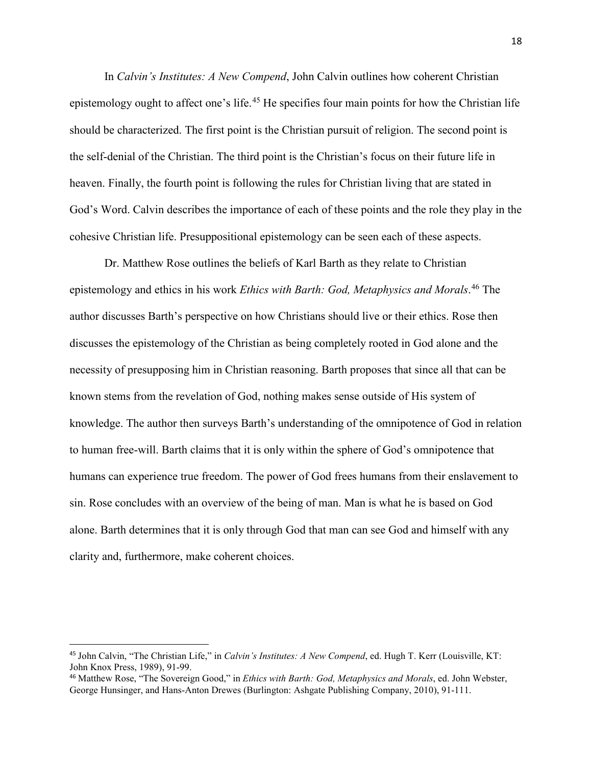In *Calvin's Institutes: A New Compend*, John Calvin outlines how coherent Christian epistemology ought to affect one's life.[45] He specifies four main points for how the Christian life should be characterized. The first point is the Christian pursuit of religion. The second point is the self-denial of the Christian. The third point is the Christian's focus on their future life in heaven. Finally, the fourth point is following the rules for Christian living that are stated in God's Word. Calvin describes the importance of each of these points and the role they play in the cohesive Christian life. Presuppositional epistemology can be seen each of these aspects.

Dr. Matthew Rose outlines the beliefs of Karl Barth as they relate to Christian epistemology and ethics in his work *Ethics with Barth: God, Metaphysics and Morals*.[46] The author discusses Barth's perspective on how Christians should live or their ethics. Rose then discusses the epistemology of the Christian as being completely rooted in God alone and the necessity of presupposing him in Christian reasoning. Barth proposes that since all that can be known stems from the revelation of God, nothing makes sense outside of His system of knowledge. The author then surveys Barth's understanding of the omnipotence of God in relation to human free-will. Barth claims that it is only within the sphere of God's omnipotence that humans can experience true freedom. The power of God frees humans from their enslavement to sin. Rose concludes with an overview of the being of man. Man is what he is based on God alone. Barth determines that it is only through God that man can see God and himself with any clarity and, furthermore, make coherent choices.

---

[45] John Calvin, "The Christian Life," in *Calvin's Institutes: A New Compend*, ed. Hugh T. Kerr (Louisville, KT: John Knox Press, 1989), 91-99.

[46] Matthew Rose, "The Sovereign Good," in *Ethics with Barth: God, Metaphysics and Morals*, ed. John Webster, George Hunsinger, and Hans-Anton Drewes (Burlington: Ashgate Publishing Company, 2010), 91-111.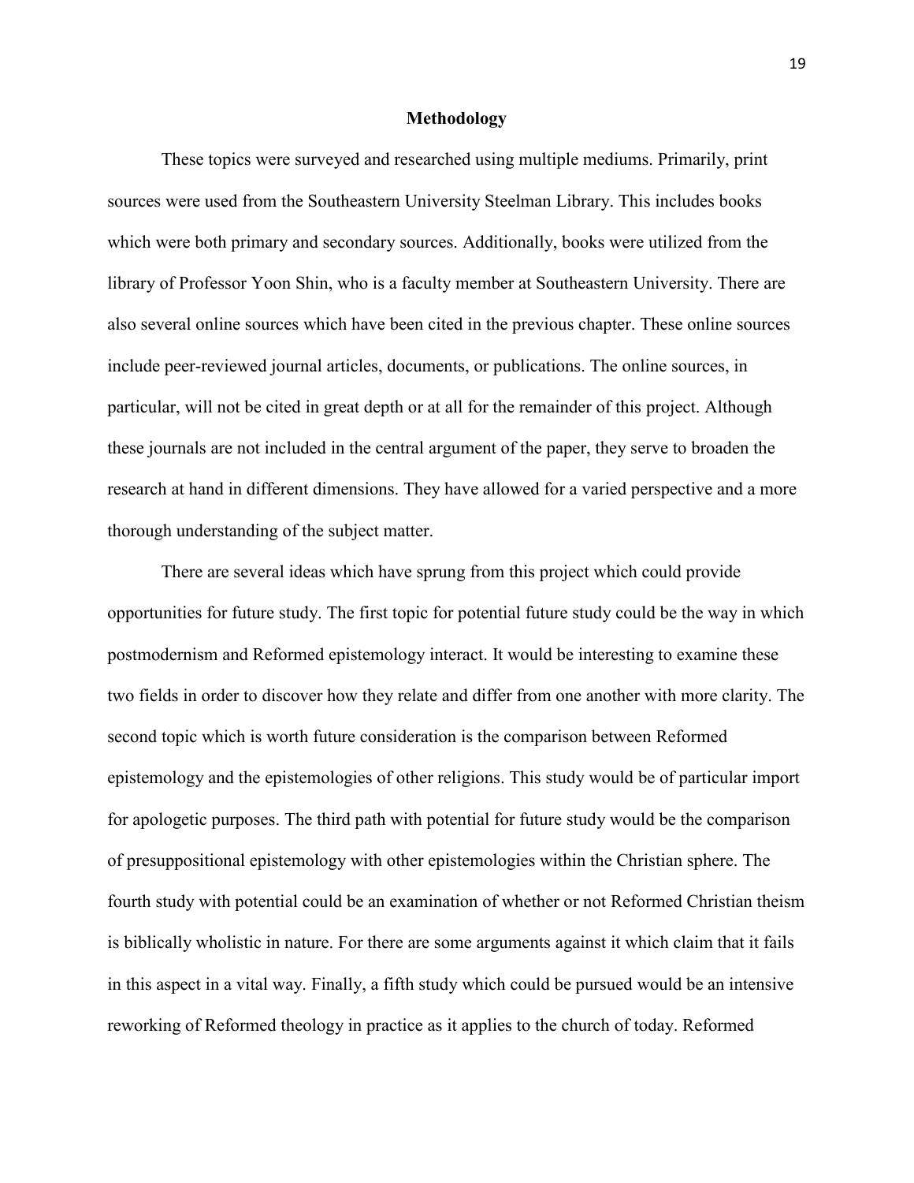## Methodology

These topics were surveyed and researched using multiple mediums. Primarily, print sources were used from the Southeastern University Steelman Library. This includes books which were both primary and secondary sources. Additionally, books were utilized from the library of Professor Yoon Shin, who is a faculty member at Southeastern University. There are also several online sources which have been cited in the previous chapter. These online sources include peer-reviewed journal articles, documents, or publications. The online sources, in particular, will not be cited in great depth or at all for the remainder of this project. Although these journals are not included in the central argument of the paper, they serve to broaden the research at hand in different dimensions. They have allowed for a varied perspective and a more thorough understanding of the subject matter.

There are several ideas which have sprung from this project which could provide opportunities for future study. The first topic for potential future study could be the way in which postmodernism and Reformed epistemology interact. It would be interesting to examine these two fields in order to discover how they relate and differ from one another with more clarity. The second topic which is worth future consideration is the comparison between Reformed epistemology and the epistemologies of other religions. This study would be of particular import for apologetic purposes. The third path with potential for future study would be the comparison of presuppositional epistemology with other epistemologies within the Christian sphere. The fourth study with potential could be an examination of whether or not Reformed Christian theism is biblically wholistic in nature. For there are some arguments against it which claim that it fails in this aspect in a vital way. Finally, a fifth study which could be pursued would be an intensive reworking of Reformed theology in practice as it applies to the church of today. Reformed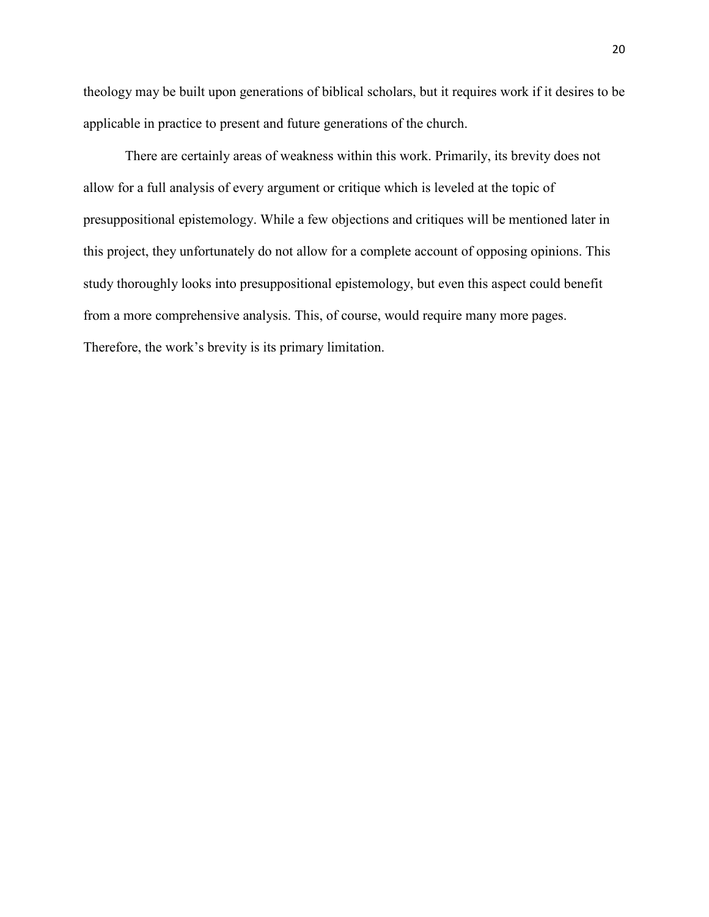theology may be built upon generations of biblical scholars, but it requires work if it desires to be applicable in practice to present and future generations of the church.

There are certainly areas of weakness within this work. Primarily, its brevity does not allow for a full analysis of every argument or critique which is leveled at the topic of presuppositional epistemology. While a few objections and critiques will be mentioned later in this project, they unfortunately do not allow for a complete account of opposing opinions. This study thoroughly looks into presuppositional epistemology, but even this aspect could benefit from a more comprehensive analysis. This, of course, would require many more pages. Therefore, the work's brevity is its primary limitation.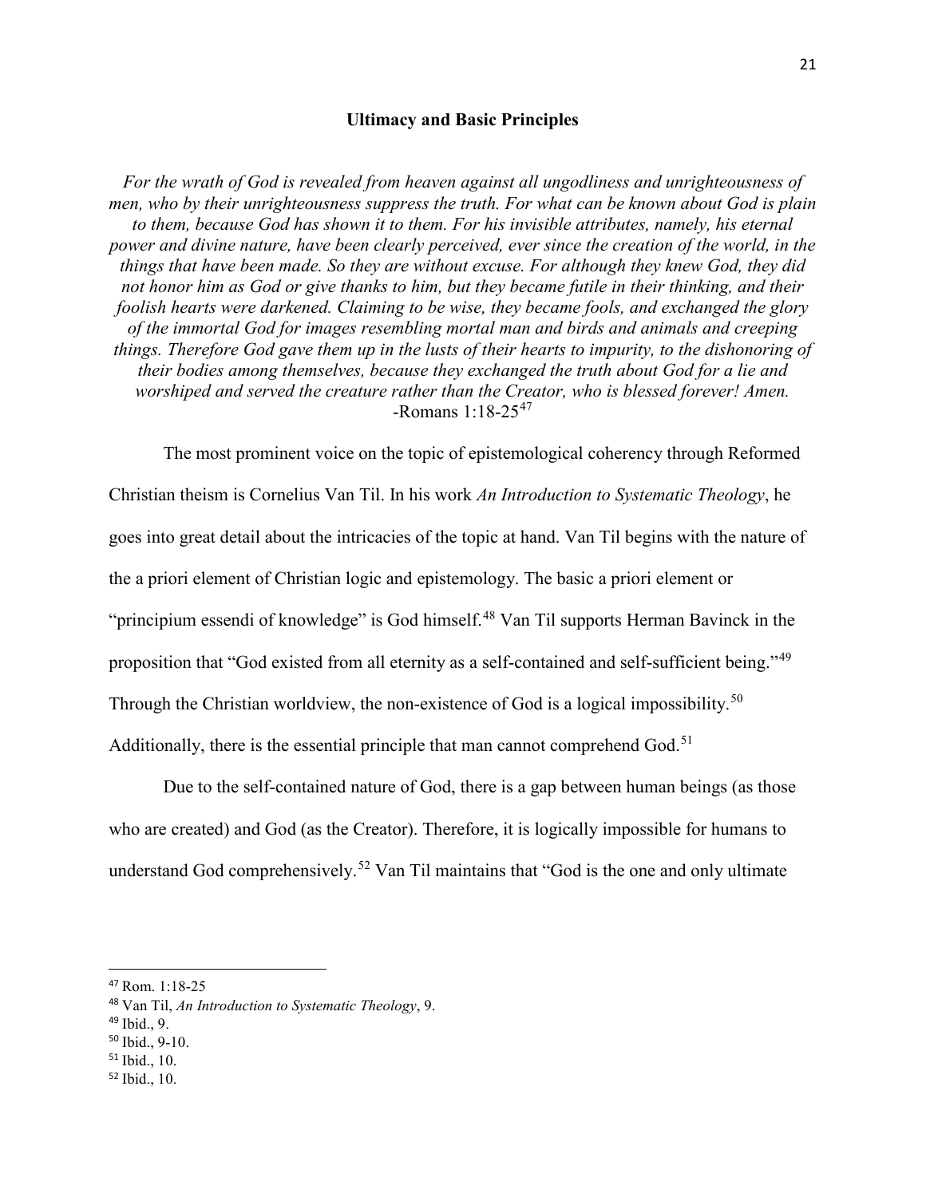## Ultimacy and Basic Principles

*For the wrath of God is revealed from heaven against all ungodliness and unrighteousness of men, who by their unrighteousness suppress the truth. For what can be known about God is plain to them, because God has shown it to them. For his invisible attributes, namely, his eternal power and divine nature, have been clearly perceived, ever since the creation of the world, in the things that have been made. So they are without excuse. For although they knew God, they did not honor him as God or give thanks to him, but they became futile in their thinking, and their foolish hearts were darkened. Claiming to be wise, they became fools, and exchanged the glory of the immortal God for images resembling mortal man and birds and animals and creeping things. Therefore God gave them up in the lusts of their hearts to impurity, to the dishonoring of their bodies among themselves, because they exchanged the truth about God for a lie and worshiped and served the creature rather than the Creator, who is blessed forever! Amen.*
-Romans 1:18-25[47]

The most prominent voice on the topic of epistemological coherency through Reformed Christian theism is Cornelius Van Til. In his work *An Introduction to Systematic Theology*, he goes into great detail about the intricacies of the topic at hand. Van Til begins with the nature of the a priori element of Christian logic and epistemology. The basic a priori element or "principium essendi of knowledge" is God himself.[48] Van Til supports Herman Bavinck in the proposition that "God existed from all eternity as a self-contained and self-sufficient being."[49] Through the Christian worldview, the non-existence of God is a logical impossibility.[50] Additionally, there is the essential principle that man cannot comprehend God.[51]

Due to the self-contained nature of God, there is a gap between human beings (as those who are created) and God (as the Creator). Therefore, it is logically impossible for humans to understand God comprehensively.[52] Van Til maintains that "God is the one and only ultimate

---

[47] Rom. 1:18-25
[48] Van Til, *An Introduction to Systematic Theology*, 9.
[49] Ibid., 9.
[50] Ibid., 9-10.
[51] Ibid., 10.
[52] Ibid., 10.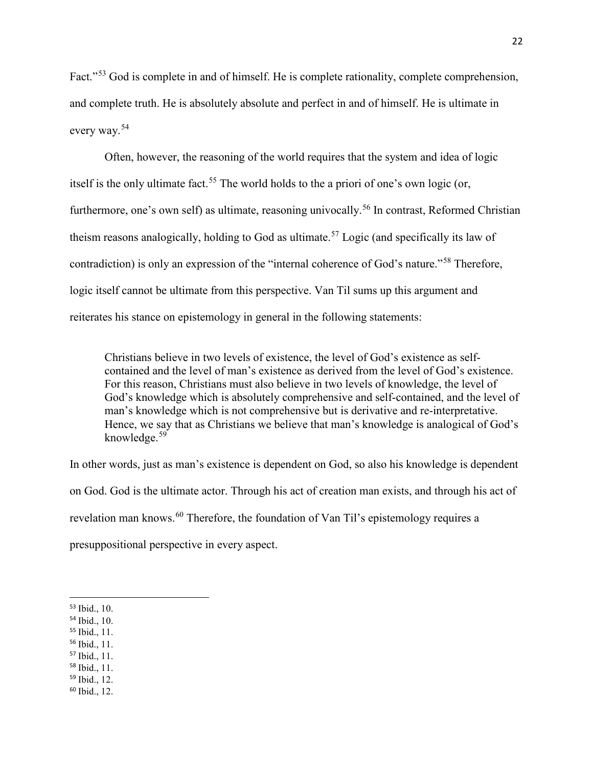Fact."[53] God is complete in and of himself. He is complete rationality, complete comprehension, and complete truth. He is absolutely absolute and perfect in and of himself. He is ultimate in every way.[54]

Often, however, the reasoning of the world requires that the system and idea of logic itself is the only ultimate fact.[55] The world holds to the a priori of one's own logic (or, furthermore, one's own self) as ultimate, reasoning univocally.[56] In contrast, Reformed Christian theism reasons analogically, holding to God as ultimate.[57] Logic (and specifically its law of contradiction) is only an expression of the "internal coherence of God's nature."[58] Therefore, logic itself cannot be ultimate from this perspective. Van Til sums up this argument and reiterates his stance on epistemology in general in the following statements:

> Christians believe in two levels of existence, the level of God's existence as self-contained and the level of man's existence as derived from the level of God's existence. For this reason, Christians must also believe in two levels of knowledge, the level of God's knowledge which is absolutely comprehensive and self-contained, and the level of man's knowledge which is not comprehensive but is derivative and re-interpretative. Hence, we say that as Christians we believe that man's knowledge is analogical of God's knowledge.[59]

In other words, just as man's existence is dependent on God, so also his knowledge is dependent on God. God is the ultimate actor. Through his act of creation man exists, and through his act of revelation man knows.[60] Therefore, the foundation of Van Til's epistemology requires a presuppositional perspective in every aspect.

---

[53] Ibid., 10.
[54] Ibid., 10.
[55] Ibid., 11.
[56] Ibid., 11.
[57] Ibid., 11.
[58] Ibid., 11.
[59] Ibid., 12.
[60] Ibid., 12.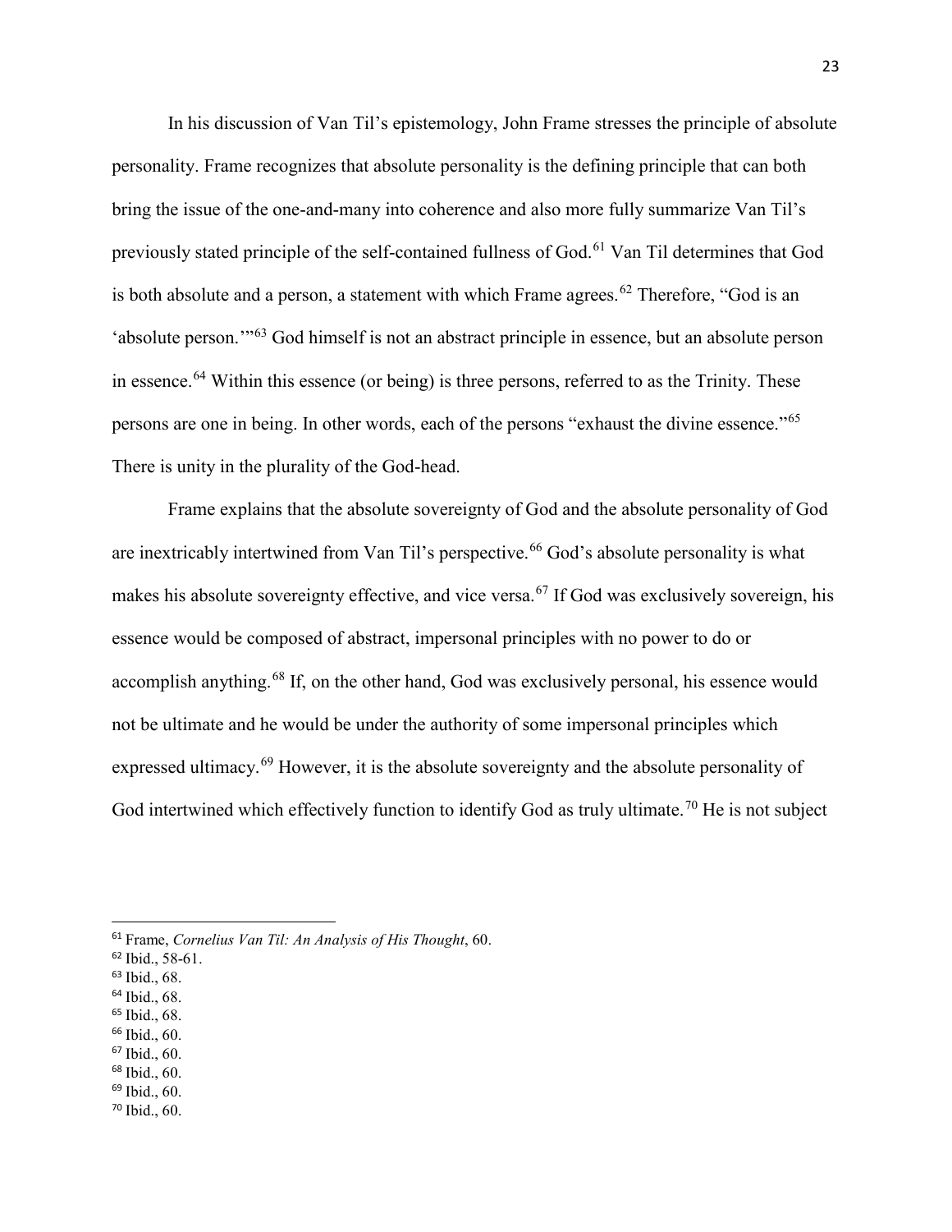In his discussion of Van Til's epistemology, John Frame stresses the principle of absolute personality. Frame recognizes that absolute personality is the defining principle that can both bring the issue of the one-and-many into coherence and also more fully summarize Van Til's previously stated principle of the self-contained fullness of God.[61] Van Til determines that God is both absolute and a person, a statement with which Frame agrees.[62] Therefore, "God is an 'absolute person.'"[63] God himself is not an abstract principle in essence, but an absolute person in essence.[64] Within this essence (or being) is three persons, referred to as the Trinity. These persons are one in being. In other words, each of the persons "exhaust the divine essence."[65] There is unity in the plurality of the God-head.

Frame explains that the absolute sovereignty of God and the absolute personality of God are inextricably intertwined from Van Til's perspective.[66] God's absolute personality is what makes his absolute sovereignty effective, and vice versa.[67] If God was exclusively sovereign, his essence would be composed of abstract, impersonal principles with no power to do or accomplish anything.[68] If, on the other hand, God was exclusively personal, his essence would not be ultimate and he would be under the authority of some impersonal principles which expressed ultimacy.[69] However, it is the absolute sovereignty and the absolute personality of God intertwined which effectively function to identify God as truly ultimate.[70] He is not subject

---

[61] Frame, *Cornelius Van Til: An Analysis of His Thought*, 60.
[62] Ibid., 58-61.
[63] Ibid., 68.
[64] Ibid., 68.
[65] Ibid., 68.
[66] Ibid., 60.
[67] Ibid., 60.
[68] Ibid., 60.
[69] Ibid., 60.
[70] Ibid., 60.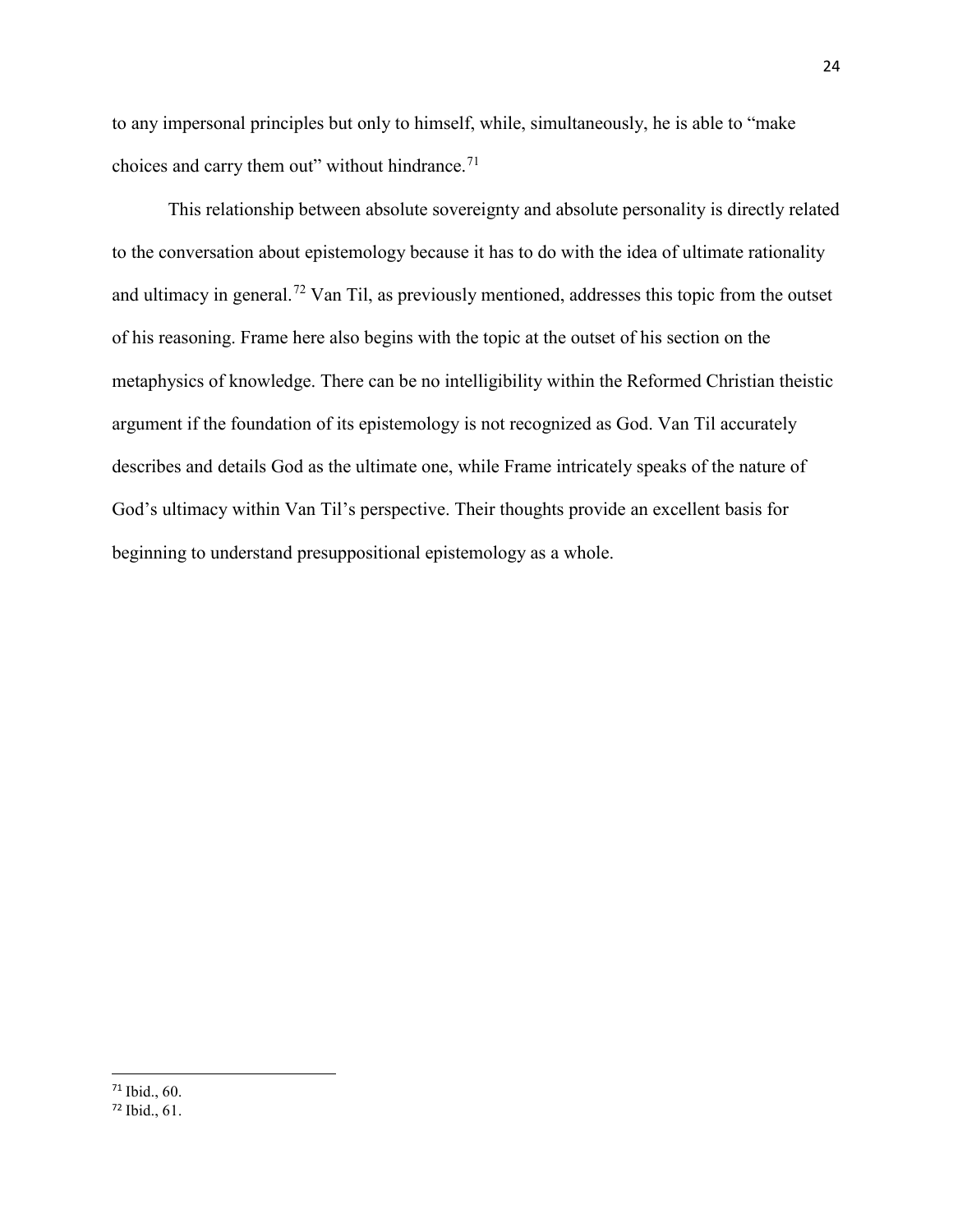to any impersonal principles but only to himself, while, simultaneously, he is able to "make choices and carry them out" without hindrance.[71]

This relationship between absolute sovereignty and absolute personality is directly related to the conversation about epistemology because it has to do with the idea of ultimate rationality and ultimacy in general.[72] Van Til, as previously mentioned, addresses this topic from the outset of his reasoning. Frame here also begins with the topic at the outset of his section on the metaphysics of knowledge. There can be no intelligibility within the Reformed Christian theistic argument if the foundation of its epistemology is not recognized as God. Van Til accurately describes and details God as the ultimate one, while Frame intricately speaks of the nature of God's ultimacy within Van Til's perspective. Their thoughts provide an excellent basis for beginning to understand presuppositional epistemology as a whole.

---

[71] Ibid., 60.

[72] Ibid., 61.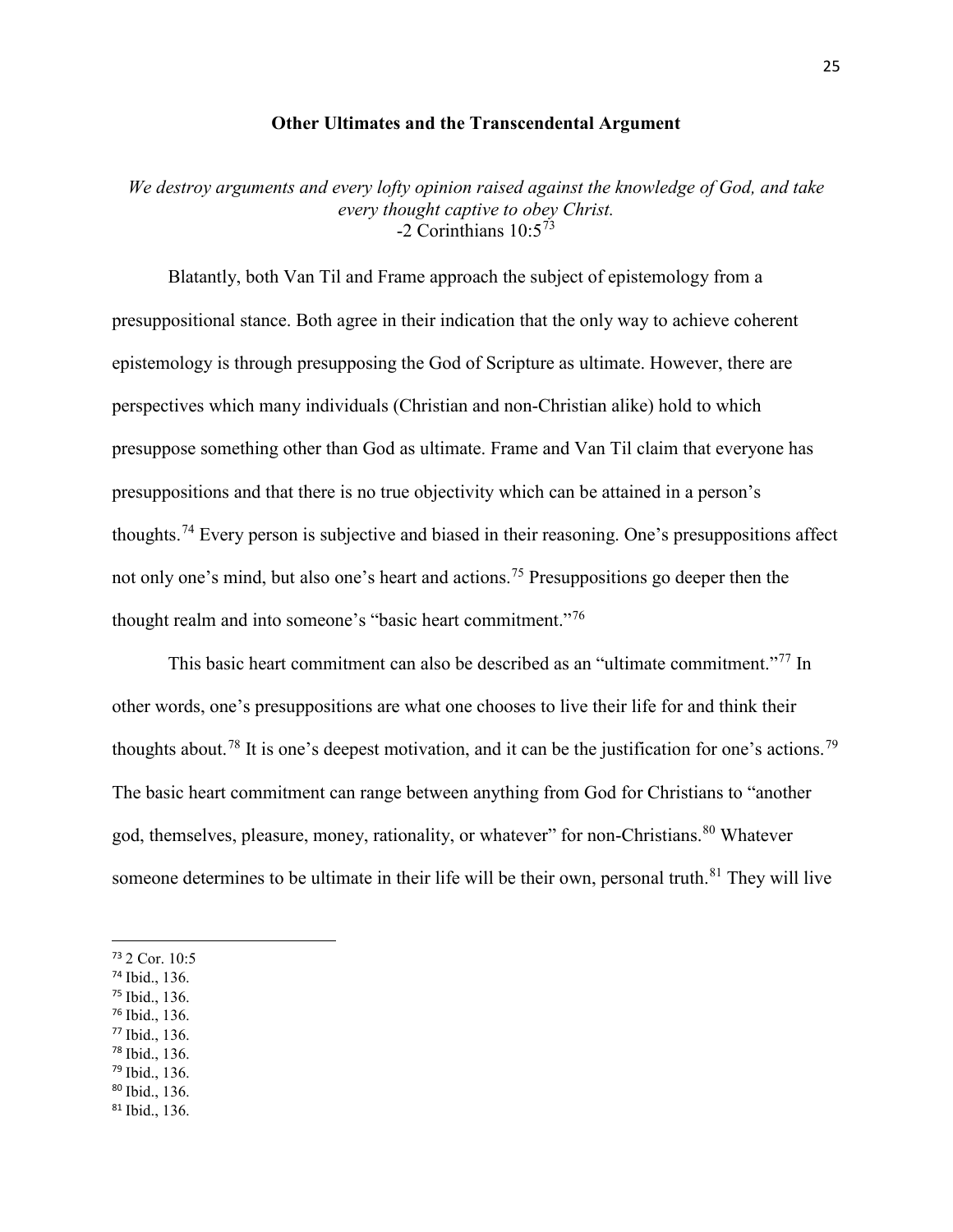### Other Ultimates and the Transcendental Argument

*We destroy arguments and every lofty opinion raised against the knowledge of God, and take every thought captive to obey Christ.*
-2 Corinthians 10:5[73]

Blatantly, both Van Til and Frame approach the subject of epistemology from a presuppositional stance. Both agree in their indication that the only way to achieve coherent epistemology is through presupposing the God of Scripture as ultimate. However, there are perspectives which many individuals (Christian and non-Christian alike) hold to which presuppose something other than God as ultimate. Frame and Van Til claim that everyone has presuppositions and that there is no true objectivity which can be attained in a person's thoughts.[74] Every person is subjective and biased in their reasoning. One's presuppositions affect not only one's mind, but also one's heart and actions.[75] Presuppositions go deeper then the thought realm and into someone's "basic heart commitment."[76]

This basic heart commitment can also be described as an "ultimate commitment."[77] In other words, one's presuppositions are what one chooses to live their life for and think their thoughts about.[78] It is one's deepest motivation, and it can be the justification for one's actions.[79] The basic heart commitment can range between anything from God for Christians to "another god, themselves, pleasure, money, rationality, or whatever" for non-Christians.[80] Whatever someone determines to be ultimate in their life will be their own, personal truth.[81] They will live

---

[73] 2 Cor. 10:5
[74] Ibid., 136.
[75] Ibid., 136.
[76] Ibid., 136.
[77] Ibid., 136.
[78] Ibid., 136.
[79] Ibid., 136.
[80] Ibid., 136.
[81] Ibid., 136.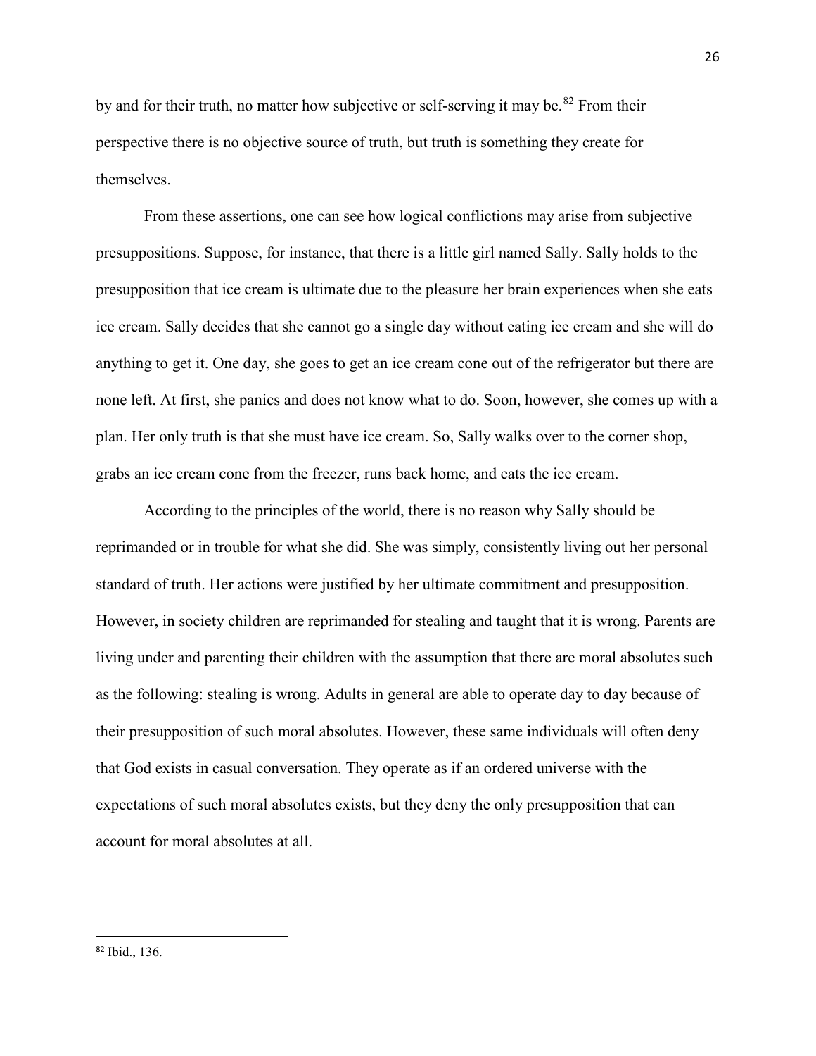by and for their truth, no matter how subjective or self-serving it may be.[82] From their perspective there is no objective source of truth, but truth is something they create for themselves.

From these assertions, one can see how logical conflictions may arise from subjective presuppositions. Suppose, for instance, that there is a little girl named Sally. Sally holds to the presupposition that ice cream is ultimate due to the pleasure her brain experiences when she eats ice cream. Sally decides that she cannot go a single day without eating ice cream and she will do anything to get it. One day, she goes to get an ice cream cone out of the refrigerator but there are none left. At first, she panics and does not know what to do. Soon, however, she comes up with a plan. Her only truth is that she must have ice cream. So, Sally walks over to the corner shop, grabs an ice cream cone from the freezer, runs back home, and eats the ice cream.

According to the principles of the world, there is no reason why Sally should be reprimanded or in trouble for what she did. She was simply, consistently living out her personal standard of truth. Her actions were justified by her ultimate commitment and presupposition. However, in society children are reprimanded for stealing and taught that it is wrong. Parents are living under and parenting their children with the assumption that there are moral absolutes such as the following: stealing is wrong. Adults in general are able to operate day to day because of their presupposition of such moral absolutes. However, these same individuals will often deny that God exists in casual conversation. They operate as if an ordered universe with the expectations of such moral absolutes exists, but they deny the only presupposition that can account for moral absolutes at all.

---

[82] Ibid., 136.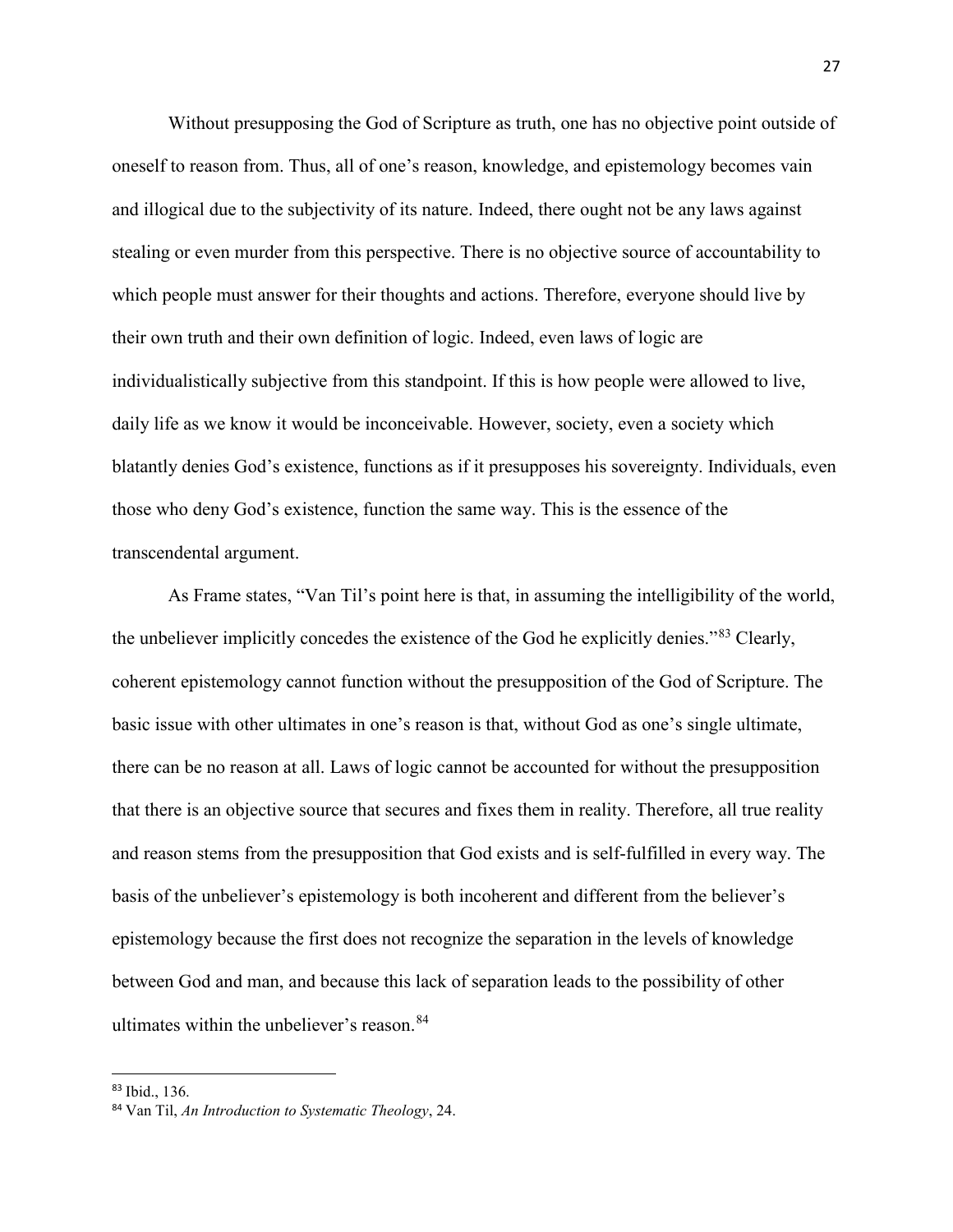Without presupposing the God of Scripture as truth, one has no objective point outside of oneself to reason from. Thus, all of one's reason, knowledge, and epistemology becomes vain and illogical due to the subjectivity of its nature. Indeed, there ought not be any laws against stealing or even murder from this perspective. There is no objective source of accountability to which people must answer for their thoughts and actions. Therefore, everyone should live by their own truth and their own definition of logic. Indeed, even laws of logic are individualistically subjective from this standpoint. If this is how people were allowed to live, daily life as we know it would be inconceivable. However, society, even a society which blatantly denies God's existence, functions as if it presupposes his sovereignty. Individuals, even those who deny God's existence, function the same way. This is the essence of the transcendental argument.

As Frame states, "Van Til's point here is that, in assuming the intelligibility of the world, the unbeliever implicitly concedes the existence of the God he explicitly denies."[83] Clearly, coherent epistemology cannot function without the presupposition of the God of Scripture. The basic issue with other ultimates in one's reason is that, without God as one's single ultimate, there can be no reason at all. Laws of logic cannot be accounted for without the presupposition that there is an objective source that secures and fixes them in reality. Therefore, all true reality and reason stems from the presupposition that God exists and is self-fulfilled in every way. The basis of the unbeliever's epistemology is both incoherent and different from the believer's epistemology because the first does not recognize the separation in the levels of knowledge between God and man, and because this lack of separation leads to the possibility of other ultimates within the unbeliever's reason.[84]

---

[83] Ibid., 136.

[84] Van Til, *An Introduction to Systematic Theology*, 24.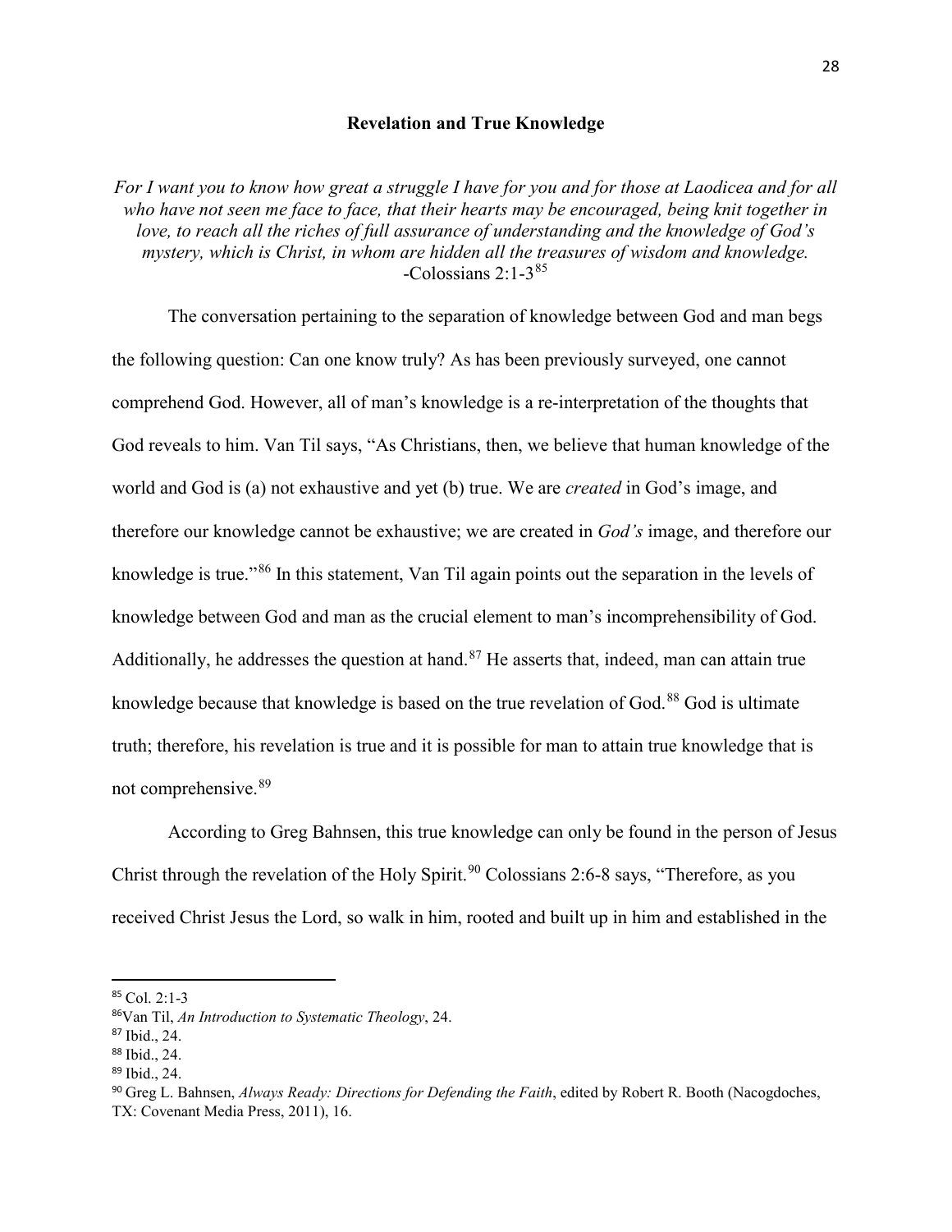## Revelation and True Knowledge

*For I want you to know how great a struggle I have for you and for those at Laodicea and for all who have not seen me face to face, that their hearts may be encouraged, being knit together in love, to reach all the riches of full assurance of understanding and the knowledge of God's mystery, which is Christ, in whom are hidden all the treasures of wisdom and knowledge.* -Colossians 2:1-3[85]

The conversation pertaining to the separation of knowledge between God and man begs the following question: Can one know truly? As has been previously surveyed, one cannot comprehend God. However, all of man's knowledge is a re-interpretation of the thoughts that God reveals to him. Van Til says, "As Christians, then, we believe that human knowledge of the world and God is (a) not exhaustive and yet (b) true. We are *created* in God's image, and therefore our knowledge cannot be exhaustive; we are created in *God's* image, and therefore our knowledge is true."[86] In this statement, Van Til again points out the separation in the levels of knowledge between God and man as the crucial element to man's incomprehensibility of God. Additionally, he addresses the question at hand.[87] He asserts that, indeed, man can attain true knowledge because that knowledge is based on the true revelation of God.[88] God is ultimate truth; therefore, his revelation is true and it is possible for man to attain true knowledge that is not comprehensive.[89]

According to Greg Bahnsen, this true knowledge can only be found in the person of Jesus Christ through the revelation of the Holy Spirit.[90] Colossians 2:6-8 says, "Therefore, as you received Christ Jesus the Lord, so walk in him, rooted and built up in him and established in the

---

[85] Col. 2:1-3

[86] Van Til, *An Introduction to Systematic Theology*, 24.

[87] Ibid., 24.

[88] Ibid., 24.

[89] Ibid., 24.

[90] Greg L. Bahnsen, *Always Ready: Directions for Defending the Faith*, edited by Robert R. Booth (Nacogdoches, TX: Covenant Media Press, 2011), 16.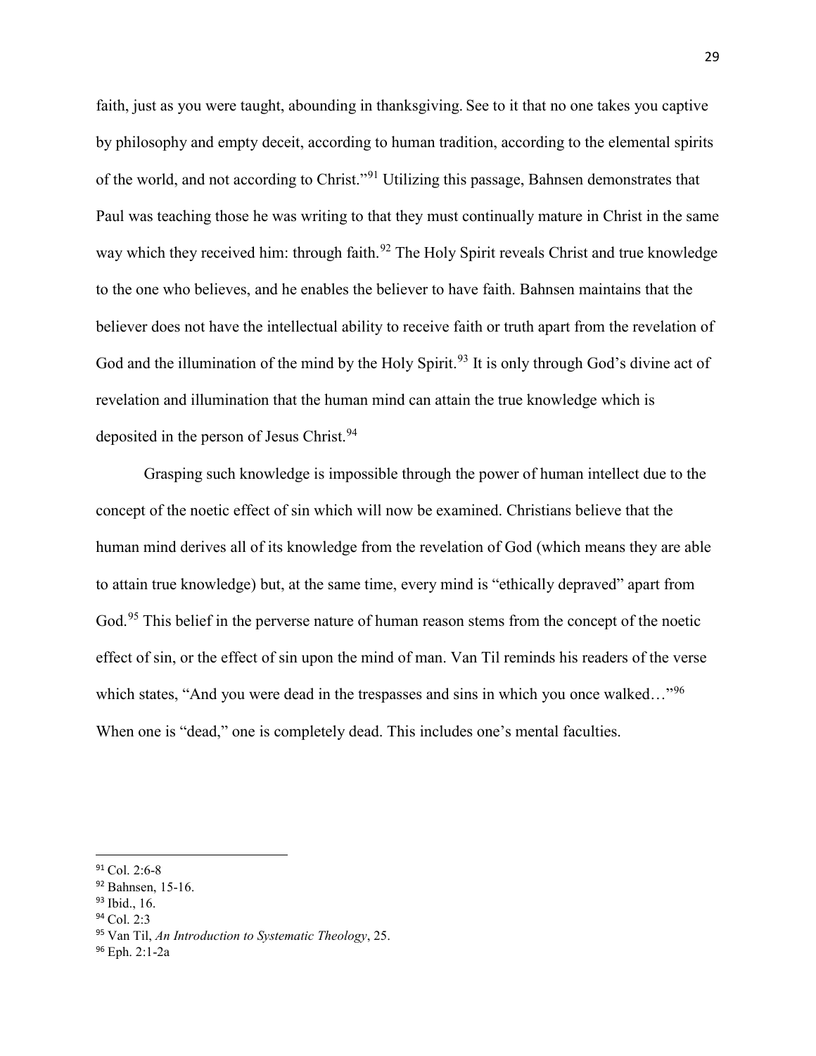faith, just as you were taught, abounding in thanksgiving. See to it that no one takes you captive by philosophy and empty deceit, according to human tradition, according to the elemental spirits of the world, and not according to Christ."[91] Utilizing this passage, Bahnsen demonstrates that Paul was teaching those he was writing to that they must continually mature in Christ in the same way which they received him: through faith.[92] The Holy Spirit reveals Christ and true knowledge to the one who believes, and he enables the believer to have faith. Bahnsen maintains that the believer does not have the intellectual ability to receive faith or truth apart from the revelation of God and the illumination of the mind by the Holy Spirit.[93] It is only through God's divine act of revelation and illumination that the human mind can attain the true knowledge which is deposited in the person of Jesus Christ.[94]

Grasping such knowledge is impossible through the power of human intellect due to the concept of the noetic effect of sin which will now be examined. Christians believe that the human mind derives all of its knowledge from the revelation of God (which means they are able to attain true knowledge) but, at the same time, every mind is "ethically depraved" apart from God.[95] This belief in the perverse nature of human reason stems from the concept of the noetic effect of sin, or the effect of sin upon the mind of man. Van Til reminds his readers of the verse which states, "And you were dead in the trespasses and sins in which you once walked…"[96] When one is "dead," one is completely dead. This includes one's mental faculties.

---

[91] Col. 2:6-8

[92] Bahnsen, 15-16.

[93] Ibid., 16.

[94] Col. 2:3

[95] Van Til, *An Introduction to Systematic Theology*, 25.

[96] Eph. 2:1-2a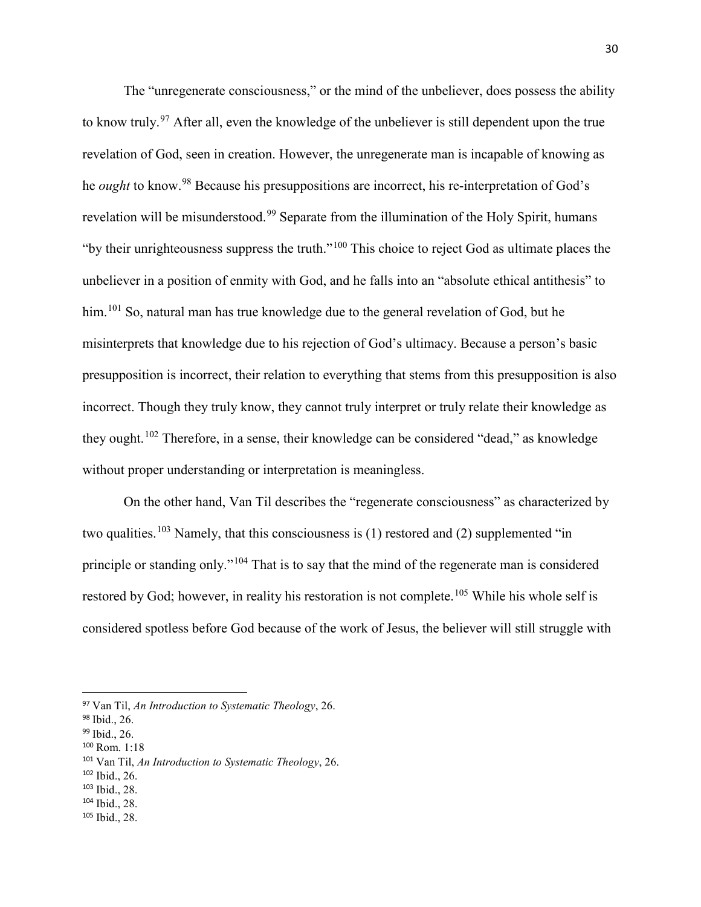The "unregenerate consciousness," or the mind of the unbeliever, does possess the ability to know truly.[97] After all, even the knowledge of the unbeliever is still dependent upon the true revelation of God, seen in creation. However, the unregenerate man is incapable of knowing as he *ought* to know.[98] Because his presuppositions are incorrect, his re-interpretation of God's revelation will be misunderstood.[99] Separate from the illumination of the Holy Spirit, humans "by their unrighteousness suppress the truth."[100] This choice to reject God as ultimate places the unbeliever in a position of enmity with God, and he falls into an "absolute ethical antithesis" to him.[101] So, natural man has true knowledge due to the general revelation of God, but he misinterprets that knowledge due to his rejection of God's ultimacy. Because a person's basic presupposition is incorrect, their relation to everything that stems from this presupposition is also incorrect. Though they truly know, they cannot truly interpret or truly relate their knowledge as they ought.[102] Therefore, in a sense, their knowledge can be considered "dead," as knowledge without proper understanding or interpretation is meaningless.

On the other hand, Van Til describes the "regenerate consciousness" as characterized by two qualities.[103] Namely, that this consciousness is (1) restored and (2) supplemented "in principle or standing only."[104] That is to say that the mind of the regenerate man is considered restored by God; however, in reality his restoration is not complete.[105] While his whole self is considered spotless before God because of the work of Jesus, the believer will still struggle with

---

[97] Van Til, *An Introduction to Systematic Theology*, 26.
[98] Ibid., 26.
[99] Ibid., 26.
[100] Rom. 1:18
[101] Van Til, *An Introduction to Systematic Theology*, 26.
[102] Ibid., 26.
[103] Ibid., 28.
[104] Ibid., 28.
[105] Ibid., 28.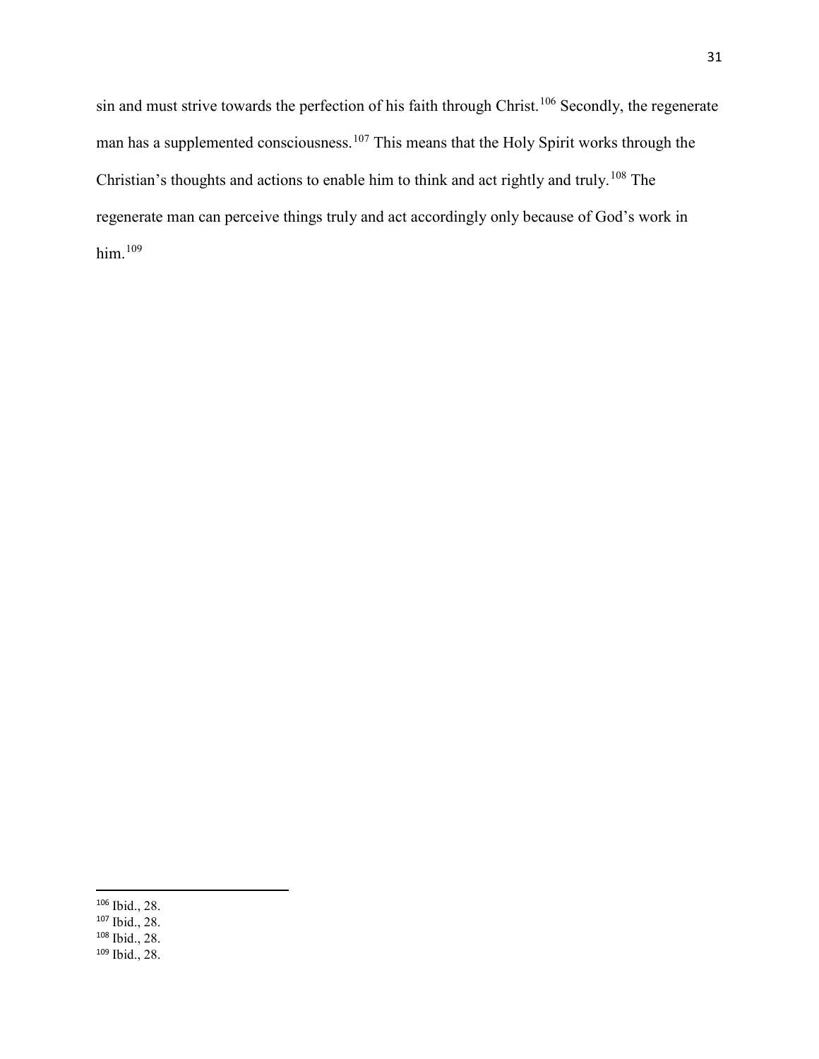sin and must strive towards the perfection of his faith through Christ.[106] Secondly, the regenerate man has a supplemented consciousness.[107] This means that the Holy Spirit works through the Christian's thoughts and actions to enable him to think and act rightly and truly.[108] The regenerate man can perceive things truly and act accordingly only because of God's work in him.[109]

---

[106] Ibid., 28.
[107] Ibid., 28.
[108] Ibid., 28.
[109] Ibid., 28.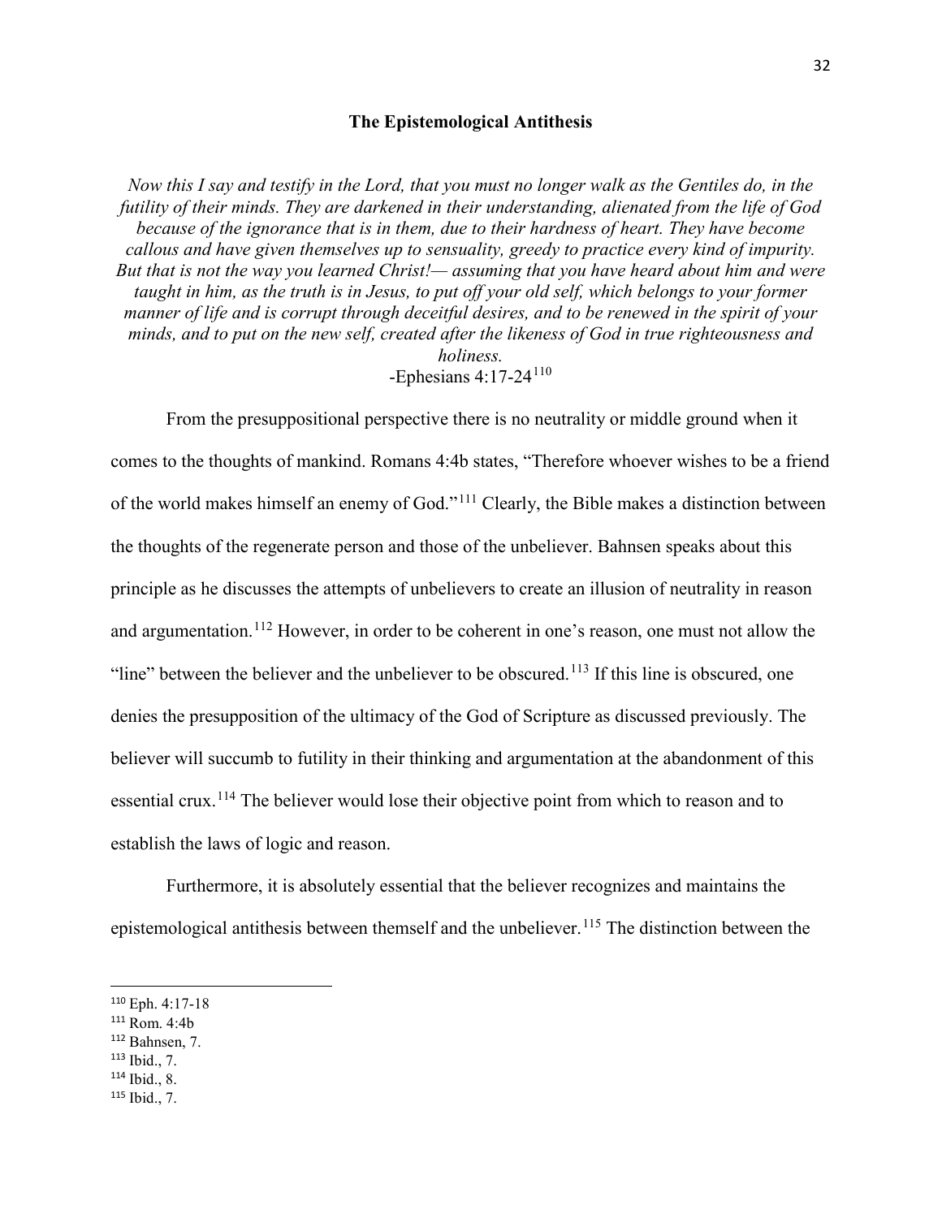**The Epistemological Antithesis**

*Now this I say and testify in the Lord, that you must no longer walk as the Gentiles do, in the futility of their minds. They are darkened in their understanding, alienated from the life of God because of the ignorance that is in them, due to their hardness of heart. They have become callous and have given themselves up to sensuality, greedy to practice every kind of impurity. But that is not the way you learned Christ!— assuming that you have heard about him and were taught in him, as the truth is in Jesus, to put off your old self, which belongs to your former manner of life and is corrupt through deceitful desires, and to be renewed in the spirit of your minds, and to put on the new self, created after the likeness of God in true righteousness and holiness.*

-Ephesians 4:17-24[110]

From the presuppositional perspective there is no neutrality or middle ground when it comes to the thoughts of mankind. Romans 4:4b states, "Therefore whoever wishes to be a friend of the world makes himself an enemy of God."[111] Clearly, the Bible makes a distinction between the thoughts of the regenerate person and those of the unbeliever. Bahnsen speaks about this principle as he discusses the attempts of unbelievers to create an illusion of neutrality in reason and argumentation.[112] However, in order to be coherent in one's reason, one must not allow the "line" between the believer and the unbeliever to be obscured.[113] If this line is obscured, one denies the presupposition of the ultimacy of the God of Scripture as discussed previously. The believer will succumb to futility in their thinking and argumentation at the abandonment of this essential crux.[114] The believer would lose their objective point from which to reason and to establish the laws of logic and reason.

Furthermore, it is absolutely essential that the believer recognizes and maintains the epistemological antithesis between themself and the unbeliever.[115] The distinction between the

---

[110] Eph. 4:17-18
[111] Rom. 4:4b
[112] Bahnsen, 7.
[113] Ibid., 7.
[114] Ibid., 8.
[115] Ibid., 7.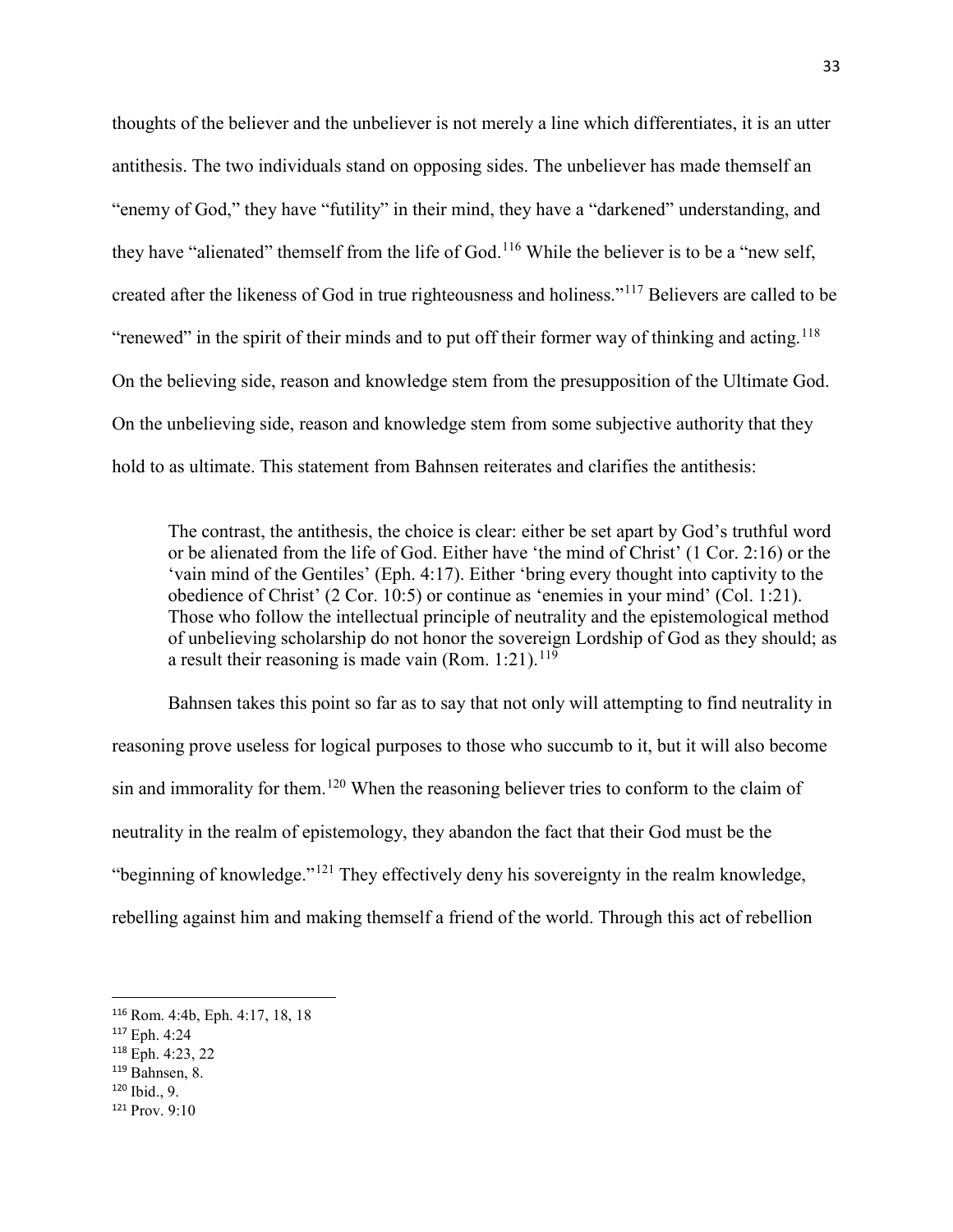thoughts of the believer and the unbeliever is not merely a line which differentiates, it is an utter antithesis. The two individuals stand on opposing sides. The unbeliever has made themself an "enemy of God," they have "futility" in their mind, they have a "darkened" understanding, and they have "alienated" themself from the life of God.[116] While the believer is to be a "new self, created after the likeness of God in true righteousness and holiness."[117] Believers are called to be "renewed" in the spirit of their minds and to put off their former way of thinking and acting.[118] On the believing side, reason and knowledge stem from the presupposition of the Ultimate God. On the unbelieving side, reason and knowledge stem from some subjective authority that they hold to as ultimate. This statement from Bahnsen reiterates and clarifies the antithesis:

> The contrast, the antithesis, the choice is clear: either be set apart by God's truthful word or be alienated from the life of God. Either have 'the mind of Christ' (1 Cor. 2:16) or the 'vain mind of the Gentiles' (Eph. 4:17). Either 'bring every thought into captivity to the obedience of Christ' (2 Cor. 10:5) or continue as 'enemies in your mind' (Col. 1:21). Those who follow the intellectual principle of neutrality and the epistemological method of unbelieving scholarship do not honor the sovereign Lordship of God as they should; as a result their reasoning is made vain (Rom. 1:21).[119]

Bahnsen takes this point so far as to say that not only will attempting to find neutrality in reasoning prove useless for logical purposes to those who succumb to it, but it will also become sin and immorality for them.[120] When the reasoning believer tries to conform to the claim of neutrality in the realm of epistemology, they abandon the fact that their God must be the "beginning of knowledge."[121] They effectively deny his sovereignty in the realm knowledge, rebelling against him and making themself a friend of the world. Through this act of rebellion

---

[116] Rom. 4:4b, Eph. 4:17, 18, 18

[117] Eph. 4:24

[118] Eph. 4:23, 22

[119] Bahnsen, 8.

[120] Ibid., 9.

[121] Prov. 9:10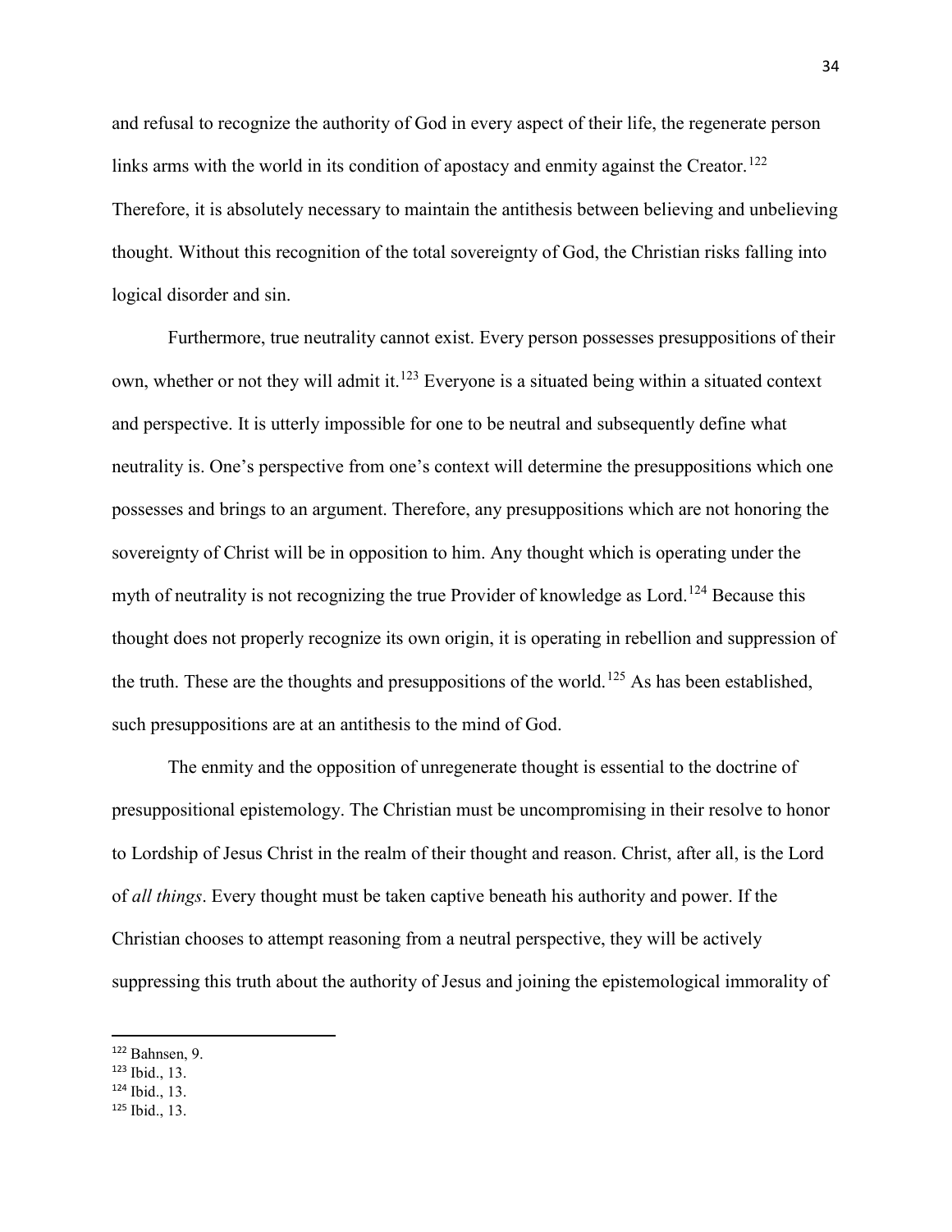and refusal to recognize the authority of God in every aspect of their life, the regenerate person links arms with the world in its condition of apostacy and enmity against the Creator.[122] Therefore, it is absolutely necessary to maintain the antithesis between believing and unbelieving thought. Without this recognition of the total sovereignty of God, the Christian risks falling into logical disorder and sin.

Furthermore, true neutrality cannot exist. Every person possesses presuppositions of their own, whether or not they will admit it.[123] Everyone is a situated being within a situated context and perspective. It is utterly impossible for one to be neutral and subsequently define what neutrality is. One's perspective from one's context will determine the presuppositions which one possesses and brings to an argument. Therefore, any presuppositions which are not honoring the sovereignty of Christ will be in opposition to him. Any thought which is operating under the myth of neutrality is not recognizing the true Provider of knowledge as Lord.[124] Because this thought does not properly recognize its own origin, it is operating in rebellion and suppression of the truth. These are the thoughts and presuppositions of the world.[125] As has been established, such presuppositions are at an antithesis to the mind of God.

The enmity and the opposition of unregenerate thought is essential to the doctrine of presuppositional epistemology. The Christian must be uncompromising in their resolve to honor to Lordship of Jesus Christ in the realm of their thought and reason. Christ, after all, is the Lord of *all things*. Every thought must be taken captive beneath his authority and power. If the Christian chooses to attempt reasoning from a neutral perspective, they will be actively suppressing this truth about the authority of Jesus and joining the epistemological immorality of

---

[122] Bahnsen, 9.

[123] Ibid., 13.

[124] Ibid., 13.

[125] Ibid., 13.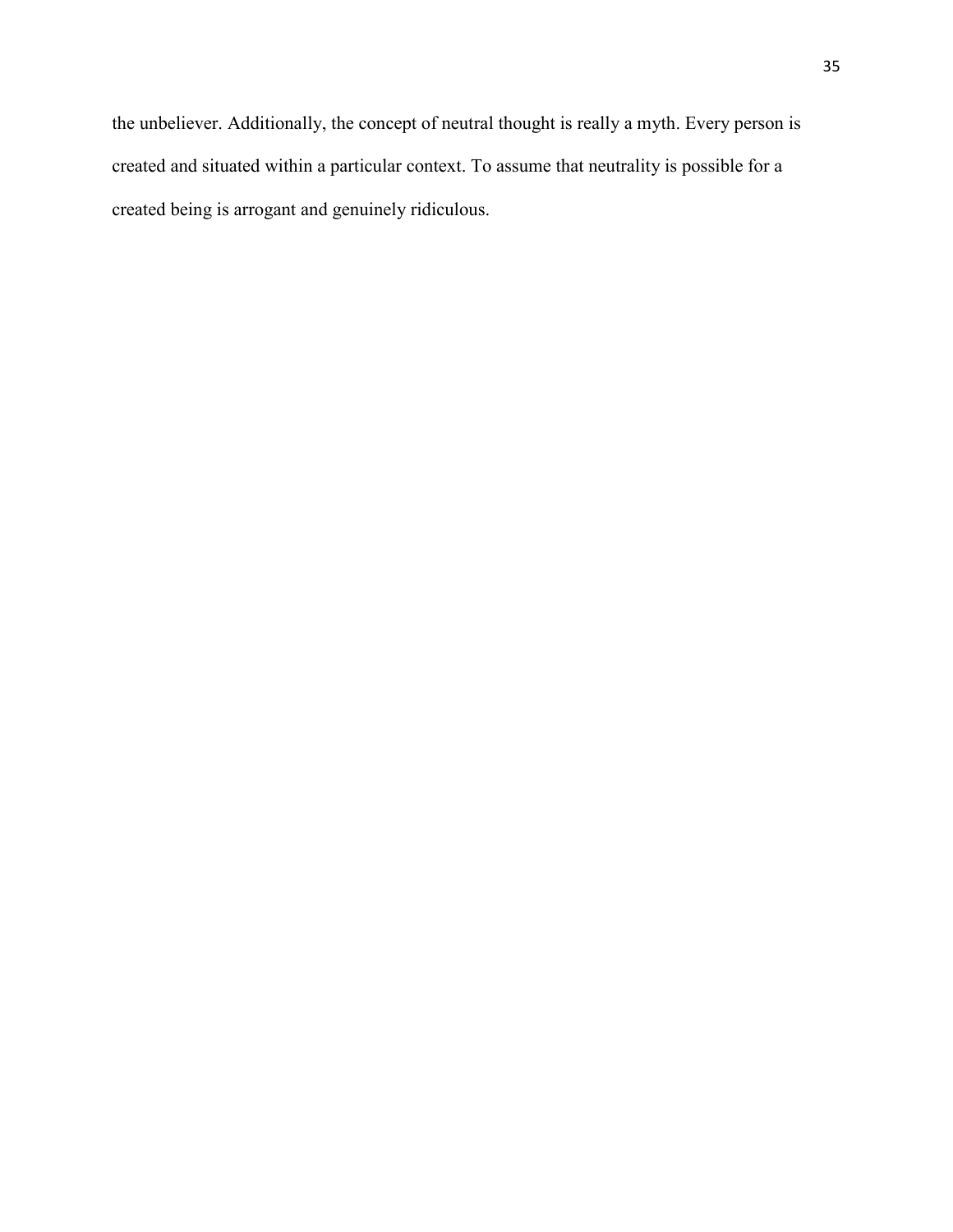the unbeliever. Additionally, the concept of neutral thought is really a myth. Every person is created and situated within a particular context. To assume that neutrality is possible for a created being is arrogant and genuinely ridiculous.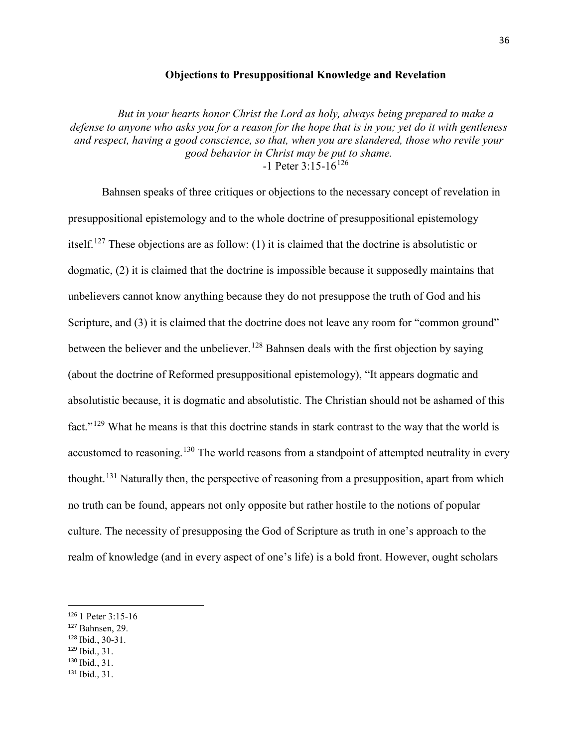## Objections to Presuppositional Knowledge and Revelation

*But in your hearts honor Christ the Lord as holy, always being prepared to make a defense to anyone who asks you for a reason for the hope that is in you; yet do it with gentleness and respect, having a good conscience, so that, when you are slandered, those who revile your good behavior in Christ may be put to shame.*
-1 Peter 3:15-16[126]

Bahnsen speaks of three critiques or objections to the necessary concept of revelation in presuppositional epistemology and to the whole doctrine of presuppositional epistemology itself.[127] These objections are as follow: (1) it is claimed that the doctrine is absolutistic or dogmatic, (2) it is claimed that the doctrine is impossible because it supposedly maintains that unbelievers cannot know anything because they do not presuppose the truth of God and his Scripture, and (3) it is claimed that the doctrine does not leave any room for "common ground" between the believer and the unbeliever.[128] Bahnsen deals with the first objection by saying (about the doctrine of Reformed presuppositional epistemology), "It appears dogmatic and absolutistic because, it is dogmatic and absolutistic. The Christian should not be ashamed of this fact."[129] What he means is that this doctrine stands in stark contrast to the way that the world is accustomed to reasoning.[130] The world reasons from a standpoint of attempted neutrality in every thought.[131] Naturally then, the perspective of reasoning from a presupposition, apart from which no truth can be found, appears not only opposite but rather hostile to the notions of popular culture. The necessity of presupposing the God of Scripture as truth in one's approach to the realm of knowledge (and in every aspect of one's life) is a bold front. However, ought scholars

---

[126] 1 Peter 3:15-16

[127] Bahnsen, 29.

[128] Ibid., 30-31.

[129] Ibid., 31.

[130] Ibid., 31.

[131] Ibid., 31.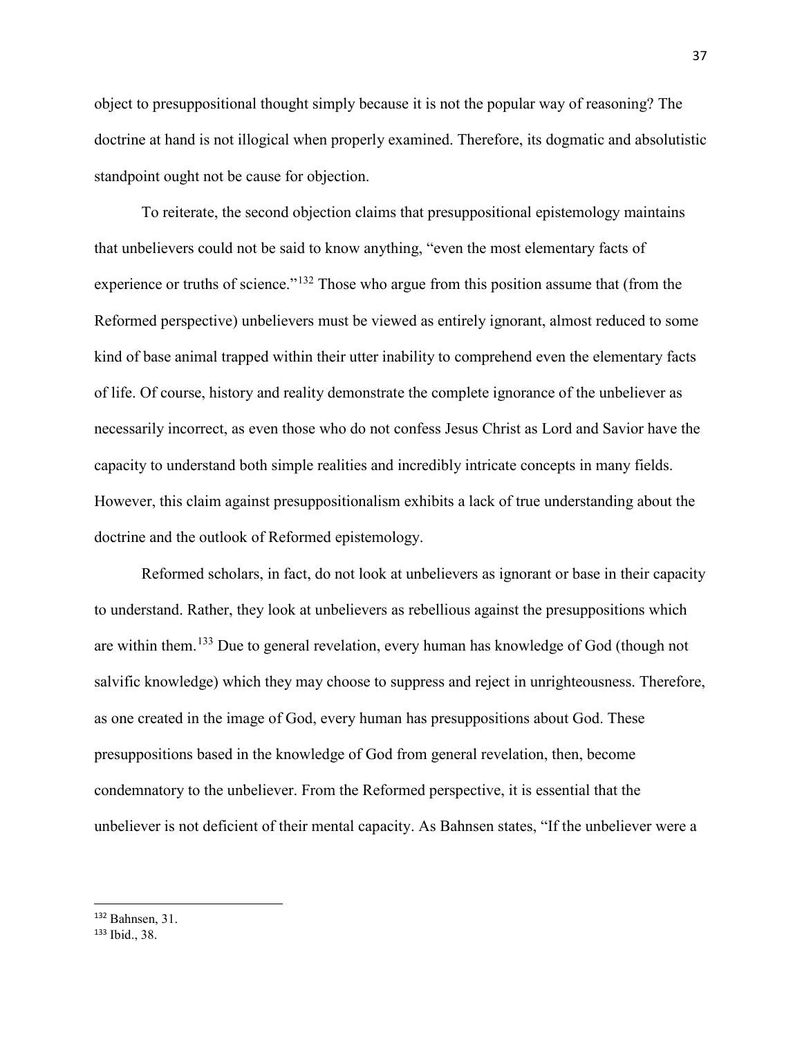object to presuppositional thought simply because it is not the popular way of reasoning? The doctrine at hand is not illogical when properly examined. Therefore, its dogmatic and absolutistic standpoint ought not be cause for objection.

To reiterate, the second objection claims that presuppositional epistemology maintains that unbelievers could not be said to know anything, "even the most elementary facts of experience or truths of science."[132] Those who argue from this position assume that (from the Reformed perspective) unbelievers must be viewed as entirely ignorant, almost reduced to some kind of base animal trapped within their utter inability to comprehend even the elementary facts of life. Of course, history and reality demonstrate the complete ignorance of the unbeliever as necessarily incorrect, as even those who do not confess Jesus Christ as Lord and Savior have the capacity to understand both simple realities and incredibly intricate concepts in many fields. However, this claim against presuppositionalism exhibits a lack of true understanding about the doctrine and the outlook of Reformed epistemology.

Reformed scholars, in fact, do not look at unbelievers as ignorant or base in their capacity to understand. Rather, they look at unbelievers as rebellious against the presuppositions which are within them.[133] Due to general revelation, every human has knowledge of God (though not salvific knowledge) which they may choose to suppress and reject in unrighteousness. Therefore, as one created in the image of God, every human has presuppositions about God. These presuppositions based in the knowledge of God from general revelation, then, become condemnatory to the unbeliever. From the Reformed perspective, it is essential that the unbeliever is not deficient of their mental capacity. As Bahnsen states, "If the unbeliever were a

---

[132] Bahnsen, 31.

[133] Ibid., 38.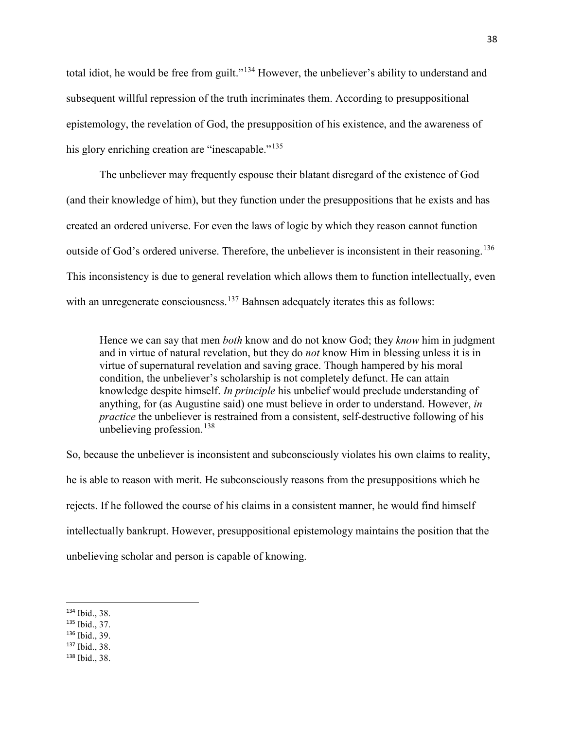total idiot, he would be free from guilt."[134] However, the unbeliever's ability to understand and subsequent willful repression of the truth incriminates them. According to presuppositional epistemology, the revelation of God, the presupposition of his existence, and the awareness of his glory enriching creation are "inescapable."[135]

The unbeliever may frequently espouse their blatant disregard of the existence of God (and their knowledge of him), but they function under the presuppositions that he exists and has created an ordered universe. For even the laws of logic by which they reason cannot function outside of God's ordered universe. Therefore, the unbeliever is inconsistent in their reasoning.[136] This inconsistency is due to general revelation which allows them to function intellectually, even with an unregenerate consciousness.[137] Bahnsen adequately iterates this as follows:

> Hence we can say that men *both* know and do not know God; they *know* him in judgment and in virtue of natural revelation, but they do *not* know Him in blessing unless it is in virtue of supernatural revelation and saving grace. Though hampered by his moral condition, the unbeliever's scholarship is not completely defunct. He can attain knowledge despite himself. *In principle* his unbelief would preclude understanding of anything, for (as Augustine said) one must believe in order to understand. However, *in practice* the unbeliever is restrained from a consistent, self-destructive following of his unbelieving profession.[138]

So, because the unbeliever is inconsistent and subconsciously violates his own claims to reality, he is able to reason with merit. He subconsciously reasons from the presuppositions which he rejects. If he followed the course of his claims in a consistent manner, he would find himself intellectually bankrupt. However, presuppositional epistemology maintains the position that the unbelieving scholar and person is capable of knowing.

---

[134] Ibid., 38.
[135] Ibid., 37.
[136] Ibid., 39.
[137] Ibid., 38.
[138] Ibid., 38.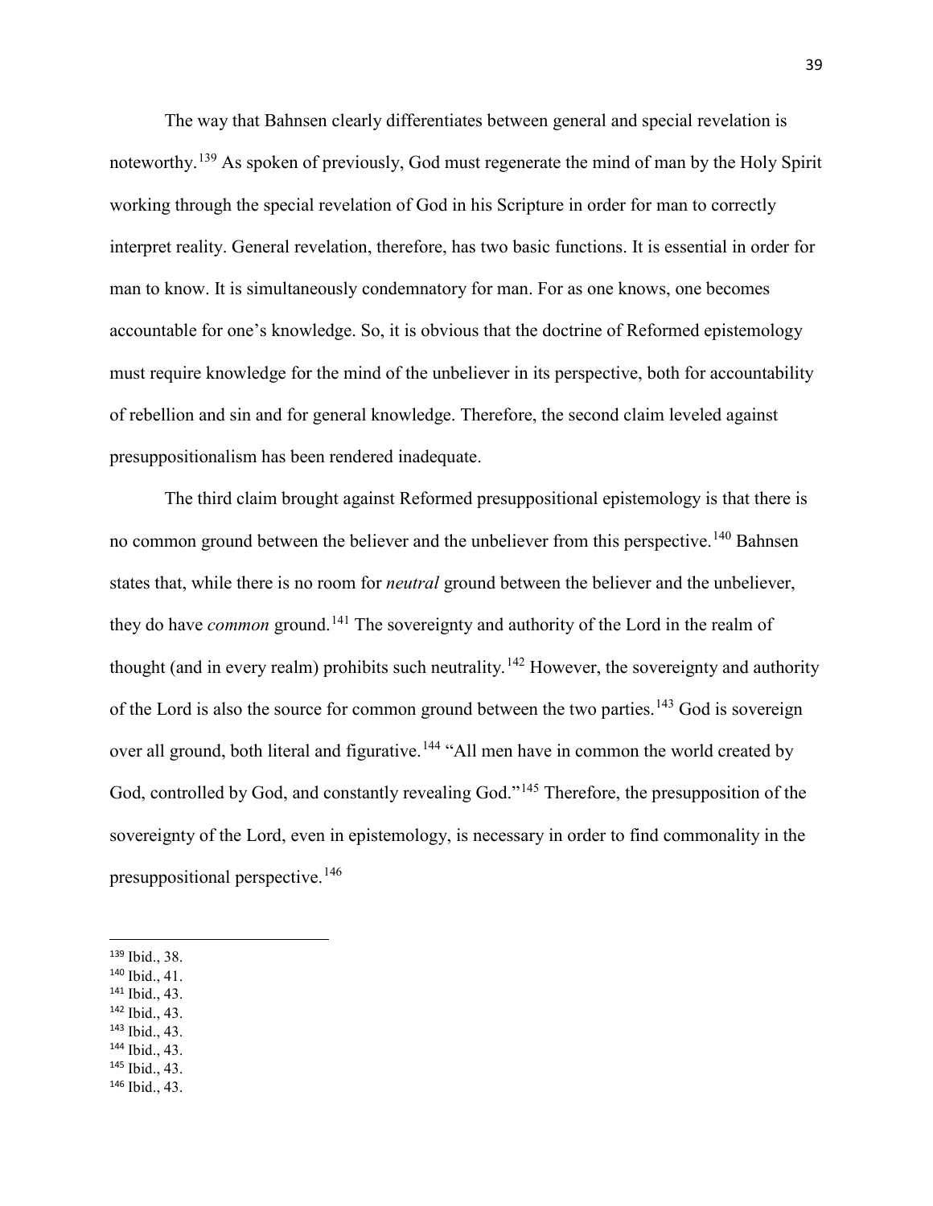The way that Bahnsen clearly differentiates between general and special revelation is noteworthy.[139] As spoken of previously, God must regenerate the mind of man by the Holy Spirit working through the special revelation of God in his Scripture in order for man to correctly interpret reality. General revelation, therefore, has two basic functions. It is essential in order for man to know. It is simultaneously condemnatory for man. For as one knows, one becomes accountable for one's knowledge. So, it is obvious that the doctrine of Reformed epistemology must require knowledge for the mind of the unbeliever in its perspective, both for accountability of rebellion and sin and for general knowledge. Therefore, the second claim leveled against presuppositionalism has been rendered inadequate.

The third claim brought against Reformed presuppositional epistemology is that there is no common ground between the believer and the unbeliever from this perspective.[140] Bahnsen states that, while there is no room for *neutral* ground between the believer and the unbeliever, they do have *common* ground.[141] The sovereignty and authority of the Lord in the realm of thought (and in every realm) prohibits such neutrality.[142] However, the sovereignty and authority of the Lord is also the source for common ground between the two parties.[143] God is sovereign over all ground, both literal and figurative.[144] "All men have in common the world created by God, controlled by God, and constantly revealing God."[145] Therefore, the presupposition of the sovereignty of the Lord, even in epistemology, is necessary in order to find commonality in the presuppositional perspective.[146]

---

[139] Ibid., 38.
[140] Ibid., 41.
[141] Ibid., 43.
[142] Ibid., 43.
[143] Ibid., 43.
[144] Ibid., 43.
[145] Ibid., 43.
[146] Ibid., 43.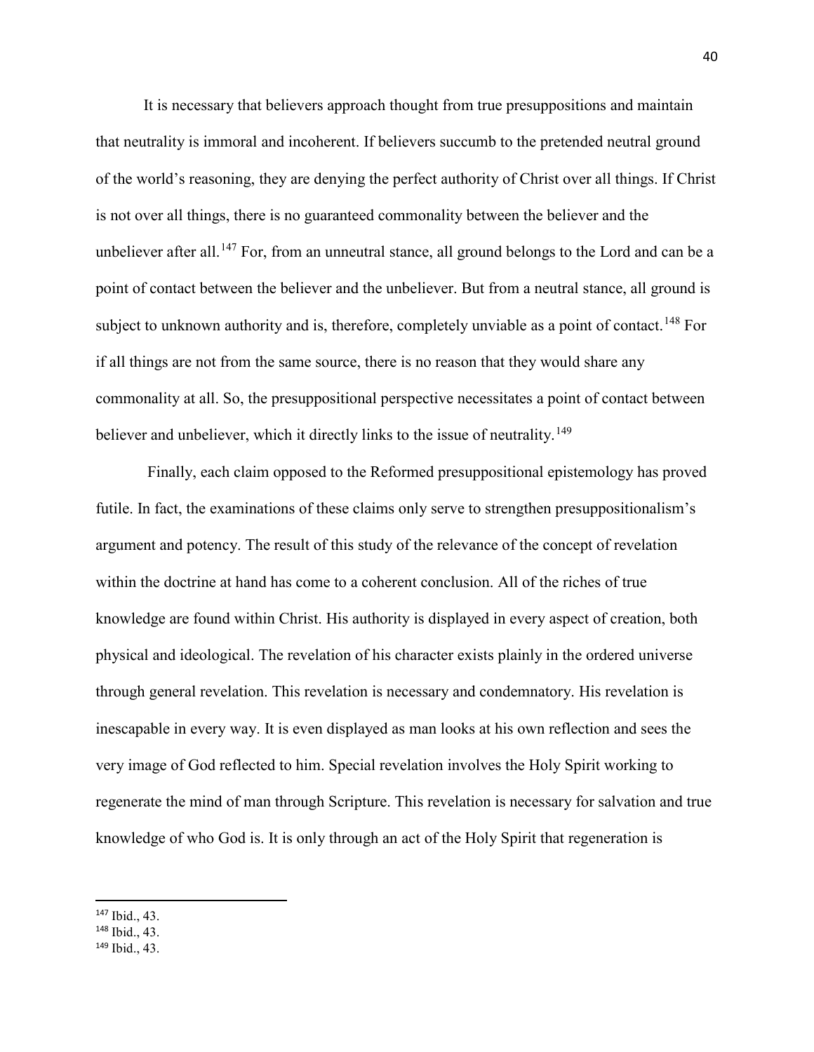It is necessary that believers approach thought from true presuppositions and maintain that neutrality is immoral and incoherent. If believers succumb to the pretended neutral ground of the world's reasoning, they are denying the perfect authority of Christ over all things. If Christ is not over all things, there is no guaranteed commonality between the believer and the unbeliever after all.[147] For, from an unneutral stance, all ground belongs to the Lord and can be a point of contact between the believer and the unbeliever. But from a neutral stance, all ground is subject to unknown authority and is, therefore, completely unviable as a point of contact.[148] For if all things are not from the same source, there is no reason that they would share any commonality at all. So, the presuppositional perspective necessitates a point of contact between believer and unbeliever, which it directly links to the issue of neutrality.[149]

Finally, each claim opposed to the Reformed presuppositional epistemology has proved futile. In fact, the examinations of these claims only serve to strengthen presuppositionalism's argument and potency. The result of this study of the relevance of the concept of revelation within the doctrine at hand has come to a coherent conclusion. All of the riches of true knowledge are found within Christ. His authority is displayed in every aspect of creation, both physical and ideological. The revelation of his character exists plainly in the ordered universe through general revelation. This revelation is necessary and condemnatory. His revelation is inescapable in every way. It is even displayed as man looks at his own reflection and sees the very image of God reflected to him. Special revelation involves the Holy Spirit working to regenerate the mind of man through Scripture. This revelation is necessary for salvation and true knowledge of who God is. It is only through an act of the Holy Spirit that regeneration is

---

[147] Ibid., 43.
[148] Ibid., 43.
[149] Ibid., 43.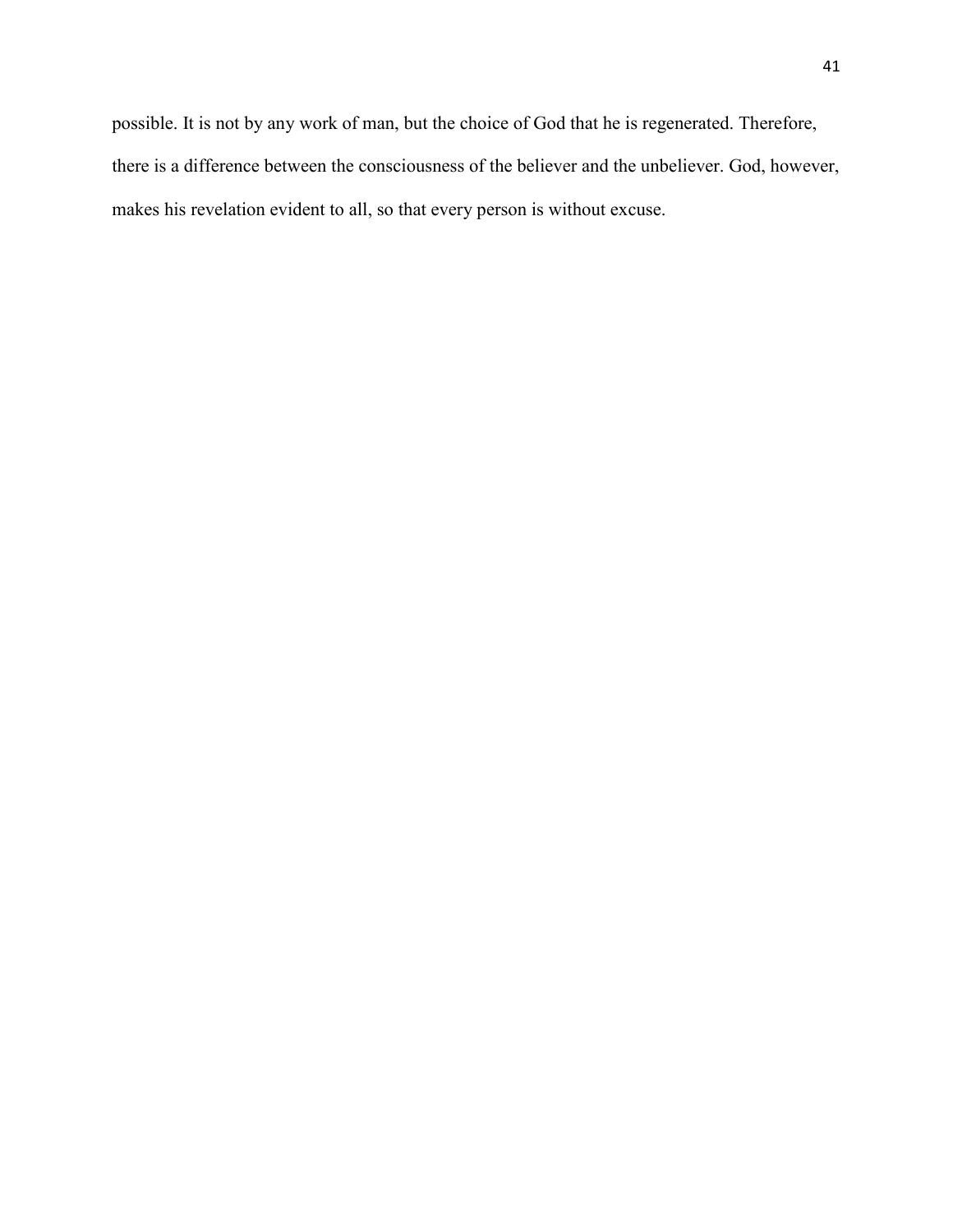possible. It is not by any work of man, but the choice of God that he is regenerated. Therefore, there is a difference between the consciousness of the believer and the unbeliever. God, however, makes his revelation evident to all, so that every person is without excuse.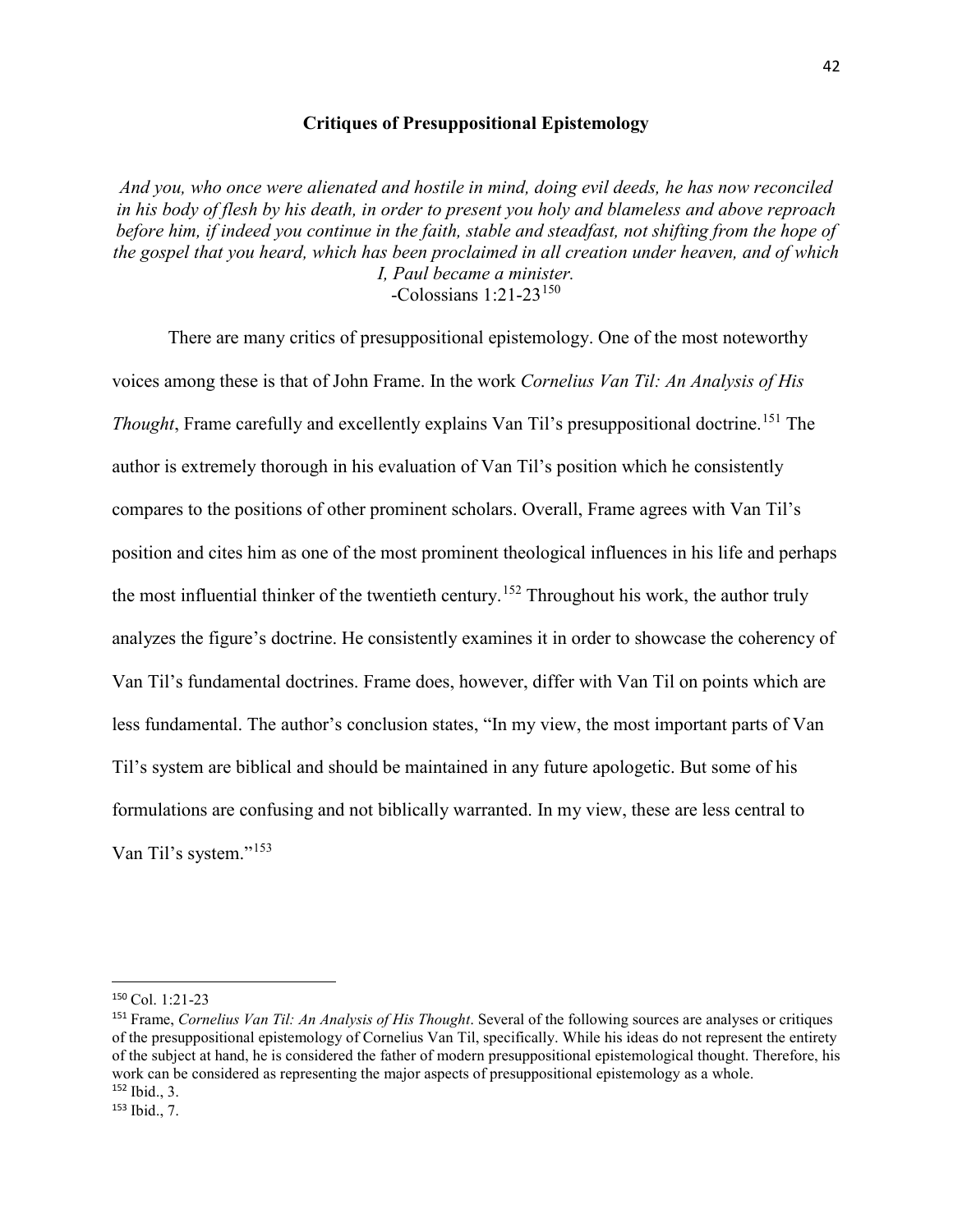### Critiques of Presuppositional Epistemology

*And you, who once were alienated and hostile in mind, doing evil deeds, he has now reconciled in his body of flesh by his death, in order to present you holy and blameless and above reproach before him, if indeed you continue in the faith, stable and steadfast, not shifting from the hope of the gospel that you heard, which has been proclaimed in all creation under heaven, and of which I, Paul became a minister.*
-Colossians 1:21-23[150]

There are many critics of presuppositional epistemology. One of the most noteworthy voices among these is that of John Frame. In the work *Cornelius Van Til: An Analysis of His Thought*, Frame carefully and excellently explains Van Til's presuppositional doctrine.[151] The author is extremely thorough in his evaluation of Van Til's position which he consistently compares to the positions of other prominent scholars. Overall, Frame agrees with Van Til's position and cites him as one of the most prominent theological influences in his life and perhaps the most influential thinker of the twentieth century.[152] Throughout his work, the author truly analyzes the figure's doctrine. He consistently examines it in order to showcase the coherency of Van Til's fundamental doctrines. Frame does, however, differ with Van Til on points which are less fundamental. The author's conclusion states, "In my view, the most important parts of Van Til's system are biblical and should be maintained in any future apologetic. But some of his formulations are confusing and not biblically warranted. In my view, these are less central to Van Til's system."[153]

---

[150] Col. 1:21-23

[151] Frame, *Cornelius Van Til: An Analysis of His Thought*. Several of the following sources are analyses or critiques of the presuppositional epistemology of Cornelius Van Til, specifically. While his ideas do not represent the entirety of the subject at hand, he is considered the father of modern presuppositional epistemological thought. Therefore, his work can be considered as representing the major aspects of presuppositional epistemology as a whole.

[152] Ibid., 3.

[153] Ibid., 7.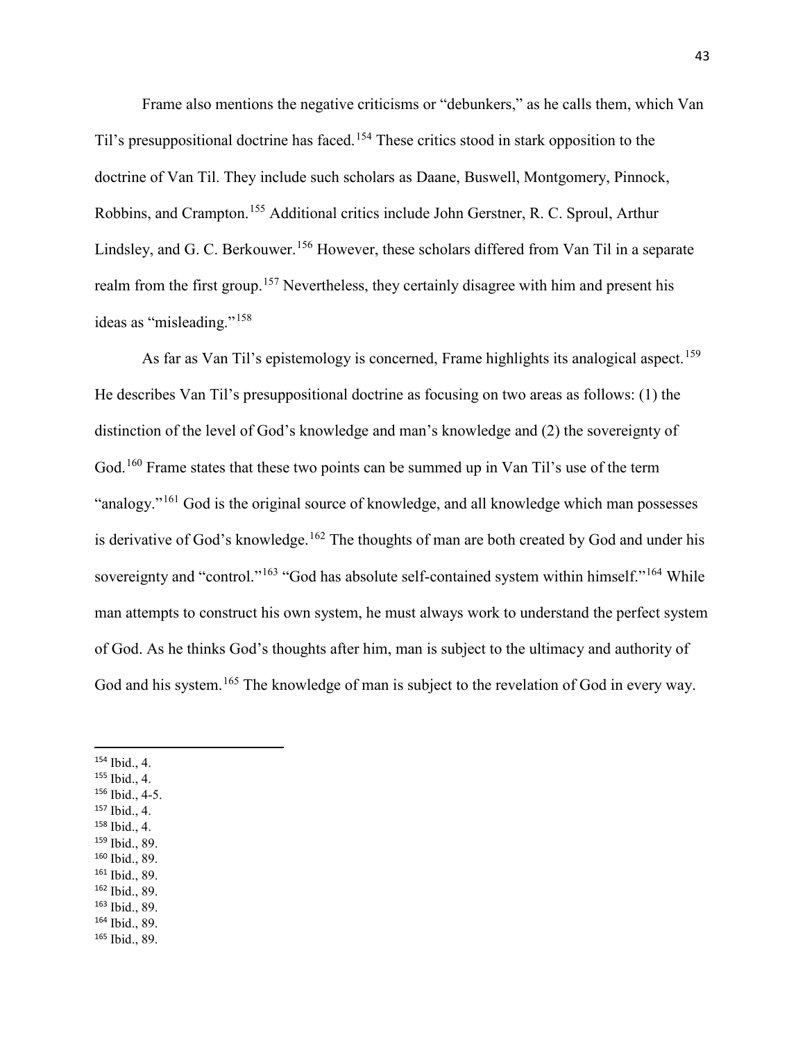Frame also mentions the negative criticisms or "debunkers," as he calls them, which Van Til's presuppositional doctrine has faced.[154] These critics stood in stark opposition to the doctrine of Van Til. They include such scholars as Daane, Buswell, Montgomery, Pinnock, Robbins, and Crampton.[155] Additional critics include John Gerstner, R. C. Sproul, Arthur Lindsley, and G. C. Berkouwer.[156] However, these scholars differed from Van Til in a separate realm from the first group.[157] Nevertheless, they certainly disagree with him and present his ideas as "misleading."[158]

As far as Van Til's epistemology is concerned, Frame highlights its analogical aspect.[159] He describes Van Til's presuppositional doctrine as focusing on two areas as follows: (1) the distinction of the level of God's knowledge and man's knowledge and (2) the sovereignty of God.[160] Frame states that these two points can be summed up in Van Til's use of the term "analogy."[161] God is the original source of knowledge, and all knowledge which man possesses is derivative of God's knowledge.[162] The thoughts of man are both created by God and under his sovereignty and "control."[163] "God has absolute self-contained system within himself."[164] While man attempts to construct his own system, he must always work to understand the perfect system of God. As he thinks God's thoughts after him, man is subject to the ultimacy and authority of God and his system.[165] The knowledge of man is subject to the revelation of God in every way.

---

[154] Ibid., 4.
[155] Ibid., 4.
[156] Ibid., 4-5.
[157] Ibid., 4.
[158] Ibid., 4.
[159] Ibid., 89.
[160] Ibid., 89.
[161] Ibid., 89.
[162] Ibid., 89.
[163] Ibid., 89.
[164] Ibid., 89.
[165] Ibid., 89.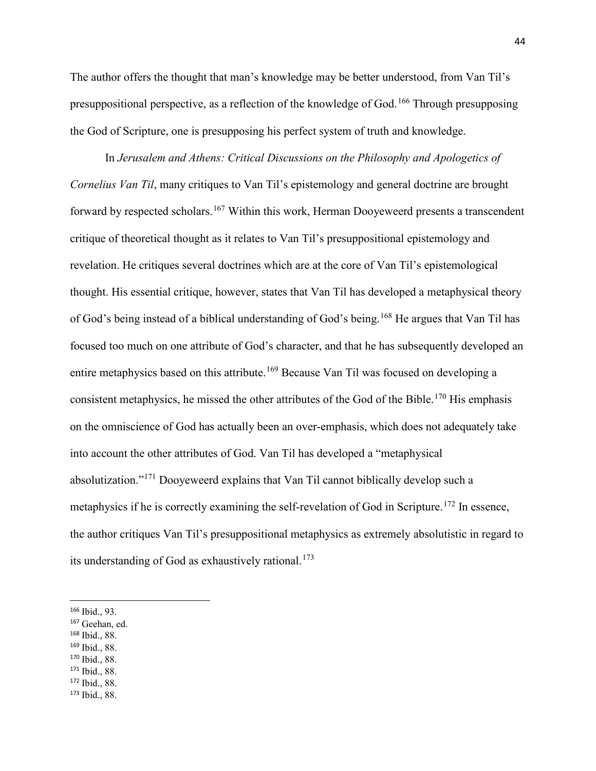The author offers the thought that man's knowledge may be better understood, from Van Til's presuppositional perspective, as a reflection of the knowledge of God.[166] Through presupposing the God of Scripture, one is presupposing his perfect system of truth and knowledge.

In *Jerusalem and Athens: Critical Discussions on the Philosophy and Apologetics of Cornelius Van Til*, many critiques to Van Til's epistemology and general doctrine are brought forward by respected scholars.[167] Within this work, Herman Dooyeweerd presents a transcendent critique of theoretical thought as it relates to Van Til's presuppositional epistemology and revelation. He critiques several doctrines which are at the core of Van Til's epistemological thought. His essential critique, however, states that Van Til has developed a metaphysical theory of God's being instead of a biblical understanding of God's being.[168] He argues that Van Til has focused too much on one attribute of God's character, and that he has subsequently developed an entire metaphysics based on this attribute.[169] Because Van Til was focused on developing a consistent metaphysics, he missed the other attributes of the God of the Bible.[170] His emphasis on the omniscience of God has actually been an over-emphasis, which does not adequately take into account the other attributes of God. Van Til has developed a "metaphysical absolutization."[171] Dooyeweerd explains that Van Til cannot biblically develop such a metaphysics if he is correctly examining the self-revelation of God in Scripture.[172] In essence, the author critiques Van Til's presuppositional metaphysics as extremely absolutistic in regard to its understanding of God as exhaustively rational.[173]

---

[166] Ibid., 93.
[167] Geehan, ed.
[168] Ibid., 88.
[169] Ibid., 88.
[170] Ibid., 88.
[171] Ibid., 88.
[172] Ibid., 88.
[173] Ibid., 88.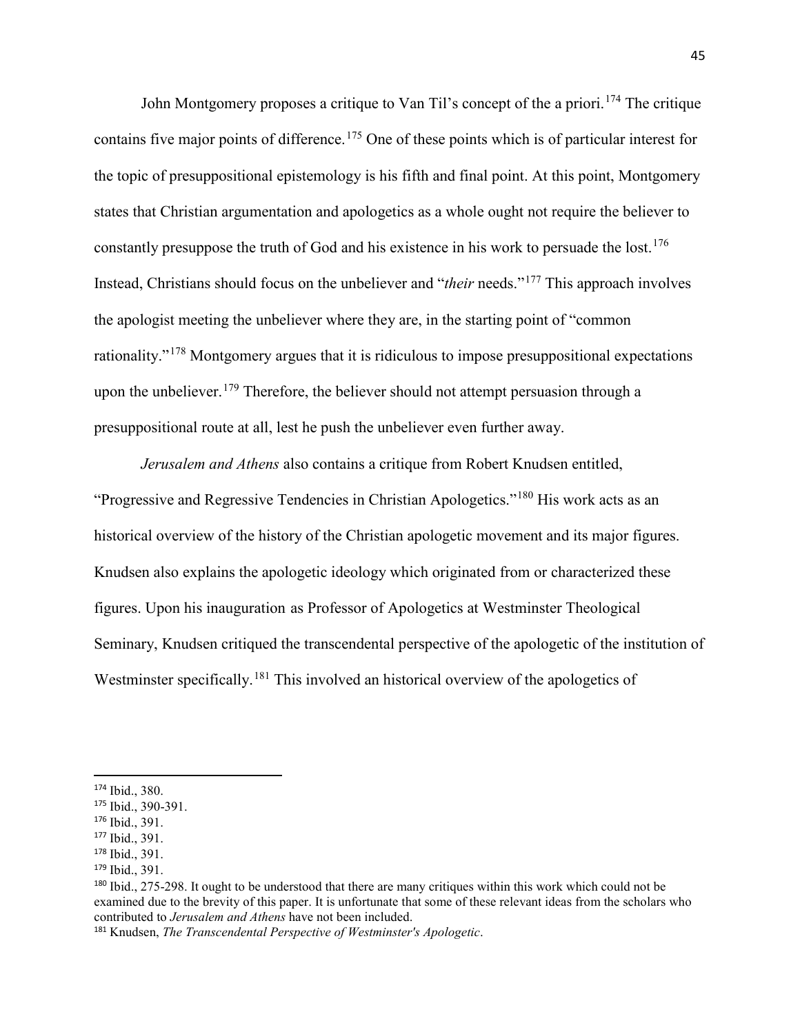John Montgomery proposes a critique to Van Til's concept of the a priori.[174] The critique contains five major points of difference.[175] One of these points which is of particular interest for the topic of presuppositional epistemology is his fifth and final point. At this point, Montgomery states that Christian argumentation and apologetics as a whole ought not require the believer to constantly presuppose the truth of God and his existence in his work to persuade the lost.[176] Instead, Christians should focus on the unbeliever and "*their* needs."[177] This approach involves the apologist meeting the unbeliever where they are, in the starting point of "common rationality."[178] Montgomery argues that it is ridiculous to impose presuppositional expectations upon the unbeliever.[179] Therefore, the believer should not attempt persuasion through a presuppositional route at all, lest he push the unbeliever even further away.

*Jerusalem and Athens* also contains a critique from Robert Knudsen entitled, "Progressive and Regressive Tendencies in Christian Apologetics."[180] His work acts as an historical overview of the history of the Christian apologetic movement and its major figures. Knudsen also explains the apologetic ideology which originated from or characterized these figures. Upon his inauguration as Professor of Apologetics at Westminster Theological Seminary, Knudsen critiqued the transcendental perspective of the apologetic of the institution of Westminster specifically.[181] This involved an historical overview of the apologetics of

---

[174] Ibid., 380.

[175] Ibid., 390-391.

[176] Ibid., 391.

[177] Ibid., 391.

[178] Ibid., 391.

[179] Ibid., 391.

[180] Ibid., 275-298. It ought to be understood that there are many critiques within this work which could not be examined due to the brevity of this paper. It is unfortunate that some of these relevant ideas from the scholars who contributed to *Jerusalem and Athens* have not been included.

[181] Knudsen, *The Transcendental Perspective of Westminster's Apologetic*.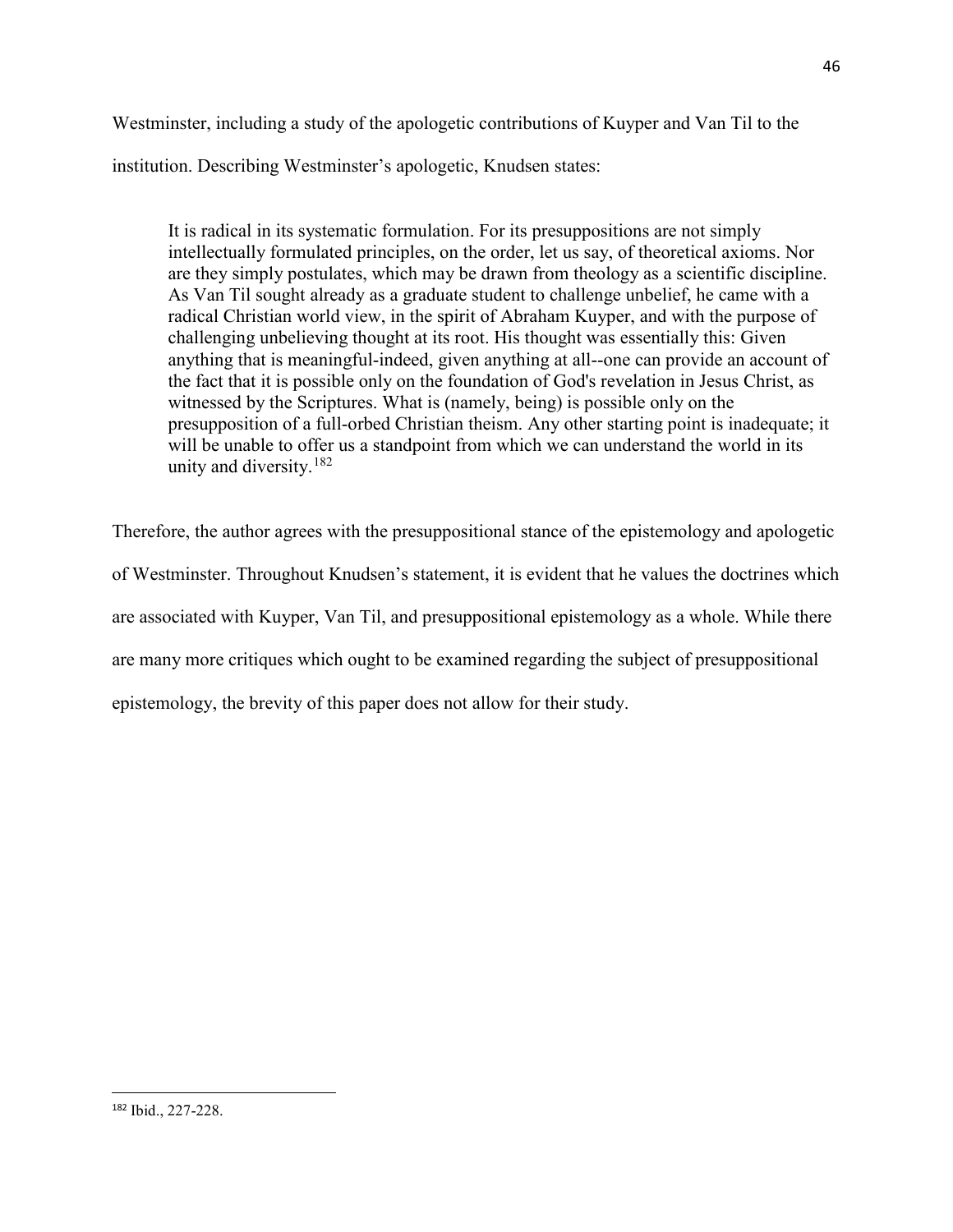Westminster, including a study of the apologetic contributions of Kuyper and Van Til to the institution. Describing Westminster's apologetic, Knudsen states:

> It is radical in its systematic formulation. For its presuppositions are not simply intellectually formulated principles, on the order, let us say, of theoretical axioms. Nor are they simply postulates, which may be drawn from theology as a scientific discipline. As Van Til sought already as a graduate student to challenge unbelief, he came with a radical Christian world view, in the spirit of Abraham Kuyper, and with the purpose of challenging unbelieving thought at its root. His thought was essentially this: Given anything that is meaningful-indeed, given anything at all--one can provide an account of the fact that it is possible only on the foundation of God's revelation in Jesus Christ, as witnessed by the Scriptures. What is (namely, being) is possible only on the presupposition of a full-orbed Christian theism. Any other starting point is inadequate; it will be unable to offer us a standpoint from which we can understand the world in its unity and diversity.[182]

Therefore, the author agrees with the presuppositional stance of the epistemology and apologetic of Westminster. Throughout Knudsen's statement, it is evident that he values the doctrines which are associated with Kuyper, Van Til, and presuppositional epistemology as a whole. While there are many more critiques which ought to be examined regarding the subject of presuppositional epistemology, the brevity of this paper does not allow for their study.

---

[182] Ibid., 227-228.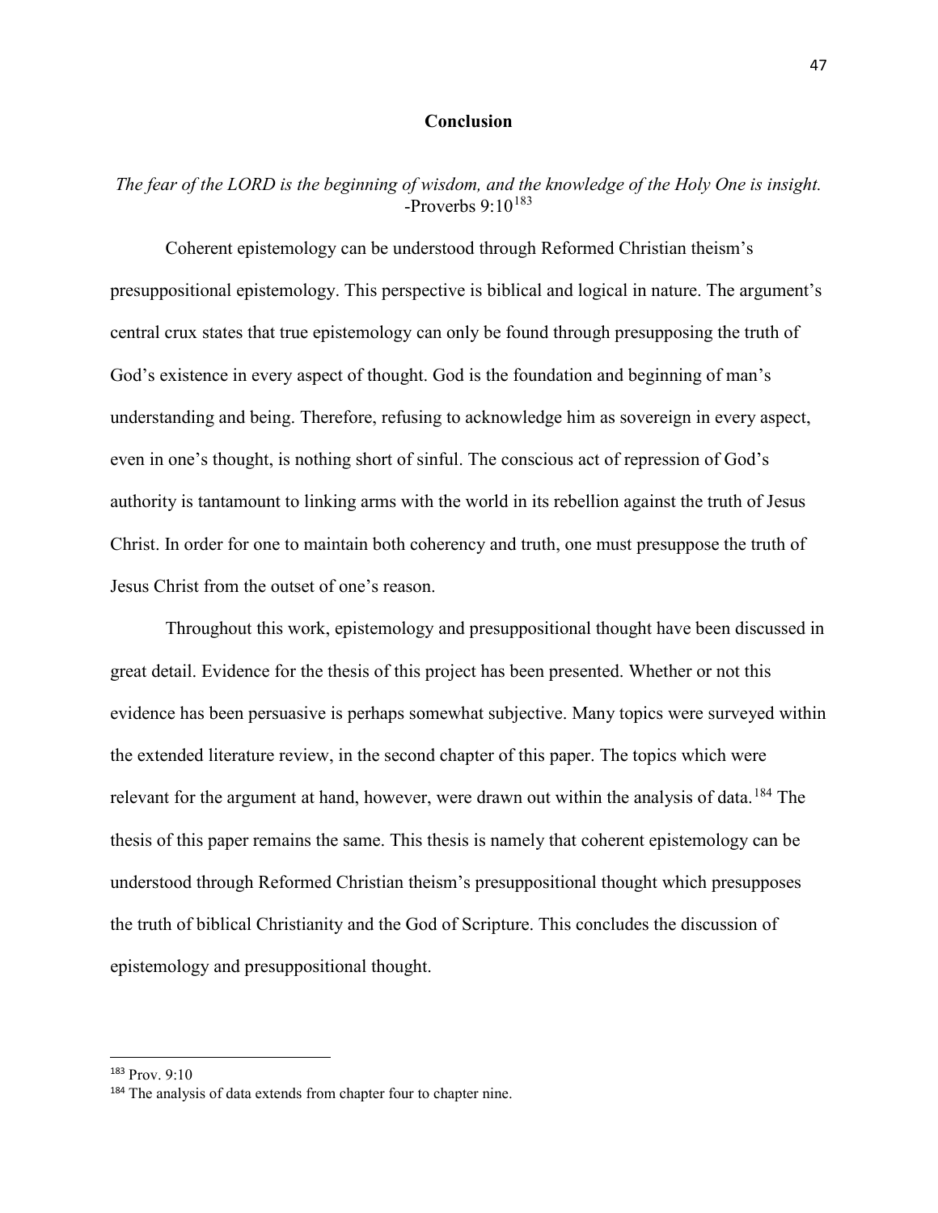# Conclusion

*The fear of the LORD is the beginning of wisdom, and the knowledge of the Holy One is insight.*
-Proverbs 9:10[183]

Coherent epistemology can be understood through Reformed Christian theism's presuppositional epistemology. This perspective is biblical and logical in nature. The argument's central crux states that true epistemology can only be found through presupposing the truth of God's existence in every aspect of thought. God is the foundation and beginning of man's understanding and being. Therefore, refusing to acknowledge him as sovereign in every aspect, even in one's thought, is nothing short of sinful. The conscious act of repression of God's authority is tantamount to linking arms with the world in its rebellion against the truth of Jesus Christ. In order for one to maintain both coherency and truth, one must presuppose the truth of Jesus Christ from the outset of one's reason.

Throughout this work, epistemology and presuppositional thought have been discussed in great detail. Evidence for the thesis of this project has been presented. Whether or not this evidence has been persuasive is perhaps somewhat subjective. Many topics were surveyed within the extended literature review, in the second chapter of this paper. The topics which were relevant for the argument at hand, however, were drawn out within the analysis of data.[184] The thesis of this paper remains the same. This thesis is namely that coherent epistemology can be understood through Reformed Christian theism's presuppositional thought which presupposes the truth of biblical Christianity and the God of Scripture. This concludes the discussion of epistemology and presuppositional thought.

---

[183] Prov. 9:10

[184] The analysis of data extends from chapter four to chapter nine.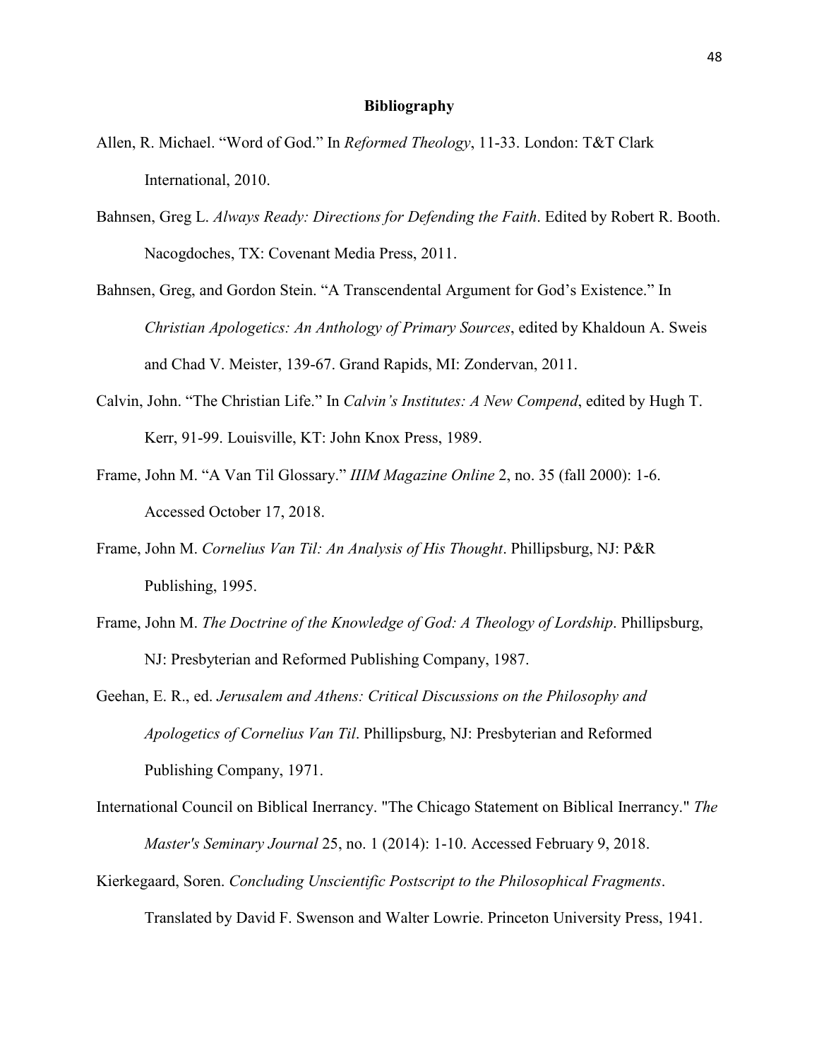## Bibliography

Allen, R. Michael. "Word of God." In *Reformed Theology*, 11-33. London: T&T Clark International, 2010.

Bahnsen, Greg L. *Always Ready: Directions for Defending the Faith*. Edited by Robert R. Booth. Nacogdoches, TX: Covenant Media Press, 2011.

Bahnsen, Greg, and Gordon Stein. "A Transcendental Argument for God's Existence." In *Christian Apologetics: An Anthology of Primary Sources*, edited by Khaldoun A. Sweis and Chad V. Meister, 139-67. Grand Rapids, MI: Zondervan, 2011.

Calvin, John. "The Christian Life." In *Calvin's Institutes: A New Compend*, edited by Hugh T. Kerr, 91-99. Louisville, KT: John Knox Press, 1989.

Frame, John M. "A Van Til Glossary." *IIIM Magazine Online* 2, no. 35 (fall 2000): 1-6. Accessed October 17, 2018.

Frame, John M. *Cornelius Van Til: An Analysis of His Thought*. Phillipsburg, NJ: P&R Publishing, 1995.

Frame, John M. *The Doctrine of the Knowledge of God: A Theology of Lordship*. Phillipsburg, NJ: Presbyterian and Reformed Publishing Company, 1987.

Geehan, E. R., ed. *Jerusalem and Athens: Critical Discussions on the Philosophy and Apologetics of Cornelius Van Til*. Phillipsburg, NJ: Presbyterian and Reformed Publishing Company, 1971.

International Council on Biblical Inerrancy. "The Chicago Statement on Biblical Inerrancy." *The Master's Seminary Journal* 25, no. 1 (2014): 1-10. Accessed February 9, 2018.

Kierkegaard, Soren. *Concluding Unscientific Postscript to the Philosophical Fragments*. Translated by David F. Swenson and Walter Lowrie. Princeton University Press, 1941.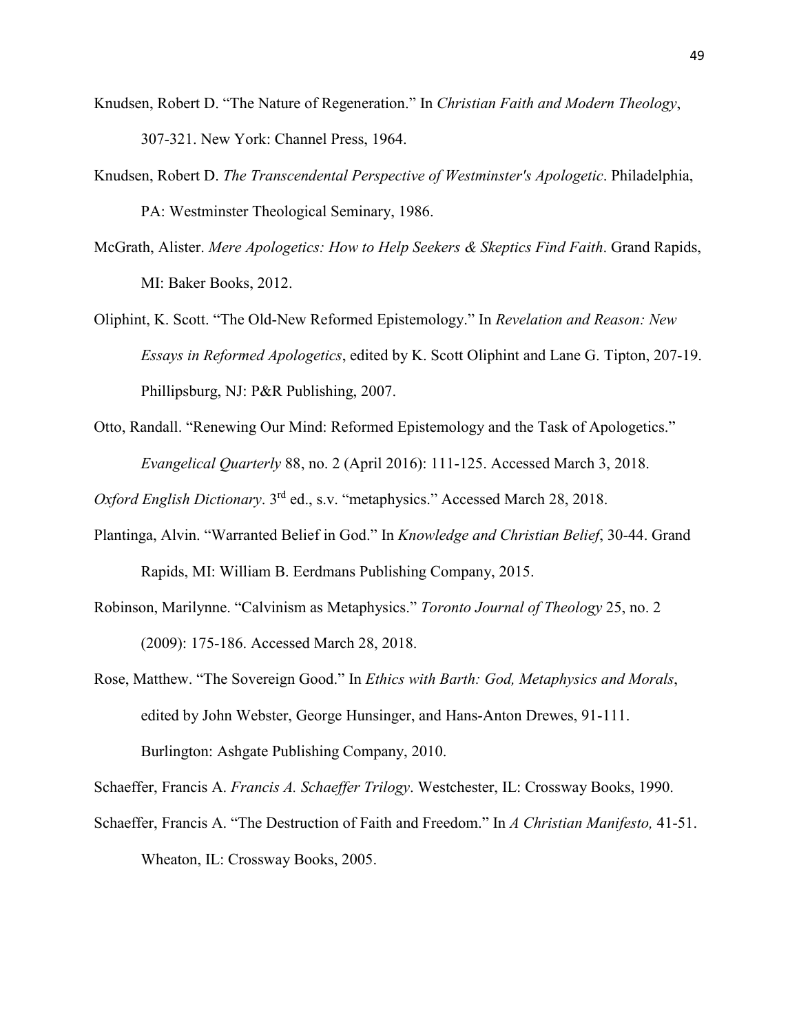Knudsen, Robert D. “The Nature of Regeneration.” In *Christian Faith and Modern Theology*, 307-321. New York: Channel Press, 1964.

Knudsen, Robert D. *The Transcendental Perspective of Westminster's Apologetic*. Philadelphia, PA: Westminster Theological Seminary, 1986.

McGrath, Alister. *Mere Apologetics: How to Help Seekers & Skeptics Find Faith*. Grand Rapids, MI: Baker Books, 2012.

Oliphint, K. Scott. “The Old-New Reformed Epistemology.” In *Revelation and Reason: New Essays in Reformed Apologetics*, edited by K. Scott Oliphint and Lane G. Tipton, 207-19. Phillipsburg, NJ: P&R Publishing, 2007.

Otto, Randall. “Renewing Our Mind: Reformed Epistemology and the Task of Apologetics.” *Evangelical Quarterly* 88, no. 2 (April 2016): 111-125. Accessed March 3, 2018.

*Oxford English Dictionary*. 3rd ed., s.v. “metaphysics.” Accessed March 28, 2018.

Plantinga, Alvin. “Warranted Belief in God.” In *Knowledge and Christian Belief*, 30-44. Grand Rapids, MI: William B. Eerdmans Publishing Company, 2015.

Robinson, Marilynne. “Calvinism as Metaphysics.” *Toronto Journal of Theology* 25, no. 2 (2009): 175-186. Accessed March 28, 2018.

Rose, Matthew. “The Sovereign Good.” In *Ethics with Barth: God, Metaphysics and Morals*, edited by John Webster, George Hunsinger, and Hans-Anton Drewes, 91-111. Burlington: Ashgate Publishing Company, 2010.

Schaeffer, Francis A. *Francis A. Schaeffer Trilogy*. Westchester, IL: Crossway Books, 1990.

Schaeffer, Francis A. “The Destruction of Faith and Freedom.” In *A Christian Manifesto,* 41-51. Wheaton, IL: Crossway Books, 2005.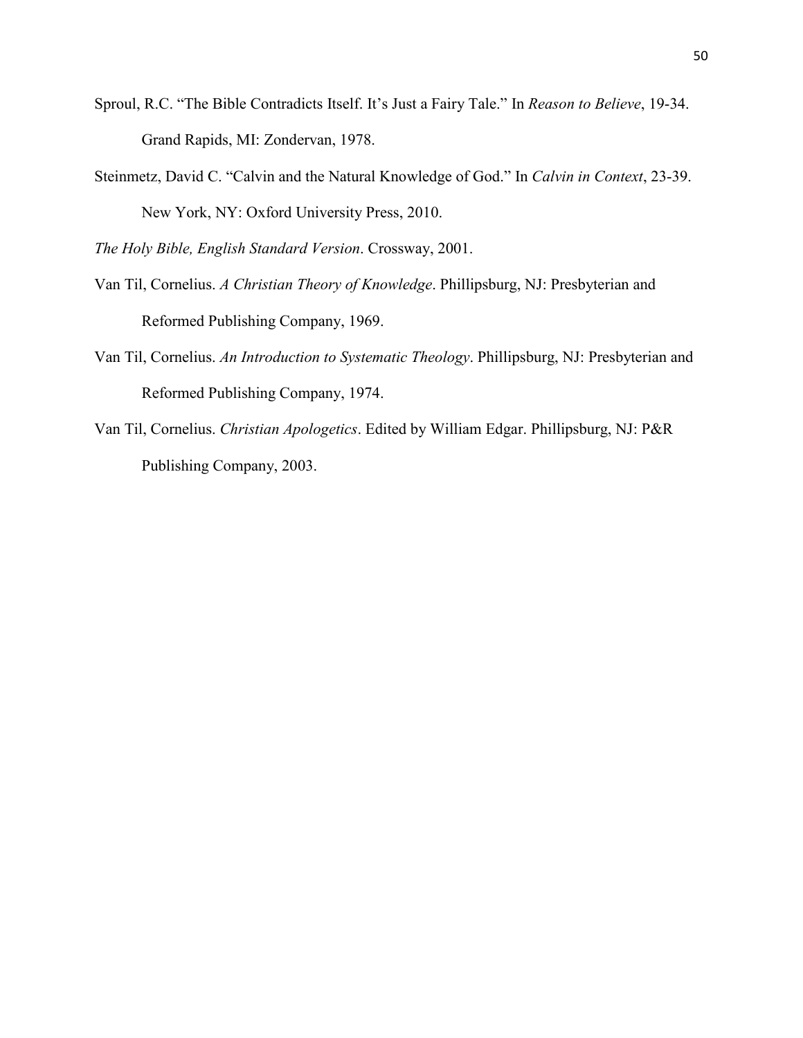Sproul, R.C. "The Bible Contradicts Itself. It's Just a Fairy Tale." In *Reason to Believe*, 19-34. Grand Rapids, MI: Zondervan, 1978.

Steinmetz, David C. "Calvin and the Natural Knowledge of God." In *Calvin in Context*, 23-39. New York, NY: Oxford University Press, 2010.

*The Holy Bible, English Standard Version*. Crossway, 2001.

Van Til, Cornelius. *A Christian Theory of Knowledge*. Phillipsburg, NJ: Presbyterian and Reformed Publishing Company, 1969.

Van Til, Cornelius. *An Introduction to Systematic Theology*. Phillipsburg, NJ: Presbyterian and Reformed Publishing Company, 1974.

Van Til, Cornelius. *Christian Apologetics*. Edited by William Edgar. Phillipsburg, NJ: P&R Publishing Company, 2003.